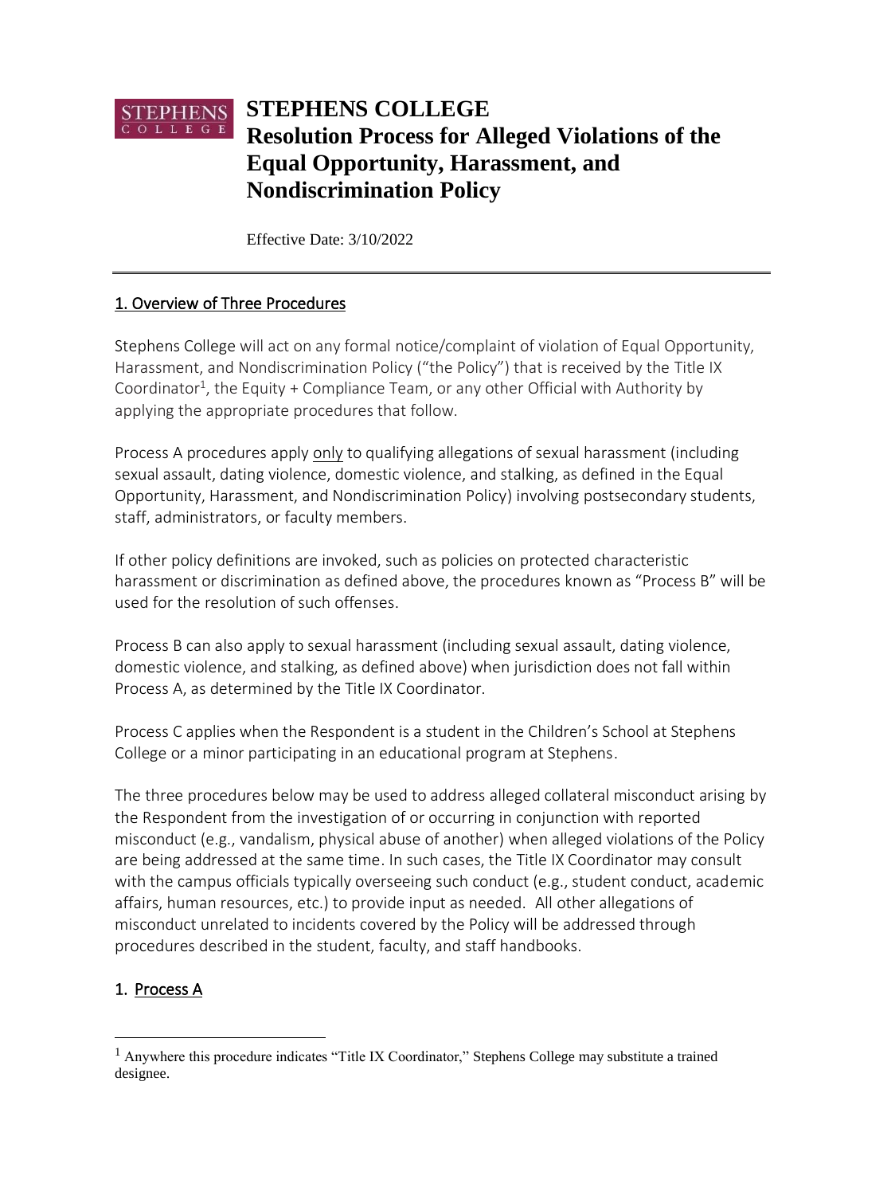# STEPHENS COLLEGE
# Resolution Process for Alleged Violations of the Equal Opportunity, Harassment, and Nondiscrimination Policy

Effective Date: 3/10/2022

---

## 1. Overview of Three Procedures

Stephens College will act on any formal notice/complaint of violation of Equal Opportunity, Harassment, and Nondiscrimination Policy ("the Policy") that is received by the Title IX Coordinator[1], the Equity + Compliance Team, or any other Official with Authority by applying the appropriate procedures that follow.

Process A procedures apply only to qualifying allegations of sexual harassment (including sexual assault, dating violence, domestic violence, and stalking, as defined in the Equal Opportunity, Harassment, and Nondiscrimination Policy) involving postsecondary students, staff, administrators, or faculty members.

If other policy definitions are invoked, such as policies on protected characteristic harassment or discrimination as defined above, the procedures known as "Process B" will be used for the resolution of such offenses.

Process B can also apply to sexual harassment (including sexual assault, dating violence, domestic violence, and stalking, as defined above) when jurisdiction does not fall within Process A, as determined by the Title IX Coordinator.

Process C applies when the Respondent is a student in the Children's School at Stephens College or a minor participating in an educational program at Stephens.

The three procedures below may be used to address alleged collateral misconduct arising by the Respondent from the investigation of or occurring in conjunction with reported misconduct (e.g., vandalism, physical abuse of another) when alleged violations of the Policy are being addressed at the same time. In such cases, the Title IX Coordinator may consult with the campus officials typically overseeing such conduct (e.g., student conduct, academic affairs, human resources, etc.) to provide input as needed. All other allegations of misconduct unrelated to incidents covered by the Policy will be addressed through procedures described in the student, faculty, and staff handbooks.

## 1. Process A

[1] Anywhere this procedure indicates "Title IX Coordinator," Stephens College may substitute a trained designee.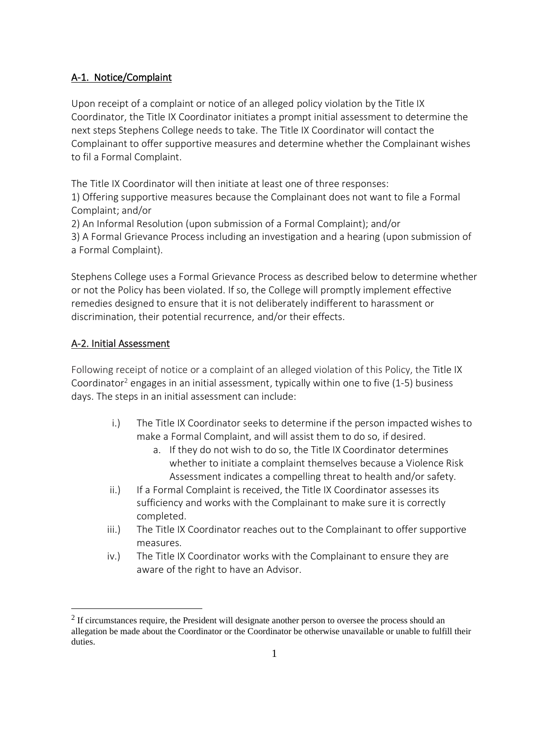## A-1. Notice/Complaint

Upon receipt of a complaint or notice of an alleged policy violation by the Title IX Coordinator, the Title IX Coordinator initiates a prompt initial assessment to determine the next steps Stephens College needs to take. The Title IX Coordinator will contact the Complainant to offer supportive measures and determine whether the Complainant wishes to fil a Formal Complaint.

The Title IX Coordinator will then initiate at least one of three responses:
1) Offering supportive measures because the Complainant does not want to file a Formal Complaint; and/or
2) An Informal Resolution (upon submission of a Formal Complaint); and/or
3) A Formal Grievance Process including an investigation and a hearing (upon submission of a Formal Complaint).

Stephens College uses a Formal Grievance Process as described below to determine whether or not the Policy has been violated. If so, the College will promptly implement effective remedies designed to ensure that it is not deliberately indifferent to harassment or discrimination, their potential recurrence, and/or their effects.

## A-2. Initial Assessment

Following receipt of notice or a complaint of an alleged violation of this Policy, the Title IX Coordinator[2] engages in an initial assessment, typically within one to five (1-5) business days. The steps in an initial assessment can include:

i.) The Title IX Coordinator seeks to determine if the person impacted wishes to make a Formal Complaint, and will assist them to do so, if desired.
   a. If they do not wish to do so, the Title IX Coordinator determines whether to initiate a complaint themselves because a Violence Risk Assessment indicates a compelling threat to health and/or safety.

ii.) If a Formal Complaint is received, the Title IX Coordinator assesses its sufficiency and works with the Complainant to make sure it is correctly completed.

iii.) The Title IX Coordinator reaches out to the Complainant to offer supportive measures.

iv.) The Title IX Coordinator works with the Complainant to ensure they are aware of the right to have an Advisor.

[2] If circumstances require, the President will designate another person to oversee the process should an allegation be made about the Coordinator or the Coordinator be otherwise unavailable or unable to fulfill their duties.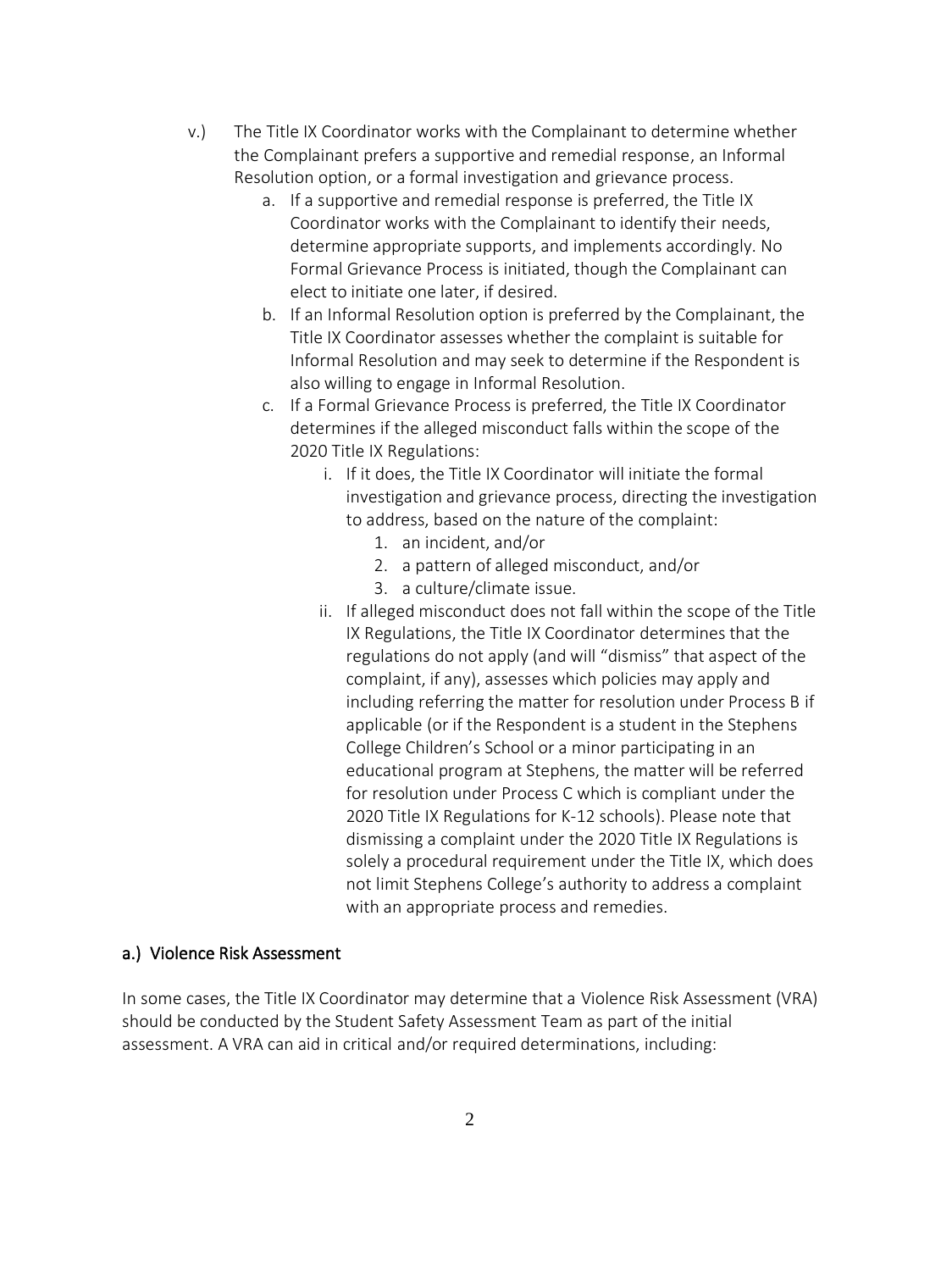v.) The Title IX Coordinator works with the Complainant to determine whether the Complainant prefers a supportive and remedial response, an Informal Resolution option, or a formal investigation and grievance process.

   a. If a supportive and remedial response is preferred, the Title IX Coordinator works with the Complainant to identify their needs, determine appropriate supports, and implements accordingly. No Formal Grievance Process is initiated, though the Complainant can elect to initiate one later, if desired.
   b. If an Informal Resolution option is preferred by the Complainant, the Title IX Coordinator assesses whether the complaint is suitable for Informal Resolution and may seek to determine if the Respondent is also willing to engage in Informal Resolution.
   c. If a Formal Grievance Process is preferred, the Title IX Coordinator determines if the alleged misconduct falls within the scope of the 2020 Title IX Regulations:
      i. If it does, the Title IX Coordinator will initiate the formal investigation and grievance process, directing the investigation to address, based on the nature of the complaint:
         1. an incident, and/or
         2. a pattern of alleged misconduct, and/or
         3. a culture/climate issue.
      ii. If alleged misconduct does not fall within the scope of the Title IX Regulations, the Title IX Coordinator determines that the regulations do not apply (and will "dismiss" that aspect of the complaint, if any), assesses which policies may apply and including referring the matter for resolution under Process B if applicable (or if the Respondent is a student in the Stephens College Children's School or a minor participating in an educational program at Stephens, the matter will be referred for resolution under Process C which is compliant under the 2020 Title IX Regulations for K-12 schools). Please note that dismissing a complaint under the 2020 Title IX Regulations is solely a procedural requirement under the Title IX, which does not limit Stephens College's authority to address a complaint with an appropriate process and remedies.

## a.) Violence Risk Assessment

In some cases, the Title IX Coordinator may determine that a Violence Risk Assessment (VRA) should be conducted by the Student Safety Assessment Team as part of the initial assessment. A VRA can aid in critical and/or required determinations, including: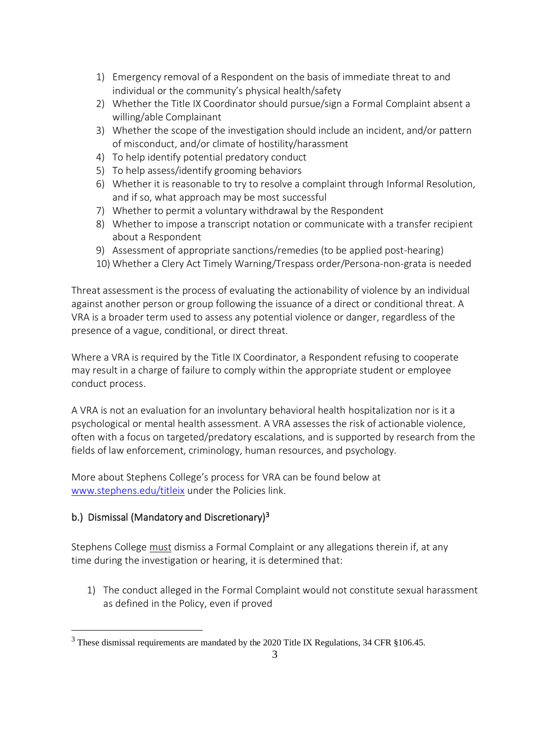1) Emergency removal of a Respondent on the basis of immediate threat to and individual or the community's physical health/safety
2) Whether the Title IX Coordinator should pursue/sign a Formal Complaint absent a willing/able Complainant
3) Whether the scope of the investigation should include an incident, and/or pattern of misconduct, and/or climate of hostility/harassment
4) To help identify potential predatory conduct
5) To help assess/identify grooming behaviors
6) Whether it is reasonable to try to resolve a complaint through Informal Resolution, and if so, what approach may be most successful
7) Whether to permit a voluntary withdrawal by the Respondent
8) Whether to impose a transcript notation or communicate with a transfer recipient about a Respondent
9) Assessment of appropriate sanctions/remedies (to be applied post-hearing)
10) Whether a Clery Act Timely Warning/Trespass order/Persona-non-grata is needed

Threat assessment is the process of evaluating the actionability of violence by an individual against another person or group following the issuance of a direct or conditional threat. A VRA is a broader term used to assess any potential violence or danger, regardless of the presence of a vague, conditional, or direct threat.

Where a VRA is required by the Title IX Coordinator, a Respondent refusing to cooperate may result in a charge of failure to comply within the appropriate student or employee conduct process.

A VRA is not an evaluation for an involuntary behavioral health hospitalization nor is it a psychological or mental health assessment. A VRA assesses the risk of actionable violence, often with a focus on targeted/predatory escalations, and is supported by research from the fields of law enforcement, criminology, human resources, and psychology.

More about Stephens College's process for VRA can be found below at [www.stephens.edu/titleix](http://www.stephens.edu/titleix) under the Policies link.

### b.) Dismissal (Mandatory and Discretionary)[3]

Stephens College must dismiss a Formal Complaint or any allegations therein if, at any time during the investigation or hearing, it is determined that:

1) The conduct alleged in the Formal Complaint would not constitute sexual harassment as defined in the Policy, even if proved

[3] These dismissal requirements are mandated by the 2020 Title IX Regulations, 34 CFR §106.45.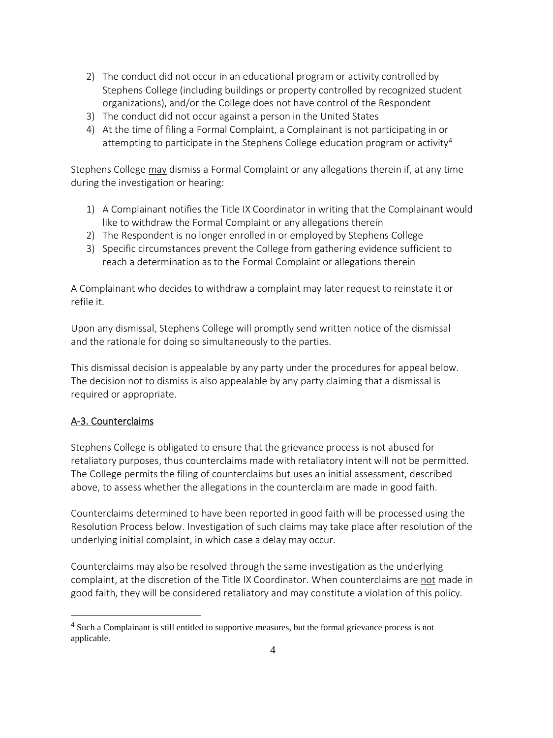2) The conduct did not occur in an educational program or activity controlled by Stephens College (including buildings or property controlled by recognized student organizations), and/or the College does not have control of the Respondent
3) The conduct did not occur against a person in the United States
4) At the time of filing a Formal Complaint, a Complainant is not participating in or attempting to participate in the Stephens College education program or activity[4]

Stephens College may dismiss a Formal Complaint or any allegations therein if, at any time during the investigation or hearing:

1) A Complainant notifies the Title IX Coordinator in writing that the Complainant would like to withdraw the Formal Complaint or any allegations therein
2) The Respondent is no longer enrolled in or employed by Stephens College
3) Specific circumstances prevent the College from gathering evidence sufficient to reach a determination as to the Formal Complaint or allegations therein

A Complainant who decides to withdraw a complaint may later request to reinstate it or refile it.

Upon any dismissal, Stephens College will promptly send written notice of the dismissal and the rationale for doing so simultaneously to the parties.

This dismissal decision is appealable by any party under the procedures for appeal below. The decision not to dismiss is also appealable by any party claiming that a dismissal is required or appropriate.

## A-3. Counterclaims

Stephens College is obligated to ensure that the grievance process is not abused for retaliatory purposes, thus counterclaims made with retaliatory intent will not be permitted. The College permits the filing of counterclaims but uses an initial assessment, described above, to assess whether the allegations in the counterclaim are made in good faith.

Counterclaims determined to have been reported in good faith will be processed using the Resolution Process below. Investigation of such claims may take place after resolution of the underlying initial complaint, in which case a delay may occur.

Counterclaims may also be resolved through the same investigation as the underlying complaint, at the discretion of the Title IX Coordinator. When counterclaims are not made in good faith, they will be considered retaliatory and may constitute a violation of this policy.

[4] Such a Complainant is still entitled to supportive measures, but the formal grievance process is not applicable.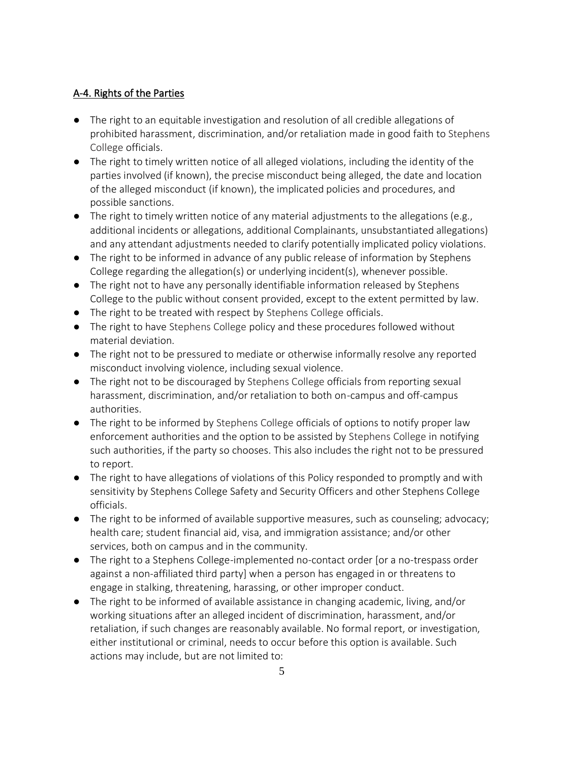## A-4. Rights of the Parties

- The right to an equitable investigation and resolution of all credible allegations of prohibited harassment, discrimination, and/or retaliation made in good faith to Stephens College officials.
- The right to timely written notice of all alleged violations, including the identity of the parties involved (if known), the precise misconduct being alleged, the date and location of the alleged misconduct (if known), the implicated policies and procedures, and possible sanctions.
- The right to timely written notice of any material adjustments to the allegations (e.g., additional incidents or allegations, additional Complainants, unsubstantiated allegations) and any attendant adjustments needed to clarify potentially implicated policy violations.
- The right to be informed in advance of any public release of information by Stephens College regarding the allegation(s) or underlying incident(s), whenever possible.
- The right not to have any personally identifiable information released by Stephens College to the public without consent provided, except to the extent permitted by law.
- The right to be treated with respect by Stephens College officials.
- The right to have Stephens College policy and these procedures followed without material deviation.
- The right not to be pressured to mediate or otherwise informally resolve any reported misconduct involving violence, including sexual violence.
- The right not to be discouraged by Stephens College officials from reporting sexual harassment, discrimination, and/or retaliation to both on-campus and off-campus authorities.
- The right to be informed by Stephens College officials of options to notify proper law enforcement authorities and the option to be assisted by Stephens College in notifying such authorities, if the party so chooses. This also includes the right not to be pressured to report.
- The right to have allegations of violations of this Policy responded to promptly and with sensitivity by Stephens College Safety and Security Officers and other Stephens College officials.
- The right to be informed of available supportive measures, such as counseling; advocacy; health care; student financial aid, visa, and immigration assistance; and/or other services, both on campus and in the community.
- The right to a Stephens College-implemented no-contact order [or a no-trespass order against a non-affiliated third party] when a person has engaged in or threatens to engage in stalking, threatening, harassing, or other improper conduct.
- The right to be informed of available assistance in changing academic, living, and/or working situations after an alleged incident of discrimination, harassment, and/or retaliation, if such changes are reasonably available. No formal report, or investigation, either institutional or criminal, needs to occur before this option is available. Such actions may include, but are not limited to: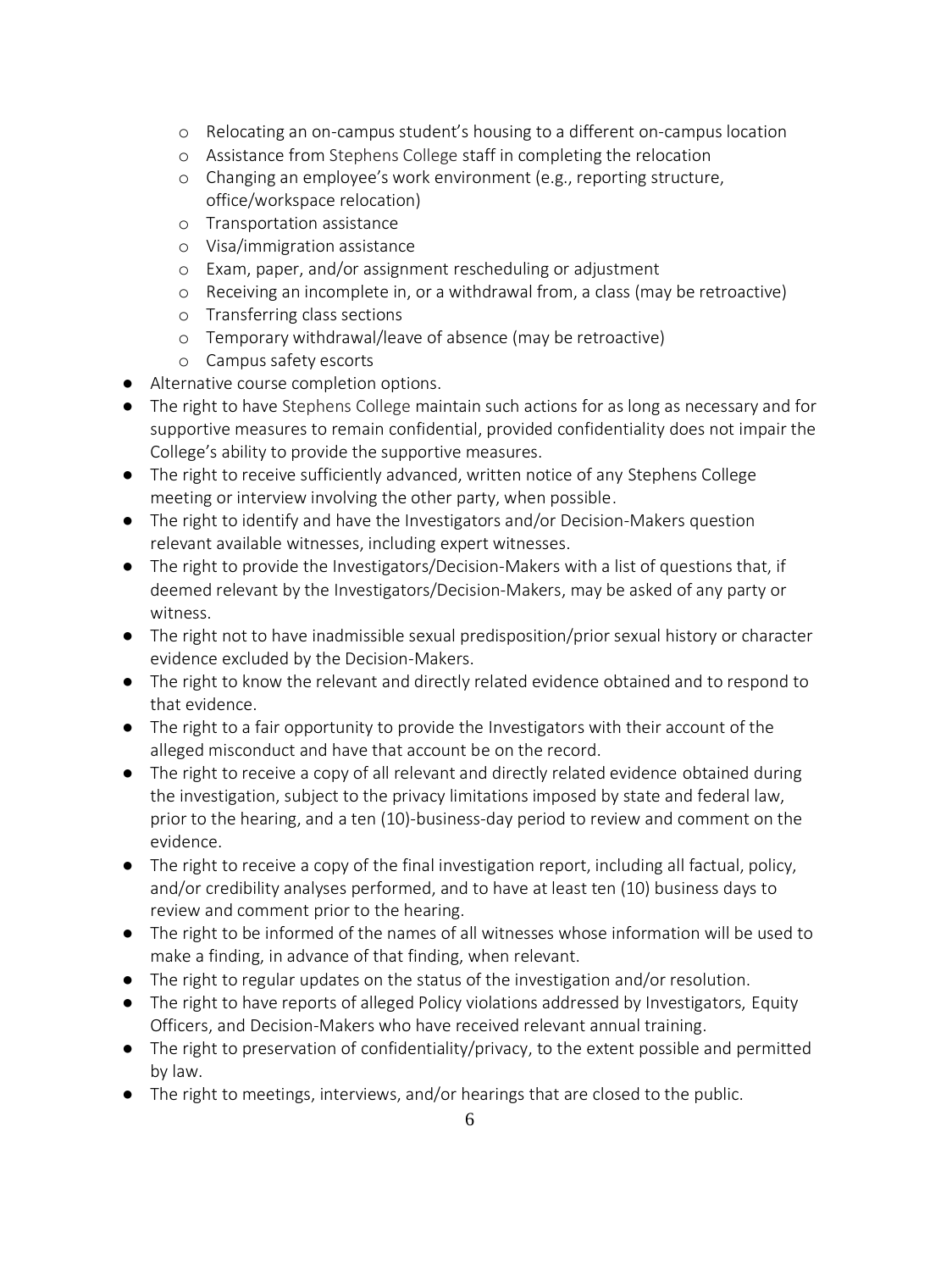- Relocating an on-campus student's housing to a different on-campus location
  - Assistance from Stephens College staff in completing the relocation
  - Changing an employee's work environment (e.g., reporting structure, office/workspace relocation)
  - Transportation assistance
  - Visa/immigration assistance
  - Exam, paper, and/or assignment rescheduling or adjustment
  - Receiving an incomplete in, or a withdrawal from, a class (may be retroactive)
  - Transferring class sections
  - Temporary withdrawal/leave of absence (may be retroactive)
  - Campus safety escorts
- Alternative course completion options.
- The right to have Stephens College maintain such actions for as long as necessary and for supportive measures to remain confidential, provided confidentiality does not impair the College's ability to provide the supportive measures.
- The right to receive sufficiently advanced, written notice of any Stephens College meeting or interview involving the other party, when possible.
- The right to identify and have the Investigators and/or Decision-Makers question relevant available witnesses, including expert witnesses.
- The right to provide the Investigators/Decision-Makers with a list of questions that, if deemed relevant by the Investigators/Decision-Makers, may be asked of any party or witness.
- The right not to have inadmissible sexual predisposition/prior sexual history or character evidence excluded by the Decision-Makers.
- The right to know the relevant and directly related evidence obtained and to respond to that evidence.
- The right to a fair opportunity to provide the Investigators with their account of the alleged misconduct and have that account be on the record.
- The right to receive a copy of all relevant and directly related evidence obtained during the investigation, subject to the privacy limitations imposed by state and federal law, prior to the hearing, and a ten (10)-business-day period to review and comment on the evidence.
- The right to receive a copy of the final investigation report, including all factual, policy, and/or credibility analyses performed, and to have at least ten (10) business days to review and comment prior to the hearing.
- The right to be informed of the names of all witnesses whose information will be used to make a finding, in advance of that finding, when relevant.
- The right to regular updates on the status of the investigation and/or resolution.
- The right to have reports of alleged Policy violations addressed by Investigators, Equity Officers, and Decision-Makers who have received relevant annual training.
- The right to preservation of confidentiality/privacy, to the extent possible and permitted by law.
- The right to meetings, interviews, and/or hearings that are closed to the public.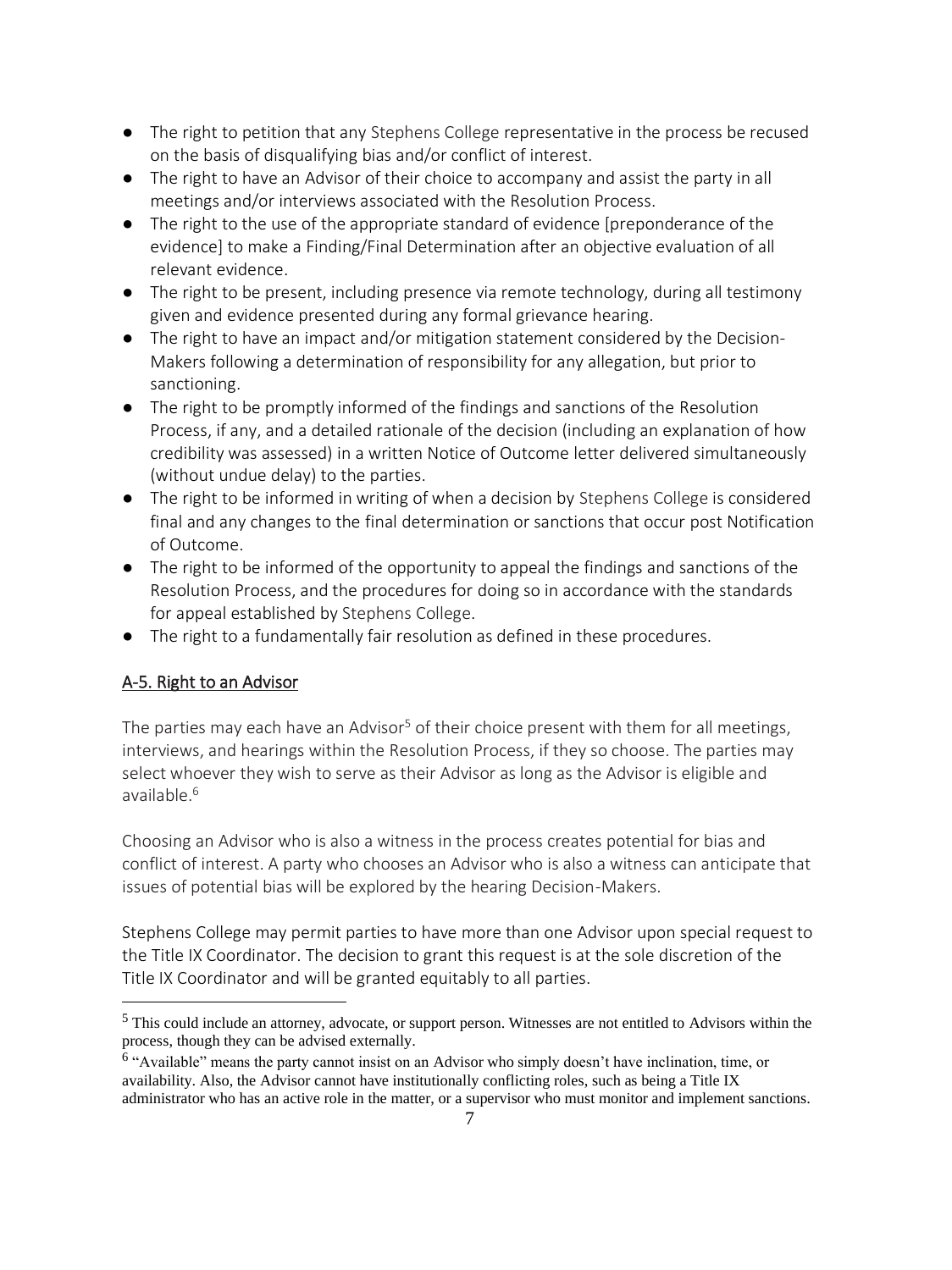- The right to petition that any Stephens College representative in the process be recused on the basis of disqualifying bias and/or conflict of interest.
- The right to have an Advisor of their choice to accompany and assist the party in all meetings and/or interviews associated with the Resolution Process.
- The right to the use of the appropriate standard of evidence [preponderance of the evidence] to make a Finding/Final Determination after an objective evaluation of all relevant evidence.
- The right to be present, including presence via remote technology, during all testimony given and evidence presented during any formal grievance hearing.
- The right to have an impact and/or mitigation statement considered by the Decision-Makers following a determination of responsibility for any allegation, but prior to sanctioning.
- The right to be promptly informed of the findings and sanctions of the Resolution Process, if any, and a detailed rationale of the decision (including an explanation of how credibility was assessed) in a written Notice of Outcome letter delivered simultaneously (without undue delay) to the parties.
- The right to be informed in writing of when a decision by Stephens College is considered final and any changes to the final determination or sanctions that occur post Notification of Outcome.
- The right to be informed of the opportunity to appeal the findings and sanctions of the Resolution Process, and the procedures for doing so in accordance with the standards for appeal established by Stephens College.
- The right to a fundamentally fair resolution as defined in these procedures.

## A-5. Right to an Advisor

The parties may each have an Advisor[5] of their choice present with them for all meetings, interviews, and hearings within the Resolution Process, if they so choose. The parties may select whoever they wish to serve as their Advisor as long as the Advisor is eligible and available.[6]

Choosing an Advisor who is also a witness in the process creates potential for bias and conflict of interest. A party who chooses an Advisor who is also a witness can anticipate that issues of potential bias will be explored by the hearing Decision-Makers.

Stephens College may permit parties to have more than one Advisor upon special request to the Title IX Coordinator. The decision to grant this request is at the sole discretion of the Title IX Coordinator and will be granted equitably to all parties.

[5] This could include an attorney, advocate, or support person. Witnesses are not entitled to Advisors within the process, though they can be advised externally.

[6] "Available" means the party cannot insist on an Advisor who simply doesn't have inclination, time, or availability. Also, the Advisor cannot have institutionally conflicting roles, such as being a Title IX administrator who has an active role in the matter, or a supervisor who must monitor and implement sanctions.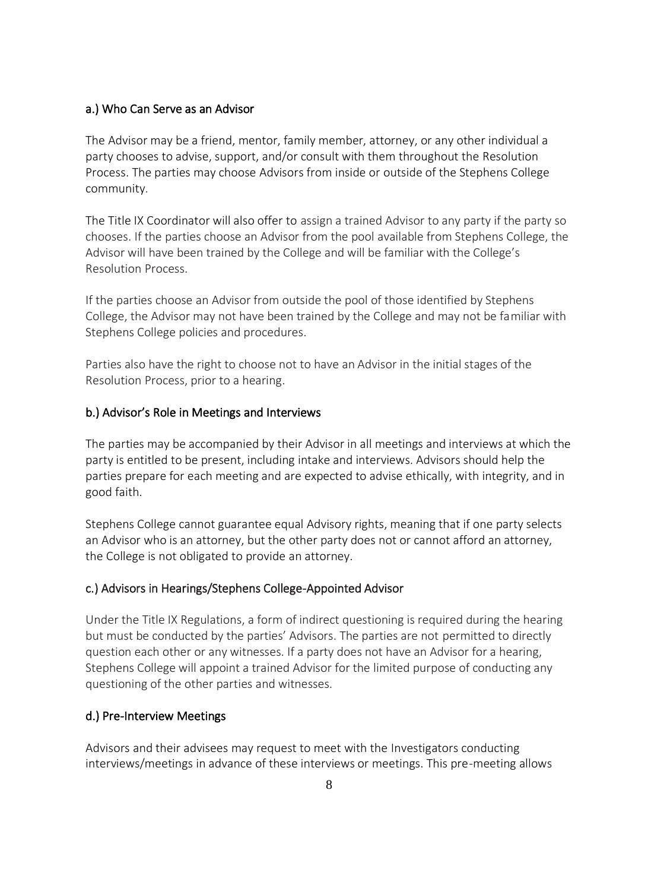### a.) Who Can Serve as an Advisor

The Advisor may be a friend, mentor, family member, attorney, or any other individual a party chooses to advise, support, and/or consult with them throughout the Resolution Process. The parties may choose Advisors from inside or outside of the Stephens College community.

The Title IX Coordinator will also offer to assign a trained Advisor to any party if the party so chooses. If the parties choose an Advisor from the pool available from Stephens College, the Advisor will have been trained by the College and will be familiar with the College's Resolution Process.

If the parties choose an Advisor from outside the pool of those identified by Stephens College, the Advisor may not have been trained by the College and may not be familiar with Stephens College policies and procedures.

Parties also have the right to choose not to have an Advisor in the initial stages of the Resolution Process, prior to a hearing.

### b.) Advisor's Role in Meetings and Interviews

The parties may be accompanied by their Advisor in all meetings and interviews at which the party is entitled to be present, including intake and interviews. Advisors should help the parties prepare for each meeting and are expected to advise ethically, with integrity, and in good faith.

Stephens College cannot guarantee equal Advisory rights, meaning that if one party selects an Advisor who is an attorney, but the other party does not or cannot afford an attorney, the College is not obligated to provide an attorney.

### c.) Advisors in Hearings/Stephens College-Appointed Advisor

Under the Title IX Regulations, a form of indirect questioning is required during the hearing but must be conducted by the parties' Advisors. The parties are not permitted to directly question each other or any witnesses. If a party does not have an Advisor for a hearing, Stephens College will appoint a trained Advisor for the limited purpose of conducting any questioning of the other parties and witnesses.

### d.) Pre-Interview Meetings

Advisors and their advisees may request to meet with the Investigators conducting interviews/meetings in advance of these interviews or meetings. This pre-meeting allows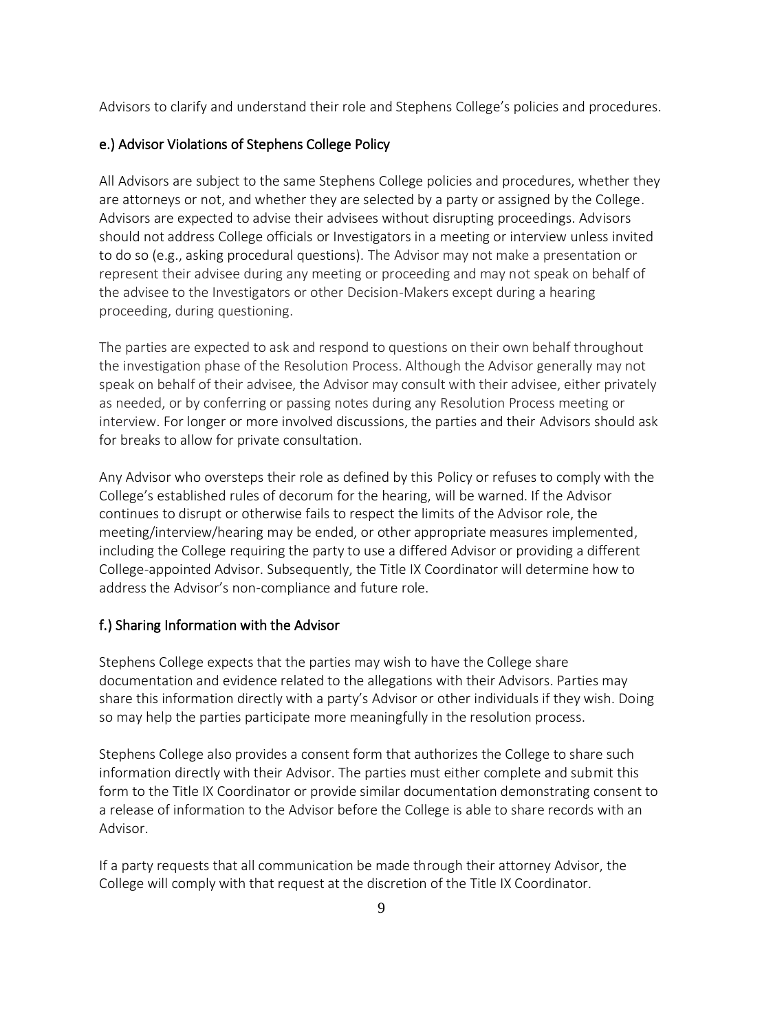Advisors to clarify and understand their role and Stephens College's policies and procedures.

### e.) Advisor Violations of Stephens College Policy

All Advisors are subject to the same Stephens College policies and procedures, whether they are attorneys or not, and whether they are selected by a party or assigned by the College. Advisors are expected to advise their advisees without disrupting proceedings. Advisors should not address College officials or Investigators in a meeting or interview unless invited to do so (e.g., asking procedural questions). The Advisor may not make a presentation or represent their advisee during any meeting or proceeding and may not speak on behalf of the advisee to the Investigators or other Decision-Makers except during a hearing proceeding, during questioning.

The parties are expected to ask and respond to questions on their own behalf throughout the investigation phase of the Resolution Process. Although the Advisor generally may not speak on behalf of their advisee, the Advisor may consult with their advisee, either privately as needed, or by conferring or passing notes during any Resolution Process meeting or interview. For longer or more involved discussions, the parties and their Advisors should ask for breaks to allow for private consultation.

Any Advisor who oversteps their role as defined by this Policy or refuses to comply with the College's established rules of decorum for the hearing, will be warned. If the Advisor continues to disrupt or otherwise fails to respect the limits of the Advisor role, the meeting/interview/hearing may be ended, or other appropriate measures implemented, including the College requiring the party to use a differed Advisor or providing a different College-appointed Advisor. Subsequently, the Title IX Coordinator will determine how to address the Advisor's non-compliance and future role.

### f.) Sharing Information with the Advisor

Stephens College expects that the parties may wish to have the College share documentation and evidence related to the allegations with their Advisors. Parties may share this information directly with a party's Advisor or other individuals if they wish. Doing so may help the parties participate more meaningfully in the resolution process.

Stephens College also provides a consent form that authorizes the College to share such information directly with their Advisor. The parties must either complete and submit this form to the Title IX Coordinator or provide similar documentation demonstrating consent to a release of information to the Advisor before the College is able to share records with an Advisor.

If a party requests that all communication be made through their attorney Advisor, the College will comply with that request at the discretion of the Title IX Coordinator.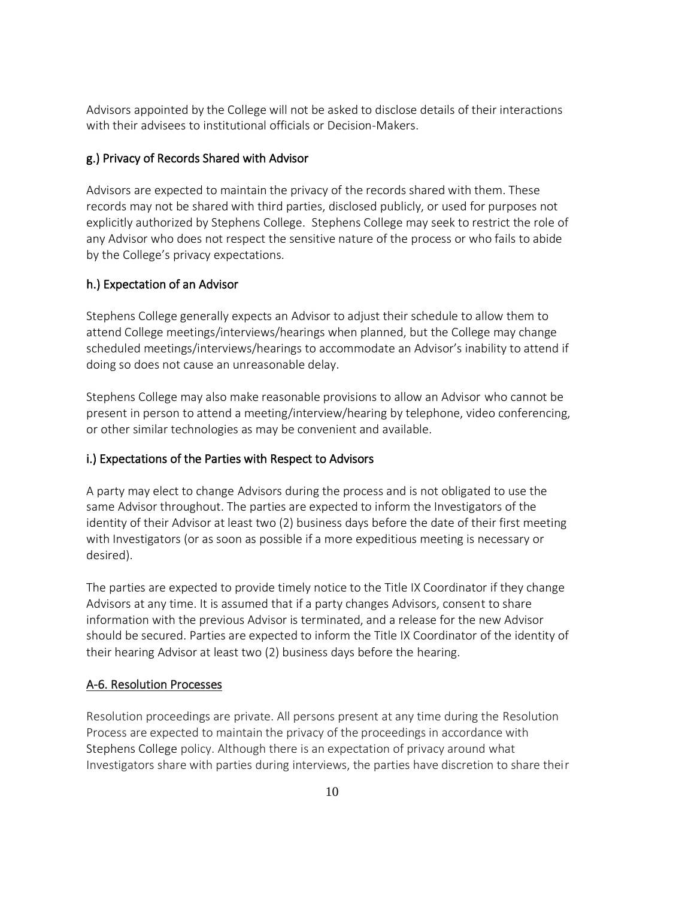Advisors appointed by the College will not be asked to disclose details of their interactions with their advisees to institutional officials or Decision-Makers.

### g.) Privacy of Records Shared with Advisor

Advisors are expected to maintain the privacy of the records shared with them. These records may not be shared with third parties, disclosed publicly, or used for purposes not explicitly authorized by Stephens College. Stephens College may seek to restrict the role of any Advisor who does not respect the sensitive nature of the process or who fails to abide by the College's privacy expectations.

### h.) Expectation of an Advisor

Stephens College generally expects an Advisor to adjust their schedule to allow them to attend College meetings/interviews/hearings when planned, but the College may change scheduled meetings/interviews/hearings to accommodate an Advisor's inability to attend if doing so does not cause an unreasonable delay.

Stephens College may also make reasonable provisions to allow an Advisor who cannot be present in person to attend a meeting/interview/hearing by telephone, video conferencing, or other similar technologies as may be convenient and available.

### i.) Expectations of the Parties with Respect to Advisors

A party may elect to change Advisors during the process and is not obligated to use the same Advisor throughout. The parties are expected to inform the Investigators of the identity of their Advisor at least two (2) business days before the date of their first meeting with Investigators (or as soon as possible if a more expeditious meeting is necessary or desired).

The parties are expected to provide timely notice to the Title IX Coordinator if they change Advisors at any time. It is assumed that if a party changes Advisors, consent to share information with the previous Advisor is terminated, and a release for the new Advisor should be secured. Parties are expected to inform the Title IX Coordinator of the identity of their hearing Advisor at least two (2) business days before the hearing.

## A-6. Resolution Processes

Resolution proceedings are private. All persons present at any time during the Resolution Process are expected to maintain the privacy of the proceedings in accordance with Stephens College policy. Although there is an expectation of privacy around what Investigators share with parties during interviews, the parties have discretion to share their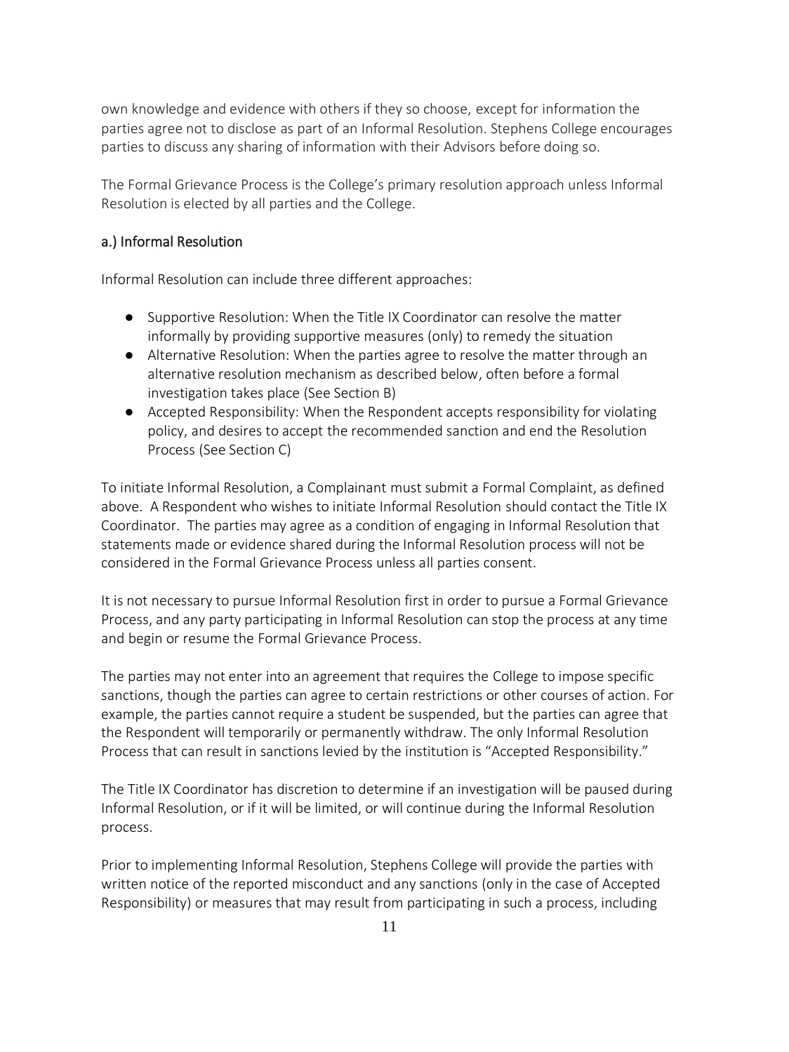own knowledge and evidence with others if they so choose, except for information the parties agree not to disclose as part of an Informal Resolution. Stephens College encourages parties to discuss any sharing of information with their Advisors before doing so.

The Formal Grievance Process is the College's primary resolution approach unless Informal Resolution is elected by all parties and the College.

### a.) Informal Resolution

Informal Resolution can include three different approaches:

- Supportive Resolution: When the Title IX Coordinator can resolve the matter informally by providing supportive measures (only) to remedy the situation
- Alternative Resolution: When the parties agree to resolve the matter through an alternative resolution mechanism as described below, often before a formal investigation takes place (See Section B)
- Accepted Responsibility: When the Respondent accepts responsibility for violating policy, and desires to accept the recommended sanction and end the Resolution Process (See Section C)

To initiate Informal Resolution, a Complainant must submit a Formal Complaint, as defined above. A Respondent who wishes to initiate Informal Resolution should contact the Title IX Coordinator. The parties may agree as a condition of engaging in Informal Resolution that statements made or evidence shared during the Informal Resolution process will not be considered in the Formal Grievance Process unless all parties consent.

It is not necessary to pursue Informal Resolution first in order to pursue a Formal Grievance Process, and any party participating in Informal Resolution can stop the process at any time and begin or resume the Formal Grievance Process.

The parties may not enter into an agreement that requires the College to impose specific sanctions, though the parties can agree to certain restrictions or other courses of action. For example, the parties cannot require a student be suspended, but the parties can agree that the Respondent will temporarily or permanently withdraw. The only Informal Resolution Process that can result in sanctions levied by the institution is "Accepted Responsibility."

The Title IX Coordinator has discretion to determine if an investigation will be paused during Informal Resolution, or if it will be limited, or will continue during the Informal Resolution process.

Prior to implementing Informal Resolution, Stephens College will provide the parties with written notice of the reported misconduct and any sanctions (only in the case of Accepted Responsibility) or measures that may result from participating in such a process, including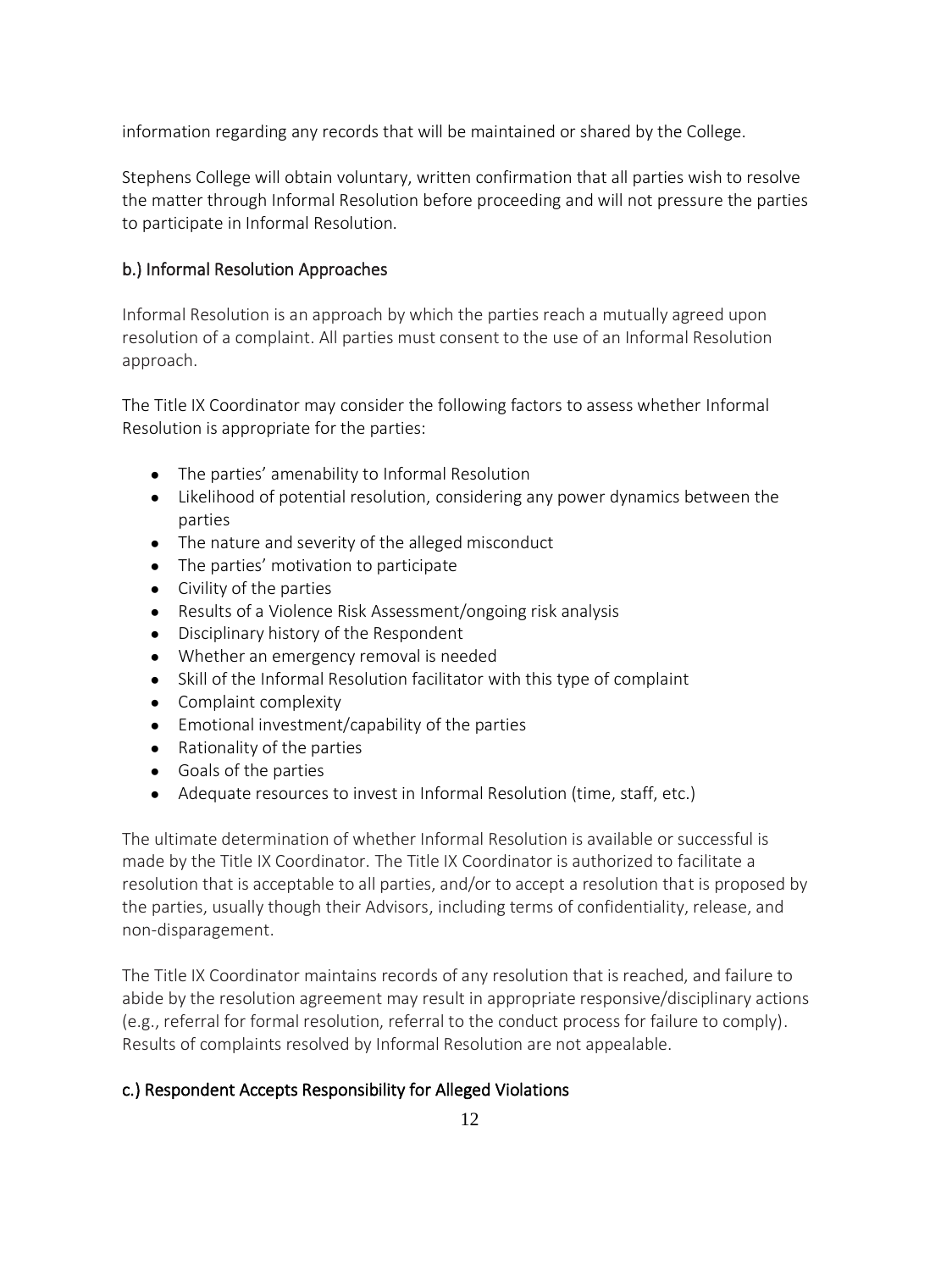information regarding any records that will be maintained or shared by the College.

Stephens College will obtain voluntary, written confirmation that all parties wish to resolve the matter through Informal Resolution before proceeding and will not pressure the parties to participate in Informal Resolution.

### b.) Informal Resolution Approaches

Informal Resolution is an approach by which the parties reach a mutually agreed upon resolution of a complaint. All parties must consent to the use of an Informal Resolution approach.

The Title IX Coordinator may consider the following factors to assess whether Informal Resolution is appropriate for the parties:

- The parties' amenability to Informal Resolution
- Likelihood of potential resolution, considering any power dynamics between the parties
- The nature and severity of the alleged misconduct
- The parties' motivation to participate
- Civility of the parties
- Results of a Violence Risk Assessment/ongoing risk analysis
- Disciplinary history of the Respondent
- Whether an emergency removal is needed
- Skill of the Informal Resolution facilitator with this type of complaint
- Complaint complexity
- Emotional investment/capability of the parties
- Rationality of the parties
- Goals of the parties
- Adequate resources to invest in Informal Resolution (time, staff, etc.)

The ultimate determination of whether Informal Resolution is available or successful is made by the Title IX Coordinator. The Title IX Coordinator is authorized to facilitate a resolution that is acceptable to all parties, and/or to accept a resolution that is proposed by the parties, usually though their Advisors, including terms of confidentiality, release, and non-disparagement.

The Title IX Coordinator maintains records of any resolution that is reached, and failure to abide by the resolution agreement may result in appropriate responsive/disciplinary actions (e.g., referral for formal resolution, referral to the conduct process for failure to comply). Results of complaints resolved by Informal Resolution are not appealable.

### c.) Respondent Accepts Responsibility for Alleged Violations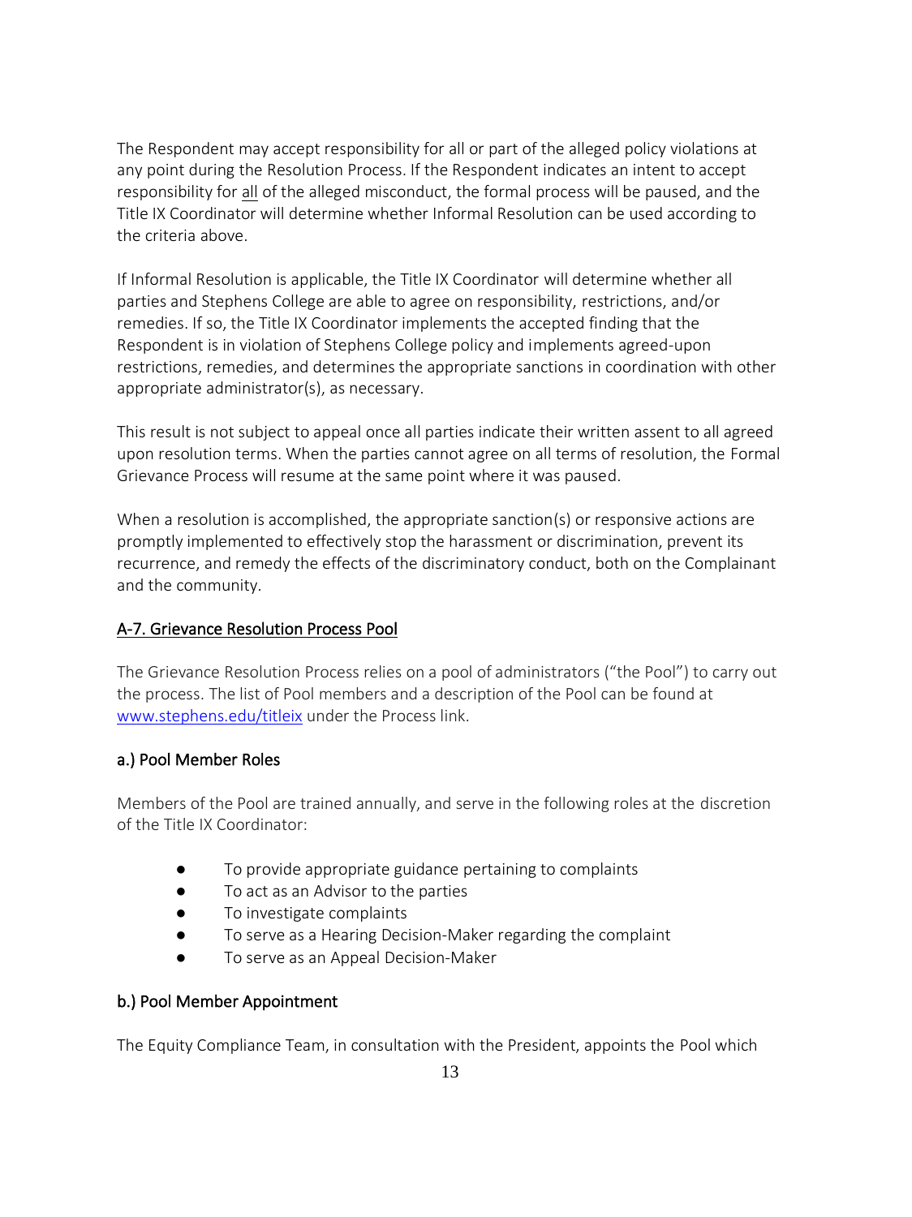The Respondent may accept responsibility for all or part of the alleged policy violations at any point during the Resolution Process. If the Respondent indicates an intent to accept responsibility for all of the alleged misconduct, the formal process will be paused, and the Title IX Coordinator will determine whether Informal Resolution can be used according to the criteria above.

If Informal Resolution is applicable, the Title IX Coordinator will determine whether all parties and Stephens College are able to agree on responsibility, restrictions, and/or remedies. If so, the Title IX Coordinator implements the accepted finding that the Respondent is in violation of Stephens College policy and implements agreed-upon restrictions, remedies, and determines the appropriate sanctions in coordination with other appropriate administrator(s), as necessary.

This result is not subject to appeal once all parties indicate their written assent to all agreed upon resolution terms. When the parties cannot agree on all terms of resolution, the Formal Grievance Process will resume at the same point where it was paused.

When a resolution is accomplished, the appropriate sanction(s) or responsive actions are promptly implemented to effectively stop the harassment or discrimination, prevent its recurrence, and remedy the effects of the discriminatory conduct, both on the Complainant and the community.

## A-7. Grievance Resolution Process Pool

The Grievance Resolution Process relies on a pool of administrators ("the Pool") to carry out the process. The list of Pool members and a description of the Pool can be found at www.stephens.edu/titleix under the Process link.

### a.) Pool Member Roles

Members of the Pool are trained annually, and serve in the following roles at the discretion of the Title IX Coordinator:

- To provide appropriate guidance pertaining to complaints
- To act as an Advisor to the parties
- To investigate complaints
- To serve as a Hearing Decision-Maker regarding the complaint
- To serve as an Appeal Decision-Maker

### b.) Pool Member Appointment

The Equity Compliance Team, in consultation with the President, appoints the Pool which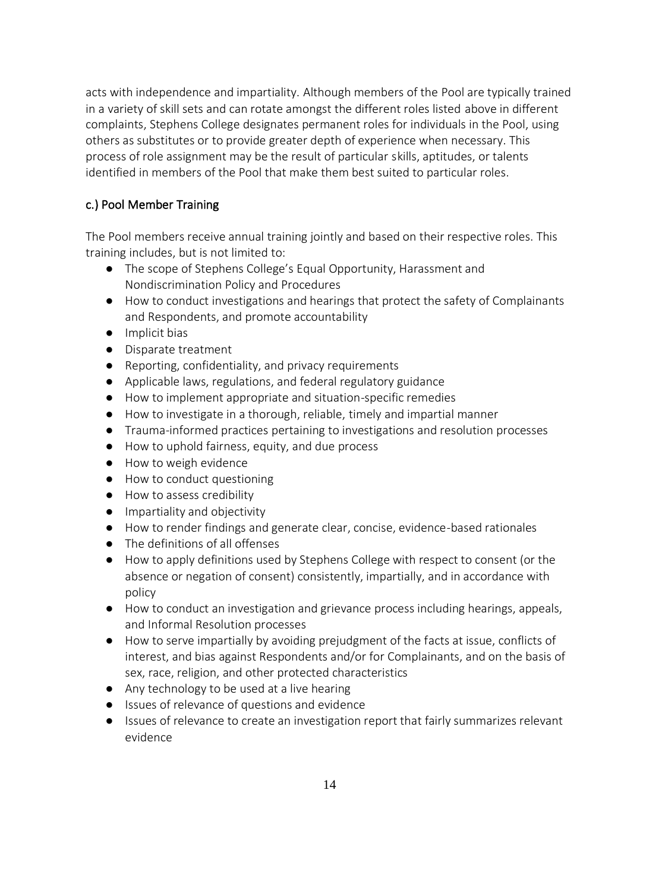acts with independence and impartiality. Although members of the Pool are typically trained in a variety of skill sets and can rotate amongst the different roles listed above in different complaints, Stephens College designates permanent roles for individuals in the Pool, using others as substitutes or to provide greater depth of experience when necessary. This process of role assignment may be the result of particular skills, aptitudes, or talents identified in members of the Pool that make them best suited to particular roles.

### c.) Pool Member Training

The Pool members receive annual training jointly and based on their respective roles. This training includes, but is not limited to:

- The scope of Stephens College's Equal Opportunity, Harassment and Nondiscrimination Policy and Procedures
- How to conduct investigations and hearings that protect the safety of Complainants and Respondents, and promote accountability
- Implicit bias
- Disparate treatment
- Reporting, confidentiality, and privacy requirements
- Applicable laws, regulations, and federal regulatory guidance
- How to implement appropriate and situation-specific remedies
- How to investigate in a thorough, reliable, timely and impartial manner
- Trauma-informed practices pertaining to investigations and resolution processes
- How to uphold fairness, equity, and due process
- How to weigh evidence
- How to conduct questioning
- How to assess credibility
- Impartiality and objectivity
- How to render findings and generate clear, concise, evidence-based rationales
- The definitions of all offenses
- How to apply definitions used by Stephens College with respect to consent (or the absence or negation of consent) consistently, impartially, and in accordance with policy
- How to conduct an investigation and grievance process including hearings, appeals, and Informal Resolution processes
- How to serve impartially by avoiding prejudgment of the facts at issue, conflicts of interest, and bias against Respondents and/or for Complainants, and on the basis of sex, race, religion, and other protected characteristics
- Any technology to be used at a live hearing
- Issues of relevance of questions and evidence
- Issues of relevance to create an investigation report that fairly summarizes relevant evidence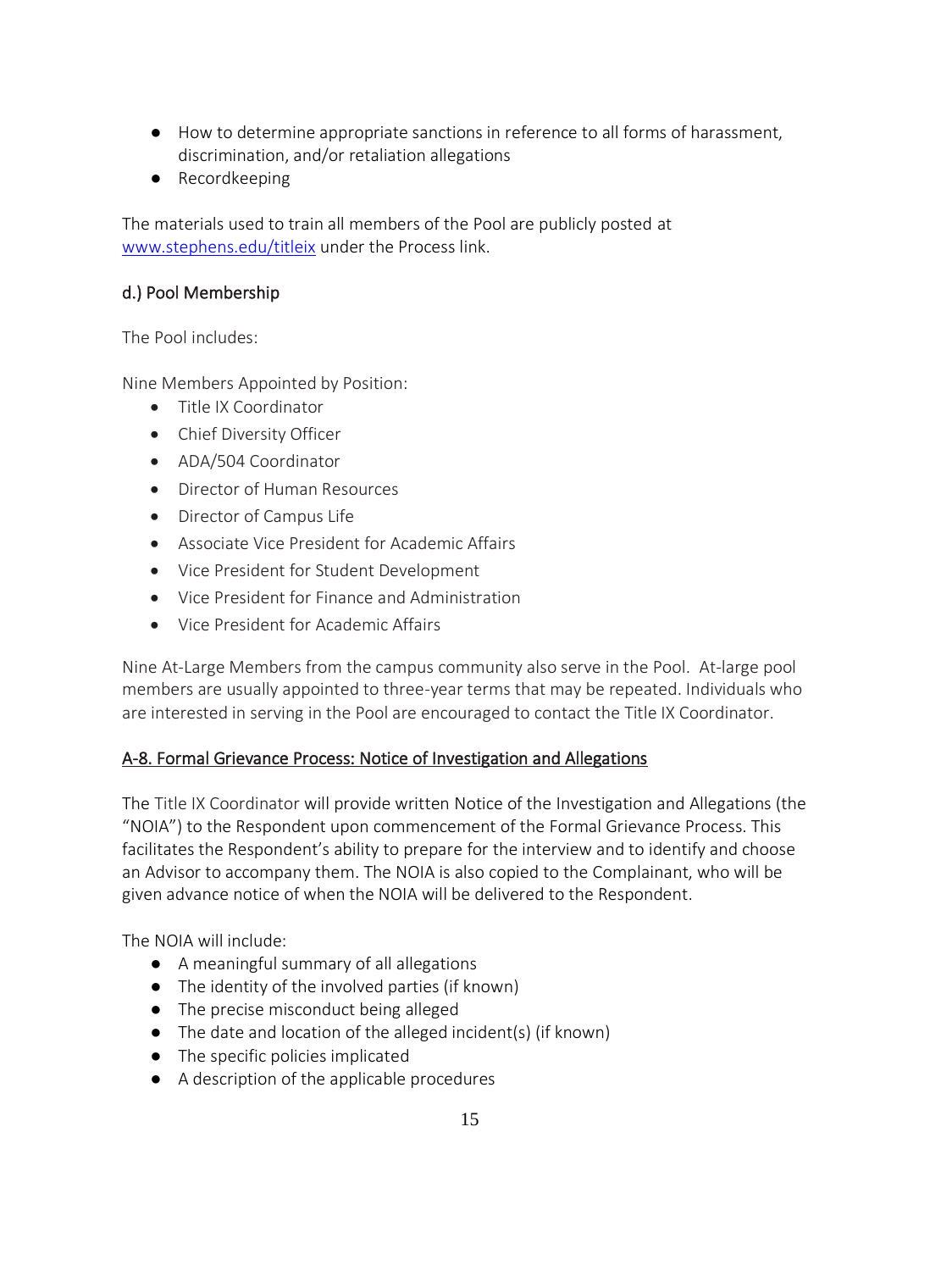- How to determine appropriate sanctions in reference to all forms of harassment, discrimination, and/or retaliation allegations
- Recordkeeping

The materials used to train all members of the Pool are publicly posted at [www.stephens.edu/titleix](http://www.stephens.edu/titleix) under the Process link.

### d.) Pool Membership

The Pool includes:

Nine Members Appointed by Position:

- Title IX Coordinator
- Chief Diversity Officer
- ADA/504 Coordinator
- Director of Human Resources
- Director of Campus Life
- Associate Vice President for Academic Affairs
- Vice President for Student Development
- Vice President for Finance and Administration
- Vice President for Academic Affairs

Nine At-Large Members from the campus community also serve in the Pool. At-large pool members are usually appointed to three-year terms that may be repeated. Individuals who are interested in serving in the Pool are encouraged to contact the Title IX Coordinator.

## A-8. Formal Grievance Process: Notice of Investigation and Allegations

The Title IX Coordinator will provide written Notice of the Investigation and Allegations (the "NOIA") to the Respondent upon commencement of the Formal Grievance Process. This facilitates the Respondent's ability to prepare for the interview and to identify and choose an Advisor to accompany them. The NOIA is also copied to the Complainant, who will be given advance notice of when the NOIA will be delivered to the Respondent.

The NOIA will include:

- A meaningful summary of all allegations
- The identity of the involved parties (if known)
- The precise misconduct being alleged
- The date and location of the alleged incident(s) (if known)
- The specific policies implicated
- A description of the applicable procedures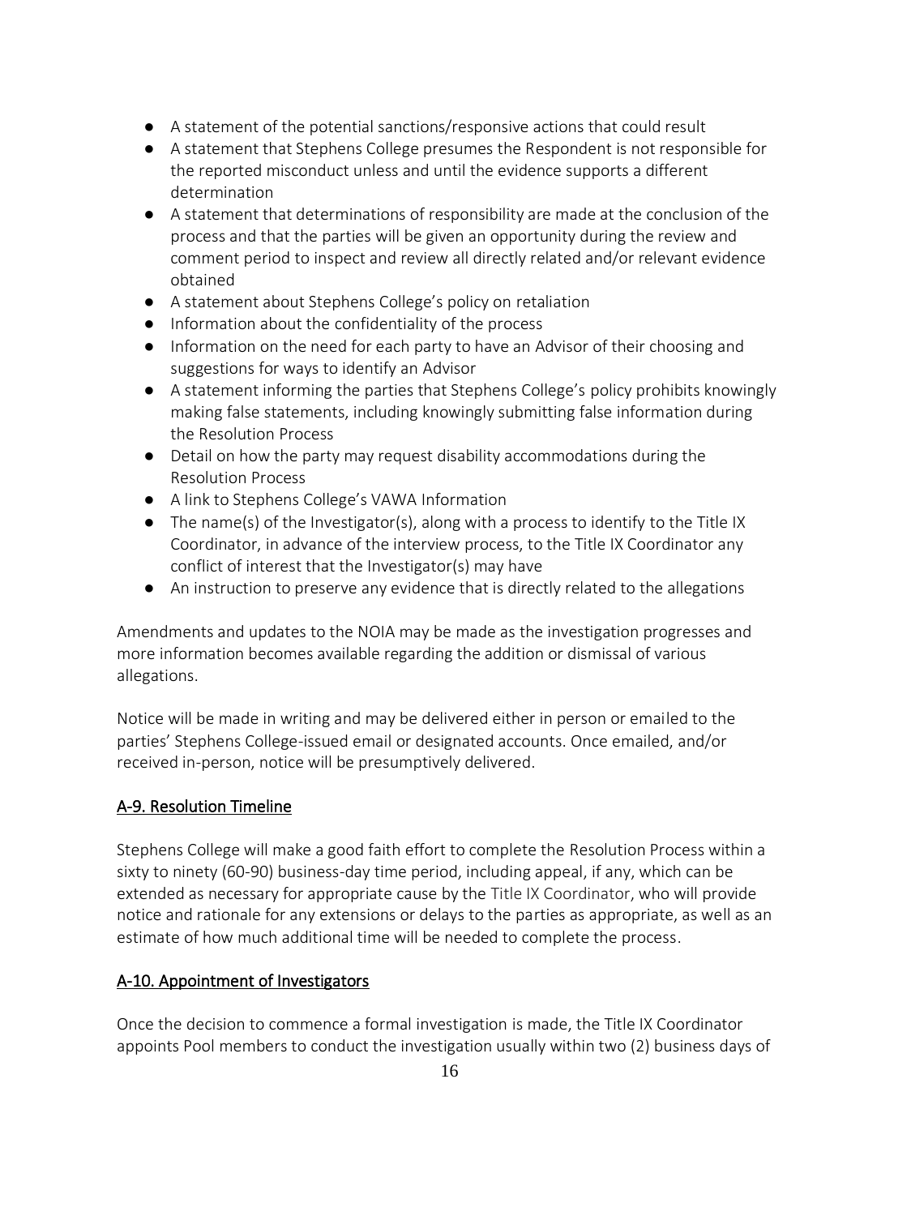- A statement of the potential sanctions/responsive actions that could result
- A statement that Stephens College presumes the Respondent is not responsible for the reported misconduct unless and until the evidence supports a different determination
- A statement that determinations of responsibility are made at the conclusion of the process and that the parties will be given an opportunity during the review and comment period to inspect and review all directly related and/or relevant evidence obtained
- A statement about Stephens College's policy on retaliation
- Information about the confidentiality of the process
- Information on the need for each party to have an Advisor of their choosing and suggestions for ways to identify an Advisor
- A statement informing the parties that Stephens College's policy prohibits knowingly making false statements, including knowingly submitting false information during the Resolution Process
- Detail on how the party may request disability accommodations during the Resolution Process
- A link to Stephens College's VAWA Information
- The name(s) of the Investigator(s), along with a process to identify to the Title IX Coordinator, in advance of the interview process, to the Title IX Coordinator any conflict of interest that the Investigator(s) may have
- An instruction to preserve any evidence that is directly related to the allegations

Amendments and updates to the NOIA may be made as the investigation progresses and more information becomes available regarding the addition or dismissal of various allegations.

Notice will be made in writing and may be delivered either in person or emailed to the parties' Stephens College-issued email or designated accounts. Once emailed, and/or received in-person, notice will be presumptively delivered.

## A-9. Resolution Timeline

Stephens College will make a good faith effort to complete the Resolution Process within a sixty to ninety (60-90) business-day time period, including appeal, if any, which can be extended as necessary for appropriate cause by the Title IX Coordinator, who will provide notice and rationale for any extensions or delays to the parties as appropriate, as well as an estimate of how much additional time will be needed to complete the process.

## A-10. Appointment of Investigators

Once the decision to commence a formal investigation is made, the Title IX Coordinator appoints Pool members to conduct the investigation usually within two (2) business days of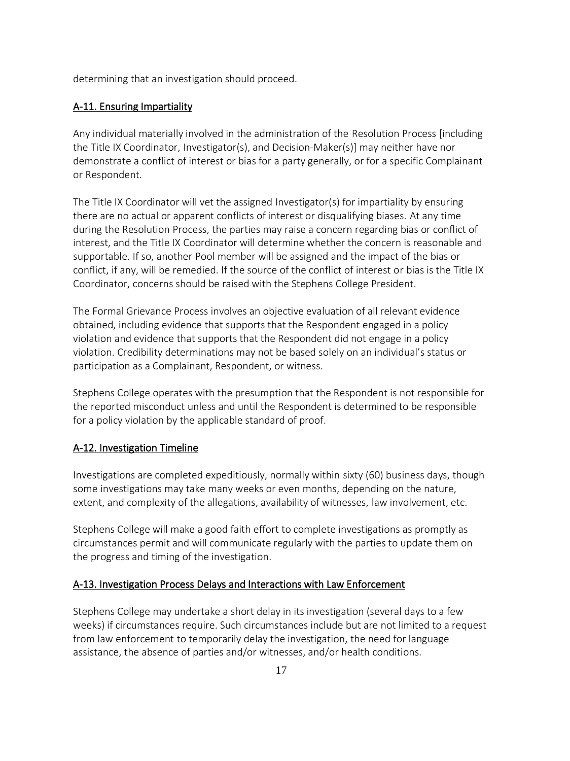determining that an investigation should proceed.

## A-11. Ensuring Impartiality

Any individual materially involved in the administration of the Resolution Process [including the Title IX Coordinator, Investigator(s), and Decision-Maker(s)] may neither have nor demonstrate a conflict of interest or bias for a party generally, or for a specific Complainant or Respondent.

The Title IX Coordinator will vet the assigned Investigator(s) for impartiality by ensuring there are no actual or apparent conflicts of interest or disqualifying biases. At any time during the Resolution Process, the parties may raise a concern regarding bias or conflict of interest, and the Title IX Coordinator will determine whether the concern is reasonable and supportable. If so, another Pool member will be assigned and the impact of the bias or conflict, if any, will be remedied. If the source of the conflict of interest or bias is the Title IX Coordinator, concerns should be raised with the Stephens College President.

The Formal Grievance Process involves an objective evaluation of all relevant evidence obtained, including evidence that supports that the Respondent engaged in a policy violation and evidence that supports that the Respondent did not engage in a policy violation. Credibility determinations may not be based solely on an individual's status or participation as a Complainant, Respondent, or witness.

Stephens College operates with the presumption that the Respondent is not responsible for the reported misconduct unless and until the Respondent is determined to be responsible for a policy violation by the applicable standard of proof.

## A-12. Investigation Timeline

Investigations are completed expeditiously, normally within sixty (60) business days, though some investigations may take many weeks or even months, depending on the nature, extent, and complexity of the allegations, availability of witnesses, law involvement, etc.

Stephens College will make a good faith effort to complete investigations as promptly as circumstances permit and will communicate regularly with the parties to update them on the progress and timing of the investigation.

## A-13. Investigation Process Delays and Interactions with Law Enforcement

Stephens College may undertake a short delay in its investigation (several days to a few weeks) if circumstances require. Such circumstances include but are not limited to a request from law enforcement to temporarily delay the investigation, the need for language assistance, the absence of parties and/or witnesses, and/or health conditions.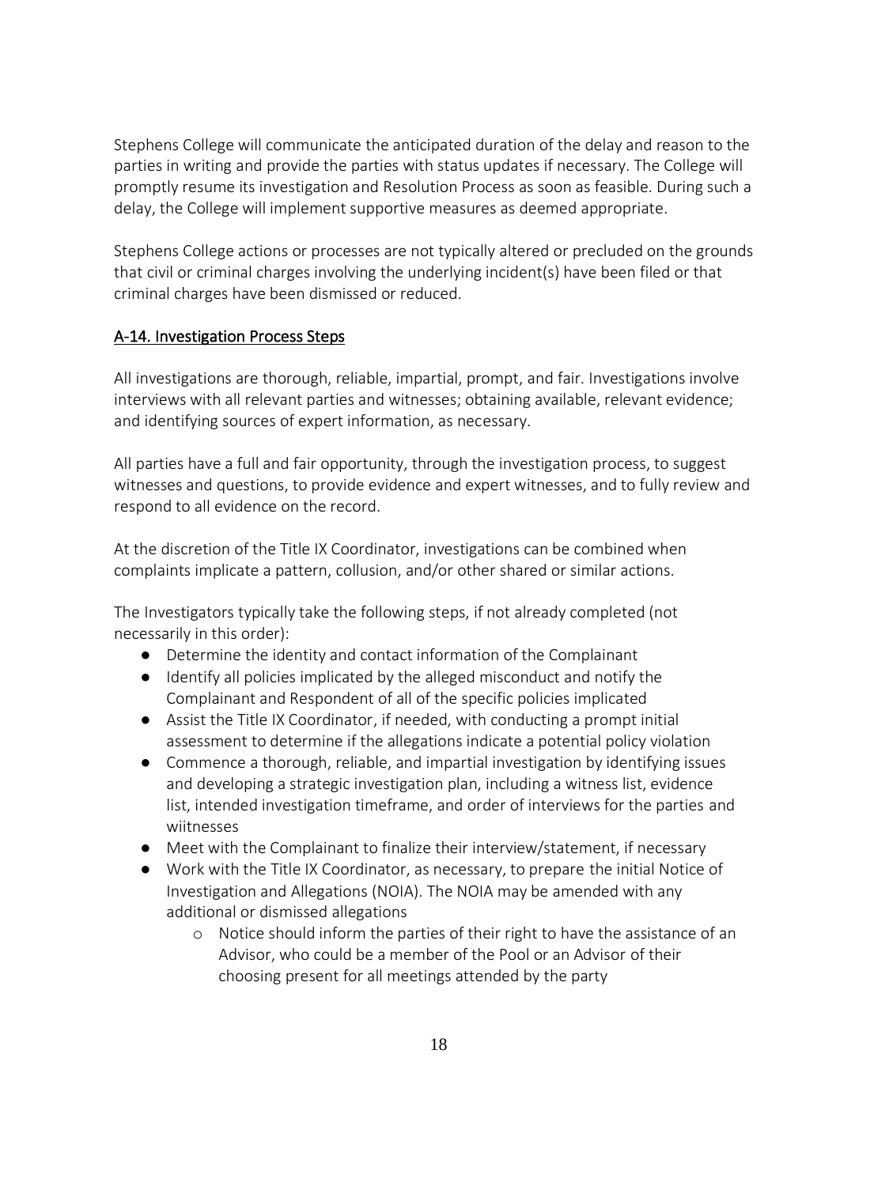Stephens College will communicate the anticipated duration of the delay and reason to the parties in writing and provide the parties with status updates if necessary. The College will promptly resume its investigation and Resolution Process as soon as feasible. During such a delay, the College will implement supportive measures as deemed appropriate.

Stephens College actions or processes are not typically altered or precluded on the grounds that civil or criminal charges involving the underlying incident(s) have been filed or that criminal charges have been dismissed or reduced.

## A-14. Investigation Process Steps

All investigations are thorough, reliable, impartial, prompt, and fair. Investigations involve interviews with all relevant parties and witnesses; obtaining available, relevant evidence; and identifying sources of expert information, as necessary.

All parties have a full and fair opportunity, through the investigation process, to suggest witnesses and questions, to provide evidence and expert witnesses, and to fully review and respond to all evidence on the record.

At the discretion of the Title IX Coordinator, investigations can be combined when complaints implicate a pattern, collusion, and/or other shared or similar actions.

The Investigators typically take the following steps, if not already completed (not necessarily in this order):

- Determine the identity and contact information of the Complainant
- Identify all policies implicated by the alleged misconduct and notify the Complainant and Respondent of all of the specific policies implicated
- Assist the Title IX Coordinator, if needed, with conducting a prompt initial assessment to determine if the allegations indicate a potential policy violation
- Commence a thorough, reliable, and impartial investigation by identifying issues and developing a strategic investigation plan, including a witness list, evidence list, intended investigation timeframe, and order of interviews for the parties and wiitnesses
- Meet with the Complainant to finalize their interview/statement, if necessary
- Work with the Title IX Coordinator, as necessary, to prepare the initial Notice of Investigation and Allegations (NOIA). The NOIA may be amended with any additional or dismissed allegations
    - Notice should inform the parties of their right to have the assistance of an Advisor, who could be a member of the Pool or an Advisor of their choosing present for all meetings attended by the party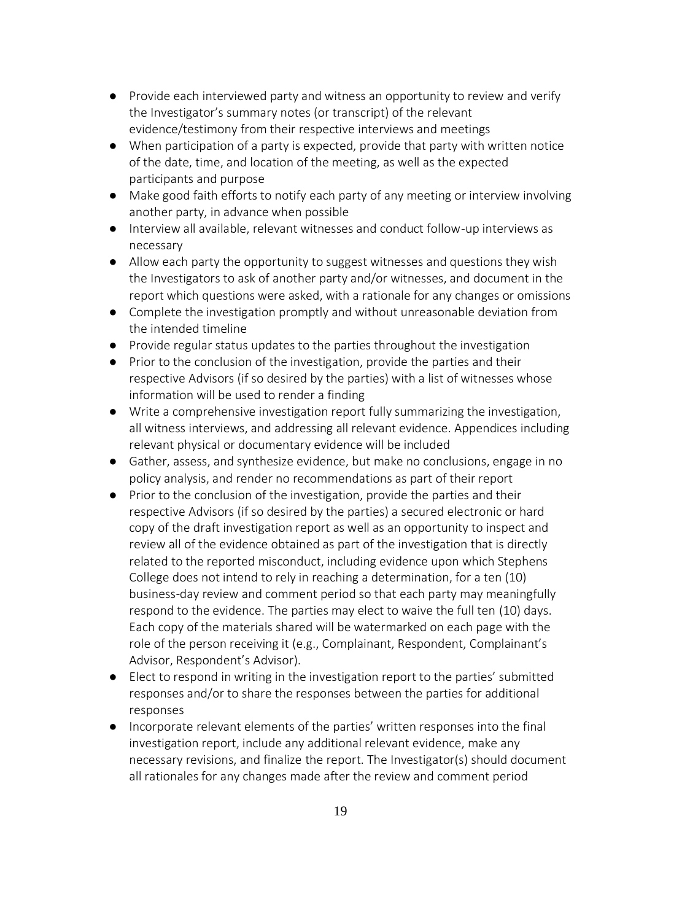- Provide each interviewed party and witness an opportunity to review and verify the Investigator's summary notes (or transcript) of the relevant evidence/testimony from their respective interviews and meetings
- When participation of a party is expected, provide that party with written notice of the date, time, and location of the meeting, as well as the expected participants and purpose
- Make good faith efforts to notify each party of any meeting or interview involving another party, in advance when possible
- Interview all available, relevant witnesses and conduct follow-up interviews as necessary
- Allow each party the opportunity to suggest witnesses and questions they wish the Investigators to ask of another party and/or witnesses, and document in the report which questions were asked, with a rationale for any changes or omissions
- Complete the investigation promptly and without unreasonable deviation from the intended timeline
- Provide regular status updates to the parties throughout the investigation
- Prior to the conclusion of the investigation, provide the parties and their respective Advisors (if so desired by the parties) with a list of witnesses whose information will be used to render a finding
- Write a comprehensive investigation report fully summarizing the investigation, all witness interviews, and addressing all relevant evidence. Appendices including relevant physical or documentary evidence will be included
- Gather, assess, and synthesize evidence, but make no conclusions, engage in no policy analysis, and render no recommendations as part of their report
- Prior to the conclusion of the investigation, provide the parties and their respective Advisors (if so desired by the parties) a secured electronic or hard copy of the draft investigation report as well as an opportunity to inspect and review all of the evidence obtained as part of the investigation that is directly related to the reported misconduct, including evidence upon which Stephens College does not intend to rely in reaching a determination, for a ten (10) business-day review and comment period so that each party may meaningfully respond to the evidence. The parties may elect to waive the full ten (10) days. Each copy of the materials shared will be watermarked on each page with the role of the person receiving it (e.g., Complainant, Respondent, Complainant's Advisor, Respondent's Advisor).
- Elect to respond in writing in the investigation report to the parties' submitted responses and/or to share the responses between the parties for additional responses
- Incorporate relevant elements of the parties' written responses into the final investigation report, include any additional relevant evidence, make any necessary revisions, and finalize the report. The Investigator(s) should document all rationales for any changes made after the review and comment period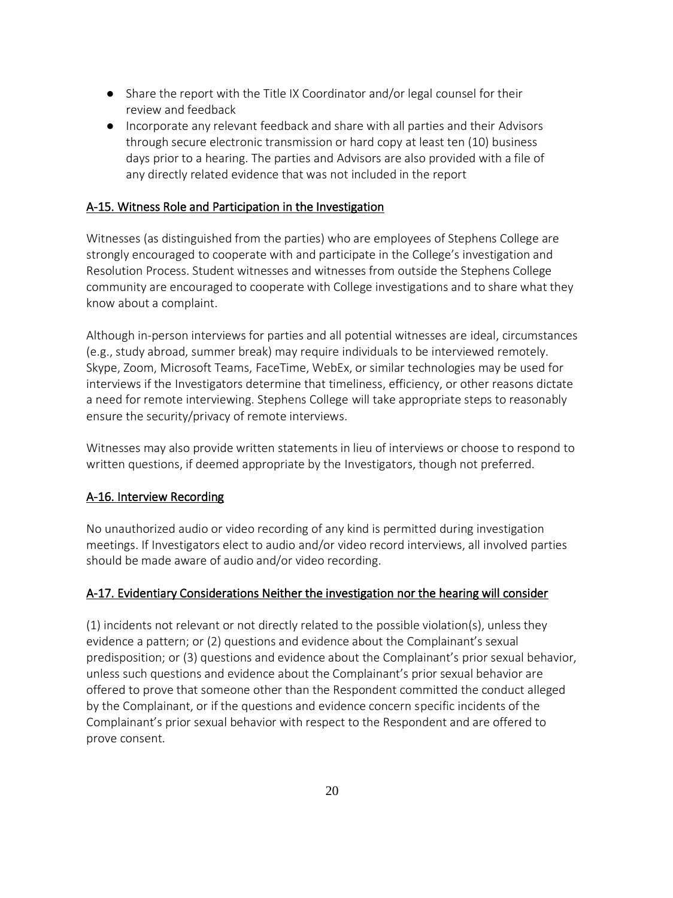- Share the report with the Title IX Coordinator and/or legal counsel for their review and feedback
- Incorporate any relevant feedback and share with all parties and their Advisors through secure electronic transmission or hard copy at least ten (10) business days prior to a hearing. The parties and Advisors are also provided with a file of any directly related evidence that was not included in the report

## A-15. Witness Role and Participation in the Investigation

Witnesses (as distinguished from the parties) who are employees of Stephens College are strongly encouraged to cooperate with and participate in the College's investigation and Resolution Process. Student witnesses and witnesses from outside the Stephens College community are encouraged to cooperate with College investigations and to share what they know about a complaint.

Although in-person interviews for parties and all potential witnesses are ideal, circumstances (e.g., study abroad, summer break) may require individuals to be interviewed remotely. Skype, Zoom, Microsoft Teams, FaceTime, WebEx, or similar technologies may be used for interviews if the Investigators determine that timeliness, efficiency, or other reasons dictate a need for remote interviewing. Stephens College will take appropriate steps to reasonably ensure the security/privacy of remote interviews.

Witnesses may also provide written statements in lieu of interviews or choose to respond to written questions, if deemed appropriate by the Investigators, though not preferred.

## A-16. Interview Recording

No unauthorized audio or video recording of any kind is permitted during investigation meetings. If Investigators elect to audio and/or video record interviews, all involved parties should be made aware of audio and/or video recording.

## A-17. Evidentiary Considerations Neither the investigation nor the hearing will consider

(1) incidents not relevant or not directly related to the possible violation(s), unless they evidence a pattern; or (2) questions and evidence about the Complainant's sexual predisposition; or (3) questions and evidence about the Complainant's prior sexual behavior, unless such questions and evidence about the Complainant's prior sexual behavior are offered to prove that someone other than the Respondent committed the conduct alleged by the Complainant, or if the questions and evidence concern specific incidents of the Complainant's prior sexual behavior with respect to the Respondent and are offered to prove consent.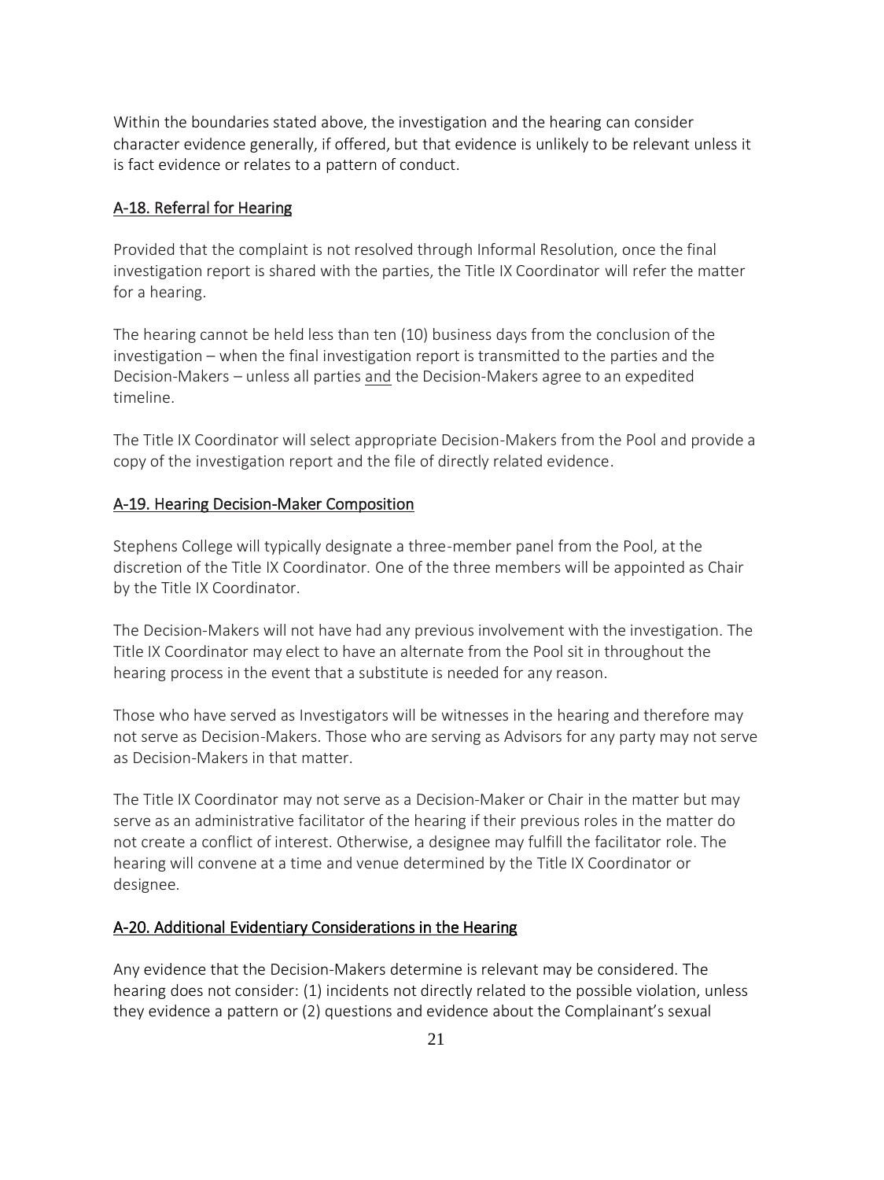Within the boundaries stated above, the investigation and the hearing can consider character evidence generally, if offered, but that evidence is unlikely to be relevant unless it is fact evidence or relates to a pattern of conduct.

## A-18. Referral for Hearing

Provided that the complaint is not resolved through Informal Resolution, once the final investigation report is shared with the parties, the Title IX Coordinator will refer the matter for a hearing.

The hearing cannot be held less than ten (10) business days from the conclusion of the investigation – when the final investigation report is transmitted to the parties and the Decision-Makers – unless all parties and the Decision-Makers agree to an expedited timeline.

The Title IX Coordinator will select appropriate Decision-Makers from the Pool and provide a copy of the investigation report and the file of directly related evidence.

## A-19. Hearing Decision-Maker Composition

Stephens College will typically designate a three-member panel from the Pool, at the discretion of the Title IX Coordinator. One of the three members will be appointed as Chair by the Title IX Coordinator.

The Decision-Makers will not have had any previous involvement with the investigation. The Title IX Coordinator may elect to have an alternate from the Pool sit in throughout the hearing process in the event that a substitute is needed for any reason.

Those who have served as Investigators will be witnesses in the hearing and therefore may not serve as Decision-Makers. Those who are serving as Advisors for any party may not serve as Decision-Makers in that matter.

The Title IX Coordinator may not serve as a Decision-Maker or Chair in the matter but may serve as an administrative facilitator of the hearing if their previous roles in the matter do not create a conflict of interest. Otherwise, a designee may fulfill the facilitator role. The hearing will convene at a time and venue determined by the Title IX Coordinator or designee.

## A-20. Additional Evidentiary Considerations in the Hearing

Any evidence that the Decision-Makers determine is relevant may be considered. The hearing does not consider: (1) incidents not directly related to the possible violation, unless they evidence a pattern or (2) questions and evidence about the Complainant's sexual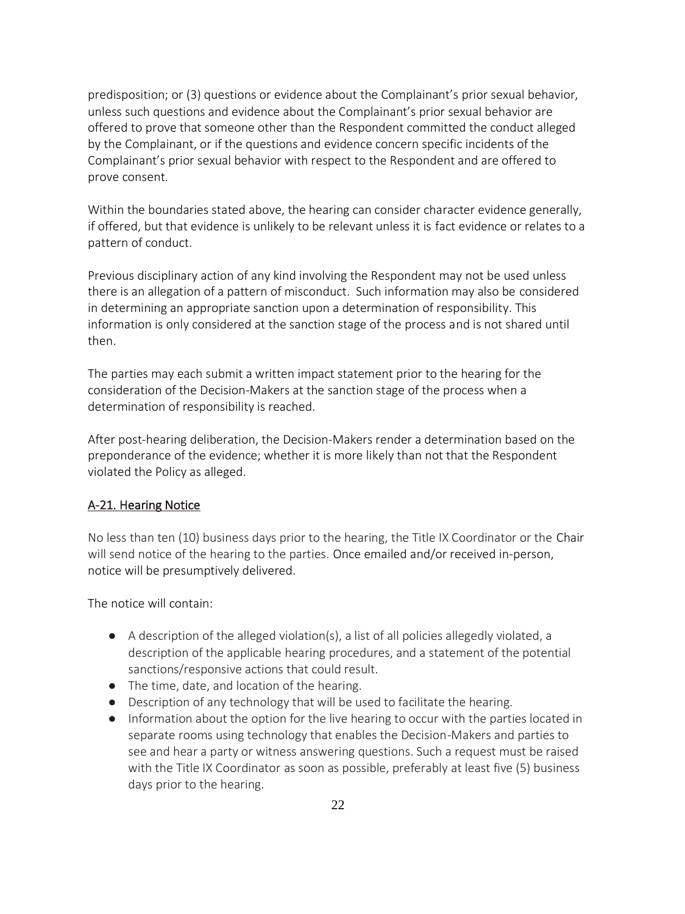predisposition; or (3) questions or evidence about the Complainant's prior sexual behavior, unless such questions and evidence about the Complainant's prior sexual behavior are offered to prove that someone other than the Respondent committed the conduct alleged by the Complainant, or if the questions and evidence concern specific incidents of the Complainant's prior sexual behavior with respect to the Respondent and are offered to prove consent.

Within the boundaries stated above, the hearing can consider character evidence generally, if offered, but that evidence is unlikely to be relevant unless it is fact evidence or relates to a pattern of conduct.

Previous disciplinary action of any kind involving the Respondent may not be used unless there is an allegation of a pattern of misconduct. Such information may also be considered in determining an appropriate sanction upon a determination of responsibility. This information is only considered at the sanction stage of the process and is not shared until then.

The parties may each submit a written impact statement prior to the hearing for the consideration of the Decision-Makers at the sanction stage of the process when a determination of responsibility is reached.

After post-hearing deliberation, the Decision-Makers render a determination based on the preponderance of the evidence; whether it is more likely than not that the Respondent violated the Policy as alleged.

## A-21. Hearing Notice

No less than ten (10) business days prior to the hearing, the Title IX Coordinator or the Chair will send notice of the hearing to the parties. Once emailed and/or received in-person, notice will be presumptively delivered.

The notice will contain:

- A description of the alleged violation(s), a list of all policies allegedly violated, a description of the applicable hearing procedures, and a statement of the potential sanctions/responsive actions that could result.
- The time, date, and location of the hearing.
- Description of any technology that will be used to facilitate the hearing.
- Information about the option for the live hearing to occur with the parties located in separate rooms using technology that enables the Decision-Makers and parties to see and hear a party or witness answering questions. Such a request must be raised with the Title IX Coordinator as soon as possible, preferably at least five (5) business days prior to the hearing.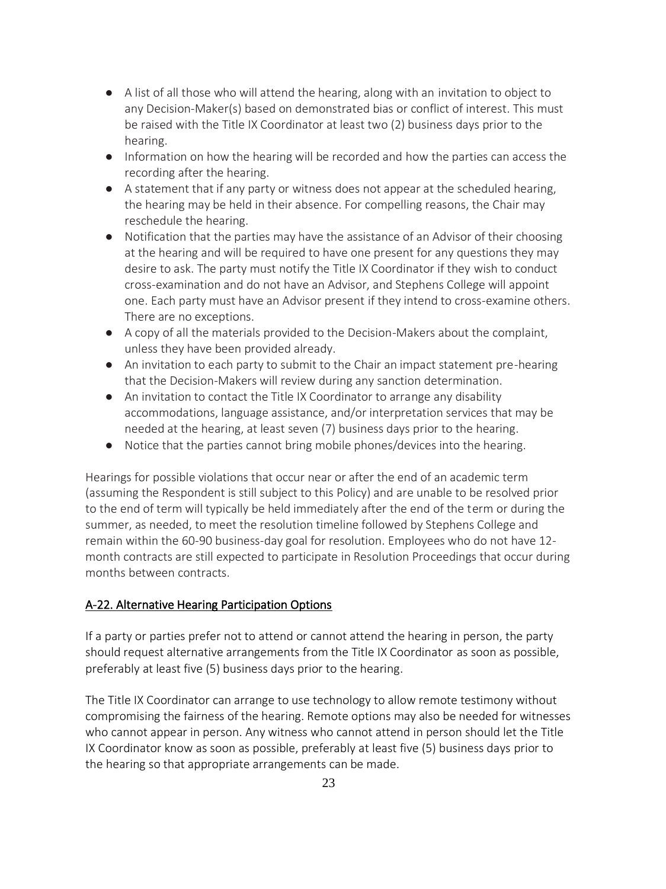- A list of all those who will attend the hearing, along with an invitation to object to any Decision-Maker(s) based on demonstrated bias or conflict of interest. This must be raised with the Title IX Coordinator at least two (2) business days prior to the hearing.
- Information on how the hearing will be recorded and how the parties can access the recording after the hearing.
- A statement that if any party or witness does not appear at the scheduled hearing, the hearing may be held in their absence. For compelling reasons, the Chair may reschedule the hearing.
- Notification that the parties may have the assistance of an Advisor of their choosing at the hearing and will be required to have one present for any questions they may desire to ask. The party must notify the Title IX Coordinator if they wish to conduct cross-examination and do not have an Advisor, and Stephens College will appoint one. Each party must have an Advisor present if they intend to cross-examine others. There are no exceptions.
- A copy of all the materials provided to the Decision-Makers about the complaint, unless they have been provided already.
- An invitation to each party to submit to the Chair an impact statement pre-hearing that the Decision-Makers will review during any sanction determination.
- An invitation to contact the Title IX Coordinator to arrange any disability accommodations, language assistance, and/or interpretation services that may be needed at the hearing, at least seven (7) business days prior to the hearing.
- Notice that the parties cannot bring mobile phones/devices into the hearing.

Hearings for possible violations that occur near or after the end of an academic term (assuming the Respondent is still subject to this Policy) and are unable to be resolved prior to the end of term will typically be held immediately after the end of the term or during the summer, as needed, to meet the resolution timeline followed by Stephens College and remain within the 60-90 business-day goal for resolution. Employees who do not have 12-month contracts are still expected to participate in Resolution Proceedings that occur during months between contracts.

## A-22. Alternative Hearing Participation Options

If a party or parties prefer not to attend or cannot attend the hearing in person, the party should request alternative arrangements from the Title IX Coordinator as soon as possible, preferably at least five (5) business days prior to the hearing.

The Title IX Coordinator can arrange to use technology to allow remote testimony without compromising the fairness of the hearing. Remote options may also be needed for witnesses who cannot appear in person. Any witness who cannot attend in person should let the Title IX Coordinator know as soon as possible, preferably at least five (5) business days prior to the hearing so that appropriate arrangements can be made.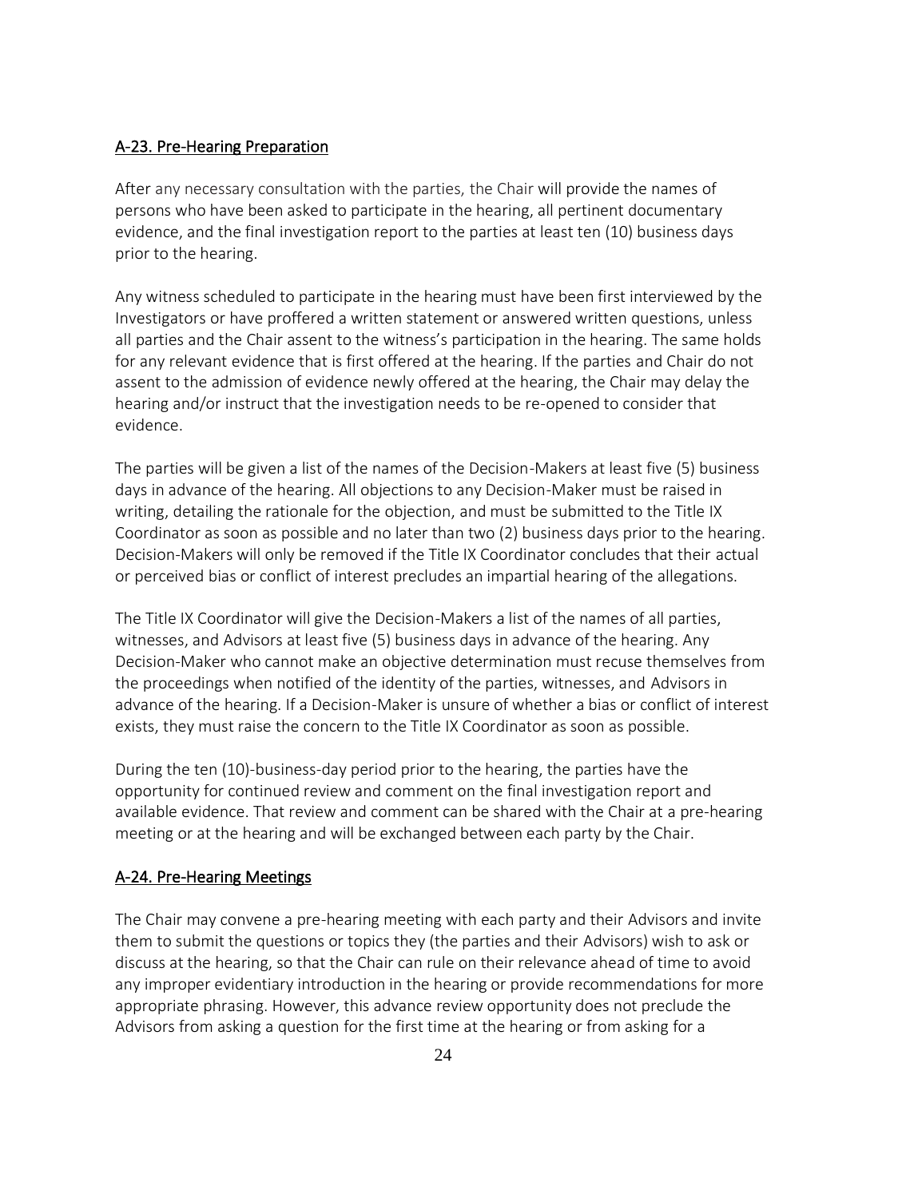## A-23. Pre-Hearing Preparation

After any necessary consultation with the parties, the Chair will provide the names of persons who have been asked to participate in the hearing, all pertinent documentary evidence, and the final investigation report to the parties at least ten (10) business days prior to the hearing.

Any witness scheduled to participate in the hearing must have been first interviewed by the Investigators or have proffered a written statement or answered written questions, unless all parties and the Chair assent to the witness's participation in the hearing. The same holds for any relevant evidence that is first offered at the hearing. If the parties and Chair do not assent to the admission of evidence newly offered at the hearing, the Chair may delay the hearing and/or instruct that the investigation needs to be re-opened to consider that evidence.

The parties will be given a list of the names of the Decision-Makers at least five (5) business days in advance of the hearing. All objections to any Decision-Maker must be raised in writing, detailing the rationale for the objection, and must be submitted to the Title IX Coordinator as soon as possible and no later than two (2) business days prior to the hearing. Decision-Makers will only be removed if the Title IX Coordinator concludes that their actual or perceived bias or conflict of interest precludes an impartial hearing of the allegations.

The Title IX Coordinator will give the Decision-Makers a list of the names of all parties, witnesses, and Advisors at least five (5) business days in advance of the hearing. Any Decision-Maker who cannot make an objective determination must recuse themselves from the proceedings when notified of the identity of the parties, witnesses, and Advisors in advance of the hearing. If a Decision-Maker is unsure of whether a bias or conflict of interest exists, they must raise the concern to the Title IX Coordinator as soon as possible.

During the ten (10)-business-day period prior to the hearing, the parties have the opportunity for continued review and comment on the final investigation report and available evidence. That review and comment can be shared with the Chair at a pre-hearing meeting or at the hearing and will be exchanged between each party by the Chair.

## A-24. Pre-Hearing Meetings

The Chair may convene a pre-hearing meeting with each party and their Advisors and invite them to submit the questions or topics they (the parties and their Advisors) wish to ask or discuss at the hearing, so that the Chair can rule on their relevance ahead of time to avoid any improper evidentiary introduction in the hearing or provide recommendations for more appropriate phrasing. However, this advance review opportunity does not preclude the Advisors from asking a question for the first time at the hearing or from asking for a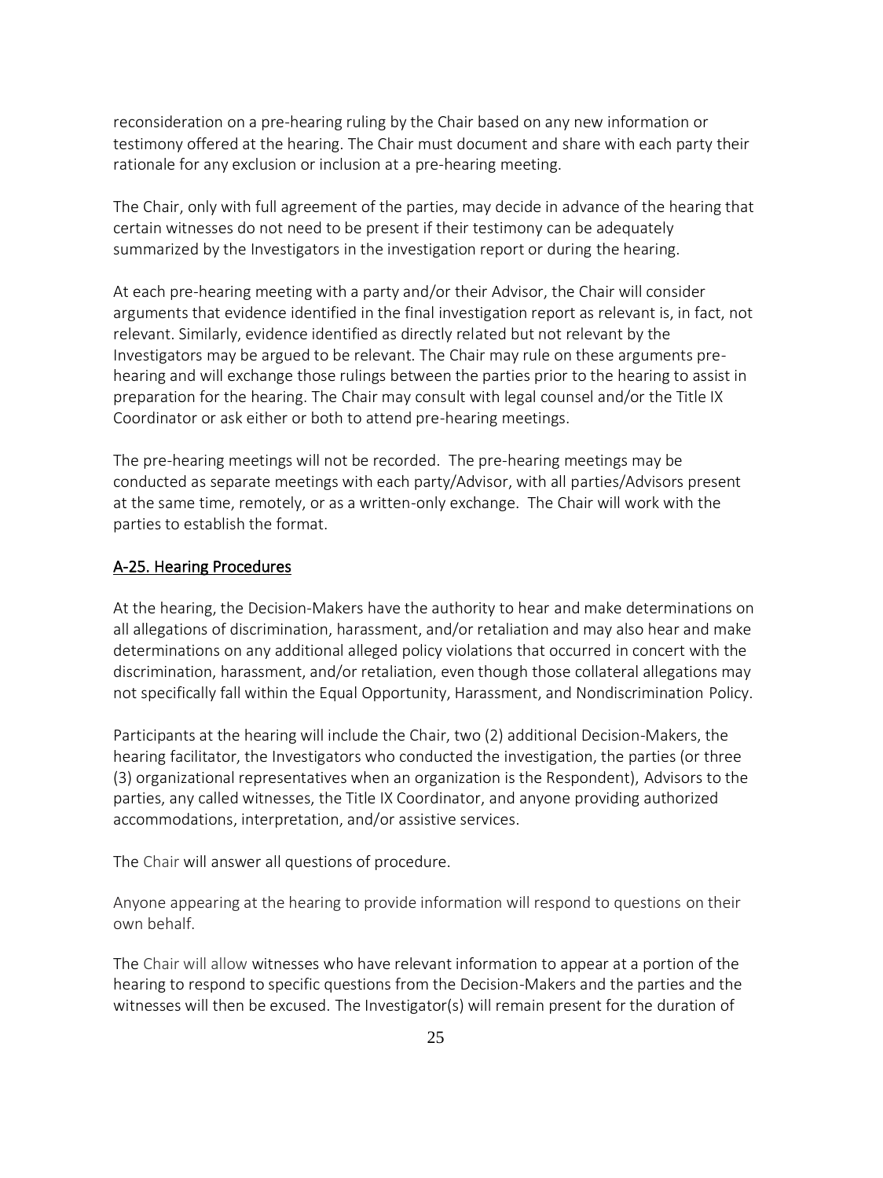reconsideration on a pre-hearing ruling by the Chair based on any new information or testimony offered at the hearing. The Chair must document and share with each party their rationale for any exclusion or inclusion at a pre-hearing meeting.

The Chair, only with full agreement of the parties, may decide in advance of the hearing that certain witnesses do not need to be present if their testimony can be adequately summarized by the Investigators in the investigation report or during the hearing.

At each pre-hearing meeting with a party and/or their Advisor, the Chair will consider arguments that evidence identified in the final investigation report as relevant is, in fact, not relevant. Similarly, evidence identified as directly related but not relevant by the Investigators may be argued to be relevant. The Chair may rule on these arguments pre-hearing and will exchange those rulings between the parties prior to the hearing to assist in preparation for the hearing. The Chair may consult with legal counsel and/or the Title IX Coordinator or ask either or both to attend pre-hearing meetings.

The pre-hearing meetings will not be recorded. The pre-hearing meetings may be conducted as separate meetings with each party/Advisor, with all parties/Advisors present at the same time, remotely, or as a written-only exchange. The Chair will work with the parties to establish the format.

## A-25. Hearing Procedures

At the hearing, the Decision-Makers have the authority to hear and make determinations on all allegations of discrimination, harassment, and/or retaliation and may also hear and make determinations on any additional alleged policy violations that occurred in concert with the discrimination, harassment, and/or retaliation, even though those collateral allegations may not specifically fall within the Equal Opportunity, Harassment, and Nondiscrimination Policy.

Participants at the hearing will include the Chair, two (2) additional Decision-Makers, the hearing facilitator, the Investigators who conducted the investigation, the parties (or three (3) organizational representatives when an organization is the Respondent), Advisors to the parties, any called witnesses, the Title IX Coordinator, and anyone providing authorized accommodations, interpretation, and/or assistive services.

The Chair will answer all questions of procedure.

Anyone appearing at the hearing to provide information will respond to questions on their own behalf.

The Chair will allow witnesses who have relevant information to appear at a portion of the hearing to respond to specific questions from the Decision-Makers and the parties and the witnesses will then be excused. The Investigator(s) will remain present for the duration of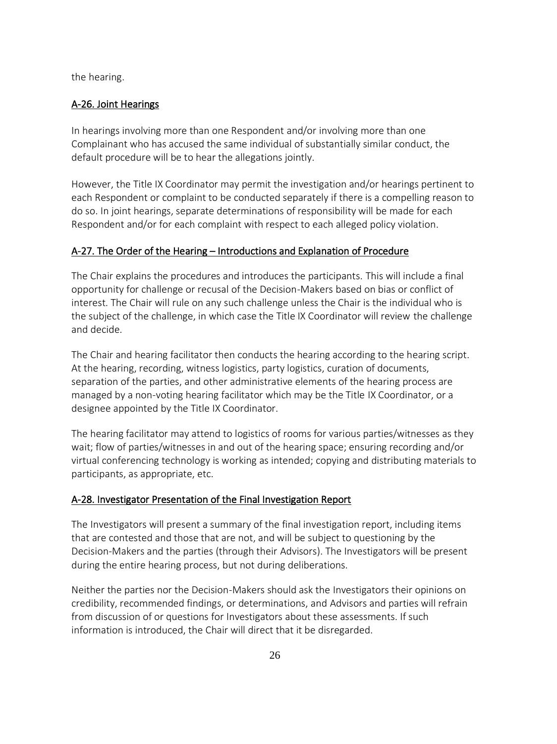the hearing.

## A-26. Joint Hearings

In hearings involving more than one Respondent and/or involving more than one Complainant who has accused the same individual of substantially similar conduct, the default procedure will be to hear the allegations jointly.

However, the Title IX Coordinator may permit the investigation and/or hearings pertinent to each Respondent or complaint to be conducted separately if there is a compelling reason to do so. In joint hearings, separate determinations of responsibility will be made for each Respondent and/or for each complaint with respect to each alleged policy violation.

## A-27. The Order of the Hearing – Introductions and Explanation of Procedure

The Chair explains the procedures and introduces the participants. This will include a final opportunity for challenge or recusal of the Decision-Makers based on bias or conflict of interest. The Chair will rule on any such challenge unless the Chair is the individual who is the subject of the challenge, in which case the Title IX Coordinator will review the challenge and decide.

The Chair and hearing facilitator then conducts the hearing according to the hearing script. At the hearing, recording, witness logistics, party logistics, curation of documents, separation of the parties, and other administrative elements of the hearing process are managed by a non-voting hearing facilitator which may be the Title IX Coordinator, or a designee appointed by the Title IX Coordinator.

The hearing facilitator may attend to logistics of rooms for various parties/witnesses as they wait; flow of parties/witnesses in and out of the hearing space; ensuring recording and/or virtual conferencing technology is working as intended; copying and distributing materials to participants, as appropriate, etc.

## A-28. Investigator Presentation of the Final Investigation Report

The Investigators will present a summary of the final investigation report, including items that are contested and those that are not, and will be subject to questioning by the Decision-Makers and the parties (through their Advisors). The Investigators will be present during the entire hearing process, but not during deliberations.

Neither the parties nor the Decision-Makers should ask the Investigators their opinions on credibility, recommended findings, or determinations, and Advisors and parties will refrain from discussion of or questions for Investigators about these assessments. If such information is introduced, the Chair will direct that it be disregarded.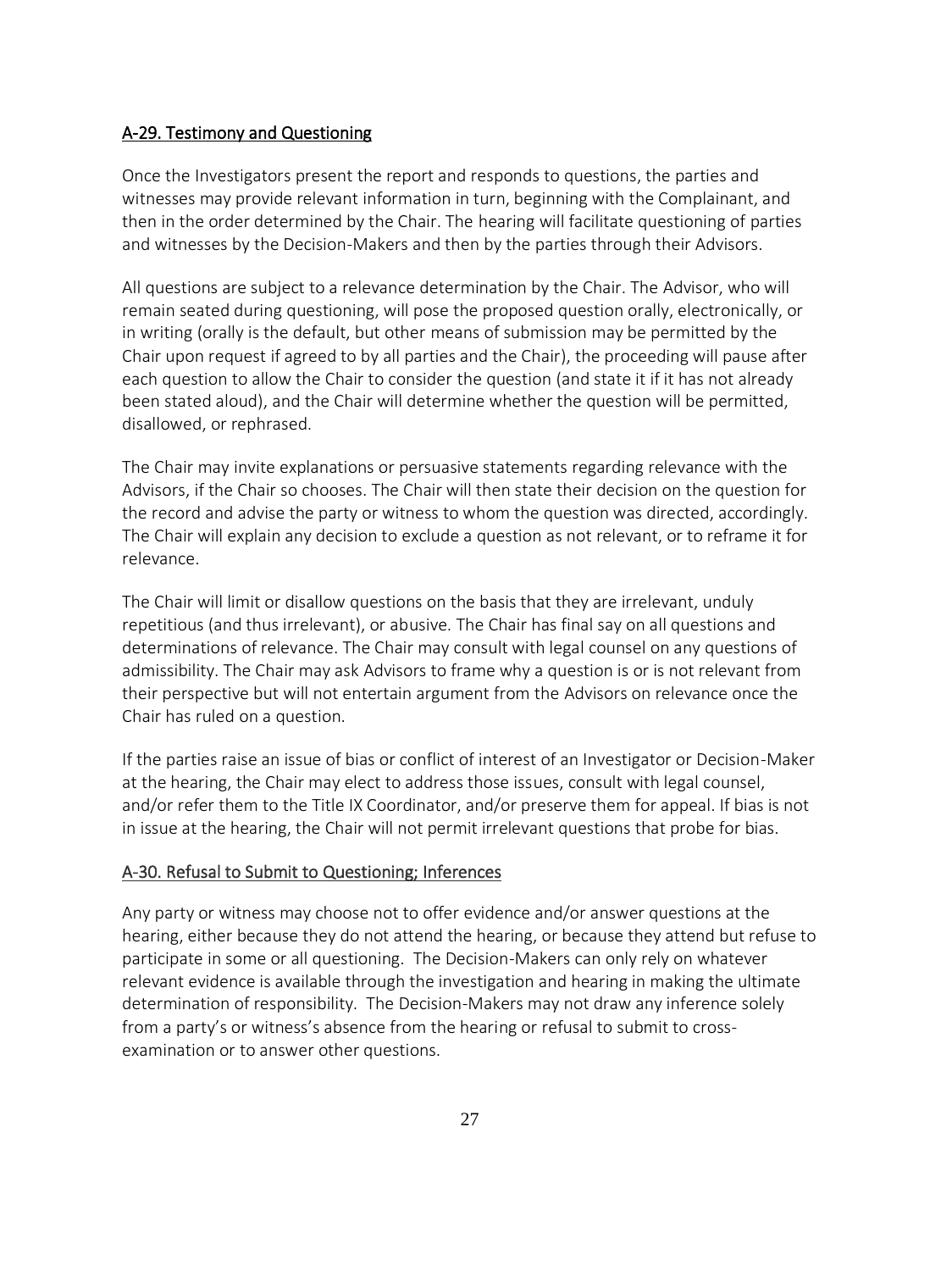## A-29. Testimony and Questioning

Once the Investigators present the report and responds to questions, the parties and witnesses may provide relevant information in turn, beginning with the Complainant, and then in the order determined by the Chair. The hearing will facilitate questioning of parties and witnesses by the Decision-Makers and then by the parties through their Advisors.

All questions are subject to a relevance determination by the Chair. The Advisor, who will remain seated during questioning, will pose the proposed question orally, electronically, or in writing (orally is the default, but other means of submission may be permitted by the Chair upon request if agreed to by all parties and the Chair), the proceeding will pause after each question to allow the Chair to consider the question (and state it if it has not already been stated aloud), and the Chair will determine whether the question will be permitted, disallowed, or rephrased.

The Chair may invite explanations or persuasive statements regarding relevance with the Advisors, if the Chair so chooses. The Chair will then state their decision on the question for the record and advise the party or witness to whom the question was directed, accordingly. The Chair will explain any decision to exclude a question as not relevant, or to reframe it for relevance.

The Chair will limit or disallow questions on the basis that they are irrelevant, unduly repetitious (and thus irrelevant), or abusive. The Chair has final say on all questions and determinations of relevance. The Chair may consult with legal counsel on any questions of admissibility. The Chair may ask Advisors to frame why a question is or is not relevant from their perspective but will not entertain argument from the Advisors on relevance once the Chair has ruled on a question.

If the parties raise an issue of bias or conflict of interest of an Investigator or Decision-Maker at the hearing, the Chair may elect to address those issues, consult with legal counsel, and/or refer them to the Title IX Coordinator, and/or preserve them for appeal. If bias is not in issue at the hearing, the Chair will not permit irrelevant questions that probe for bias.

## A-30. Refusal to Submit to Questioning; Inferences

Any party or witness may choose not to offer evidence and/or answer questions at the hearing, either because they do not attend the hearing, or because they attend but refuse to participate in some or all questioning. The Decision-Makers can only rely on whatever relevant evidence is available through the investigation and hearing in making the ultimate determination of responsibility. The Decision-Makers may not draw any inference solely from a party's or witness's absence from the hearing or refusal to submit to cross-examination or to answer other questions.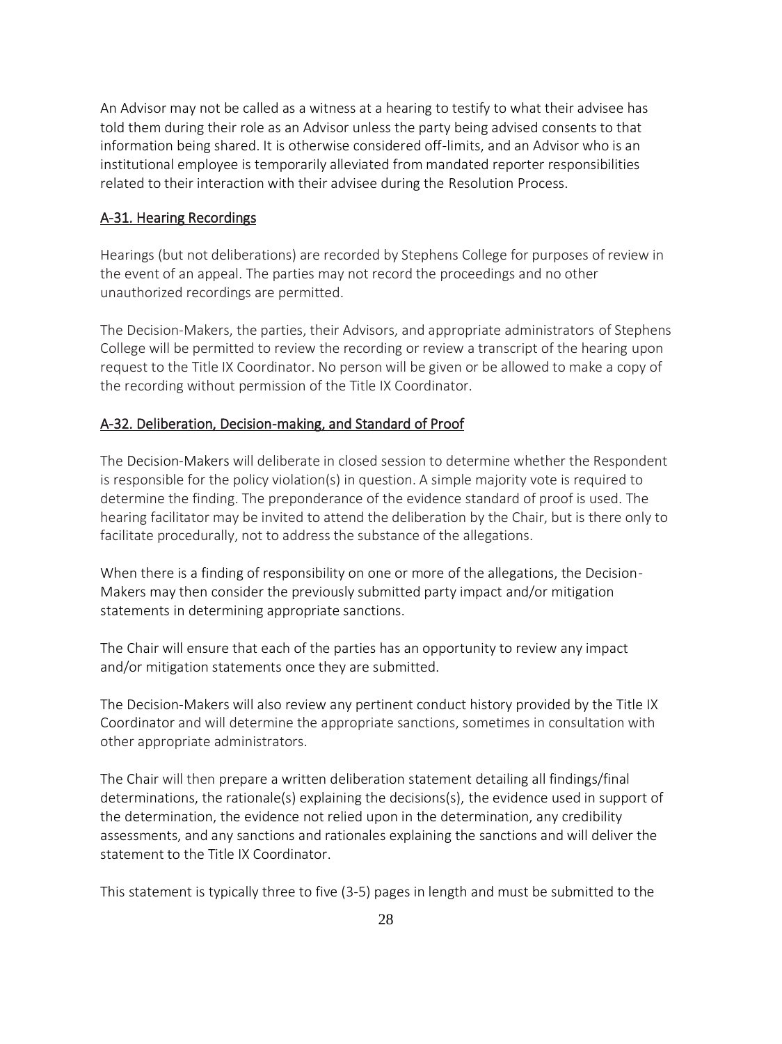An Advisor may not be called as a witness at a hearing to testify to what their advisee has told them during their role as an Advisor unless the party being advised consents to that information being shared. It is otherwise considered off-limits, and an Advisor who is an institutional employee is temporarily alleviated from mandated reporter responsibilities related to their interaction with their advisee during the Resolution Process.

## A-31. Hearing Recordings

Hearings (but not deliberations) are recorded by Stephens College for purposes of review in the event of an appeal. The parties may not record the proceedings and no other unauthorized recordings are permitted.

The Decision-Makers, the parties, their Advisors, and appropriate administrators of Stephens College will be permitted to review the recording or review a transcript of the hearing upon request to the Title IX Coordinator. No person will be given or be allowed to make a copy of the recording without permission of the Title IX Coordinator.

## A-32. Deliberation, Decision-making, and Standard of Proof

The Decision-Makers will deliberate in closed session to determine whether the Respondent is responsible for the policy violation(s) in question. A simple majority vote is required to determine the finding. The preponderance of the evidence standard of proof is used. The hearing facilitator may be invited to attend the deliberation by the Chair, but is there only to facilitate procedurally, not to address the substance of the allegations.

When there is a finding of responsibility on one or more of the allegations, the Decision-Makers may then consider the previously submitted party impact and/or mitigation statements in determining appropriate sanctions.

The Chair will ensure that each of the parties has an opportunity to review any impact and/or mitigation statements once they are submitted.

The Decision-Makers will also review any pertinent conduct history provided by the Title IX Coordinator and will determine the appropriate sanctions, sometimes in consultation with other appropriate administrators.

The Chair will then prepare a written deliberation statement detailing all findings/final determinations, the rationale(s) explaining the decisions(s), the evidence used in support of the determination, the evidence not relied upon in the determination, any credibility assessments, and any sanctions and rationales explaining the sanctions and will deliver the statement to the Title IX Coordinator.

This statement is typically three to five (3-5) pages in length and must be submitted to the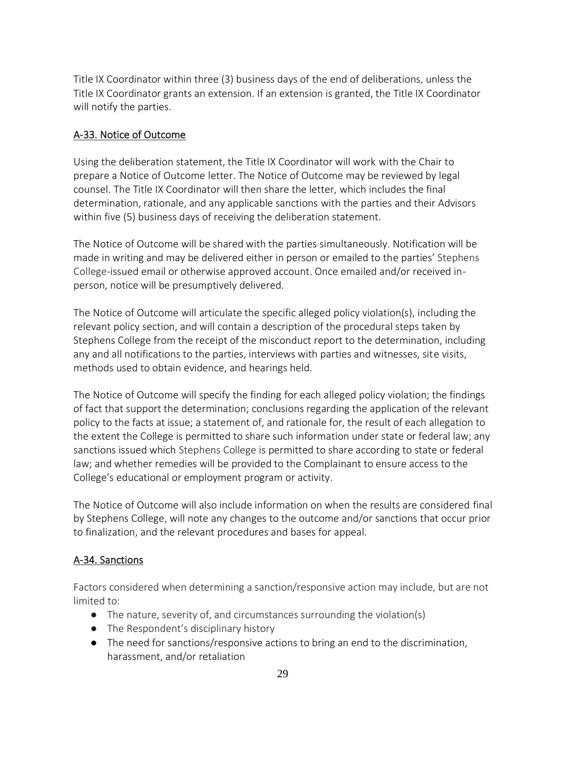Title IX Coordinator within three (3) business days of the end of deliberations, unless the Title IX Coordinator grants an extension. If an extension is granted, the Title IX Coordinator will notify the parties.

## A-33. Notice of Outcome

Using the deliberation statement, the Title IX Coordinator will work with the Chair to prepare a Notice of Outcome letter. The Notice of Outcome may be reviewed by legal counsel. The Title IX Coordinator will then share the letter, which includes the final determination, rationale, and any applicable sanctions with the parties and their Advisors within five (5) business days of receiving the deliberation statement.

The Notice of Outcome will be shared with the parties simultaneously. Notification will be made in writing and may be delivered either in person or emailed to the parties' Stephens College-issued email or otherwise approved account. Once emailed and/or received in-person, notice will be presumptively delivered.

The Notice of Outcome will articulate the specific alleged policy violation(s), including the relevant policy section, and will contain a description of the procedural steps taken by Stephens College from the receipt of the misconduct report to the determination, including any and all notifications to the parties, interviews with parties and witnesses, site visits, methods used to obtain evidence, and hearings held.

The Notice of Outcome will specify the finding for each alleged policy violation; the findings of fact that support the determination; conclusions regarding the application of the relevant policy to the facts at issue; a statement of, and rationale for, the result of each allegation to the extent the College is permitted to share such information under state or federal law; any sanctions issued which Stephens College is permitted to share according to state or federal law; and whether remedies will be provided to the Complainant to ensure access to the College's educational or employment program or activity.

The Notice of Outcome will also include information on when the results are considered final by Stephens College, will note any changes to the outcome and/or sanctions that occur prior to finalization, and the relevant procedures and bases for appeal.

## A-34. Sanctions

Factors considered when determining a sanction/responsive action may include, but are not limited to:

- The nature, severity of, and circumstances surrounding the violation(s)
- The Respondent's disciplinary history
- The need for sanctions/responsive actions to bring an end to the discrimination, harassment, and/or retaliation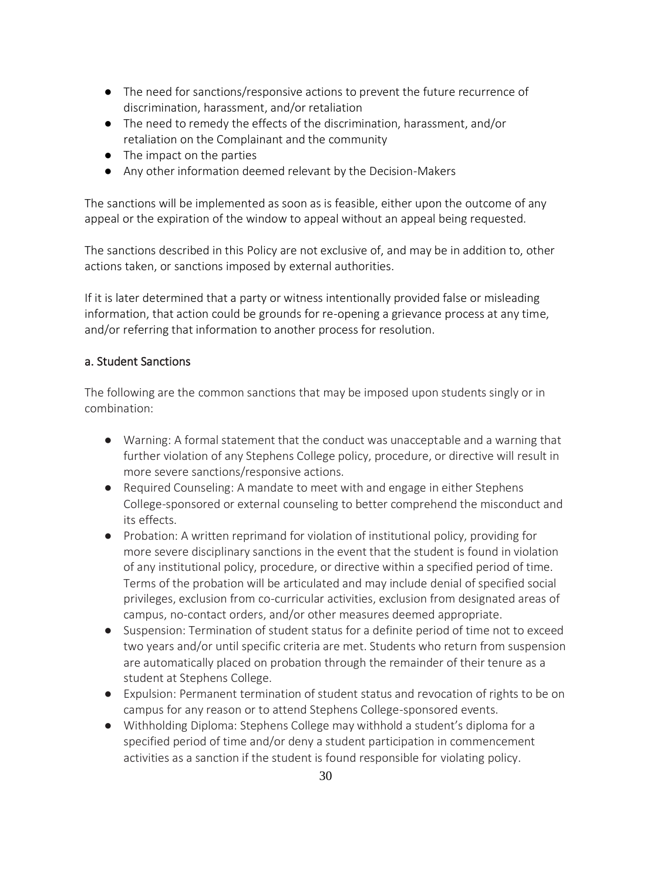- The need for sanctions/responsive actions to prevent the future recurrence of discrimination, harassment, and/or retaliation
- The need to remedy the effects of the discrimination, harassment, and/or retaliation on the Complainant and the community
- The impact on the parties
- Any other information deemed relevant by the Decision-Makers

The sanctions will be implemented as soon as is feasible, either upon the outcome of any appeal or the expiration of the window to appeal without an appeal being requested.

The sanctions described in this Policy are not exclusive of, and may be in addition to, other actions taken, or sanctions imposed by external authorities.

If it is later determined that a party or witness intentionally provided false or misleading information, that action could be grounds for re-opening a grievance process at any time, and/or referring that information to another process for resolution.

### a. Student Sanctions

The following are the common sanctions that may be imposed upon students singly or in combination:

- Warning: A formal statement that the conduct was unacceptable and a warning that further violation of any Stephens College policy, procedure, or directive will result in more severe sanctions/responsive actions.
- Required Counseling: A mandate to meet with and engage in either Stephens College-sponsored or external counseling to better comprehend the misconduct and its effects.
- Probation: A written reprimand for violation of institutional policy, providing for more severe disciplinary sanctions in the event that the student is found in violation of any institutional policy, procedure, or directive within a specified period of time. Terms of the probation will be articulated and may include denial of specified social privileges, exclusion from co-curricular activities, exclusion from designated areas of campus, no-contact orders, and/or other measures deemed appropriate.
- Suspension: Termination of student status for a definite period of time not to exceed two years and/or until specific criteria are met. Students who return from suspension are automatically placed on probation through the remainder of their tenure as a student at Stephens College.
- Expulsion: Permanent termination of student status and revocation of rights to be on campus for any reason or to attend Stephens College-sponsored events.
- Withholding Diploma: Stephens College may withhold a student's diploma for a specified period of time and/or deny a student participation in commencement activities as a sanction if the student is found responsible for violating policy.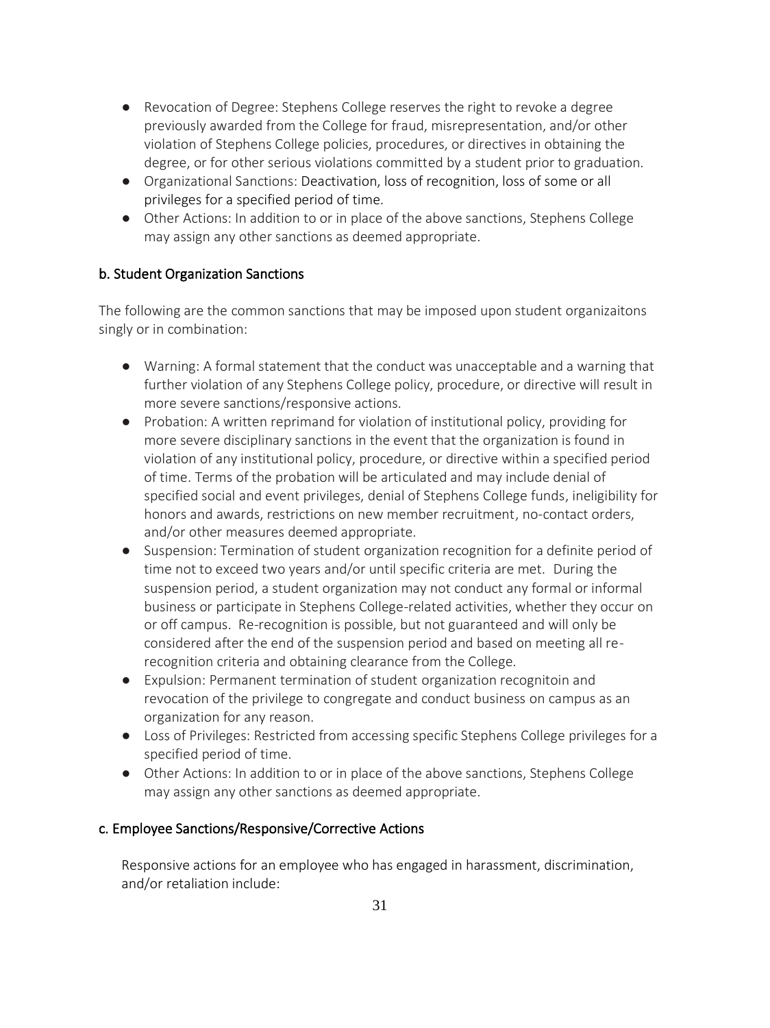- Revocation of Degree: Stephens College reserves the right to revoke a degree previously awarded from the College for fraud, misrepresentation, and/or other violation of Stephens College policies, procedures, or directives in obtaining the degree, or for other serious violations committed by a student prior to graduation.
- Organizational Sanctions: Deactivation, loss of recognition, loss of some or all privileges for a specified period of time.
- Other Actions: In addition to or in place of the above sanctions, Stephens College may assign any other sanctions as deemed appropriate.

### b. Student Organization Sanctions

The following are the common sanctions that may be imposed upon student organizaitons singly or in combination:

- Warning: A formal statement that the conduct was unacceptable and a warning that further violation of any Stephens College policy, procedure, or directive will result in more severe sanctions/responsive actions.
- Probation: A written reprimand for violation of institutional policy, providing for more severe disciplinary sanctions in the event that the organization is found in violation of any institutional policy, procedure, or directive within a specified period of time. Terms of the probation will be articulated and may include denial of specified social and event privileges, denial of Stephens College funds, ineligibility for honors and awards, restrictions on new member recruitment, no-contact orders, and/or other measures deemed appropriate.
- Suspension: Termination of student organization recognition for a definite period of time not to exceed two years and/or until specific criteria are met. During the suspension period, a student organization may not conduct any formal or informal business or participate in Stephens College-related activities, whether they occur on or off campus. Re-recognition is possible, but not guaranteed and will only be considered after the end of the suspension period and based on meeting all re-recognition criteria and obtaining clearance from the College.
- Expulsion: Permanent termination of student organization recognitoin and revocation of the privilege to congregate and conduct business on campus as an organization for any reason.
- Loss of Privileges: Restricted from accessing specific Stephens College privileges for a specified period of time.
- Other Actions: In addition to or in place of the above sanctions, Stephens College may assign any other sanctions as deemed appropriate.

### c. Employee Sanctions/Responsive/Corrective Actions

Responsive actions for an employee who has engaged in harassment, discrimination, and/or retaliation include: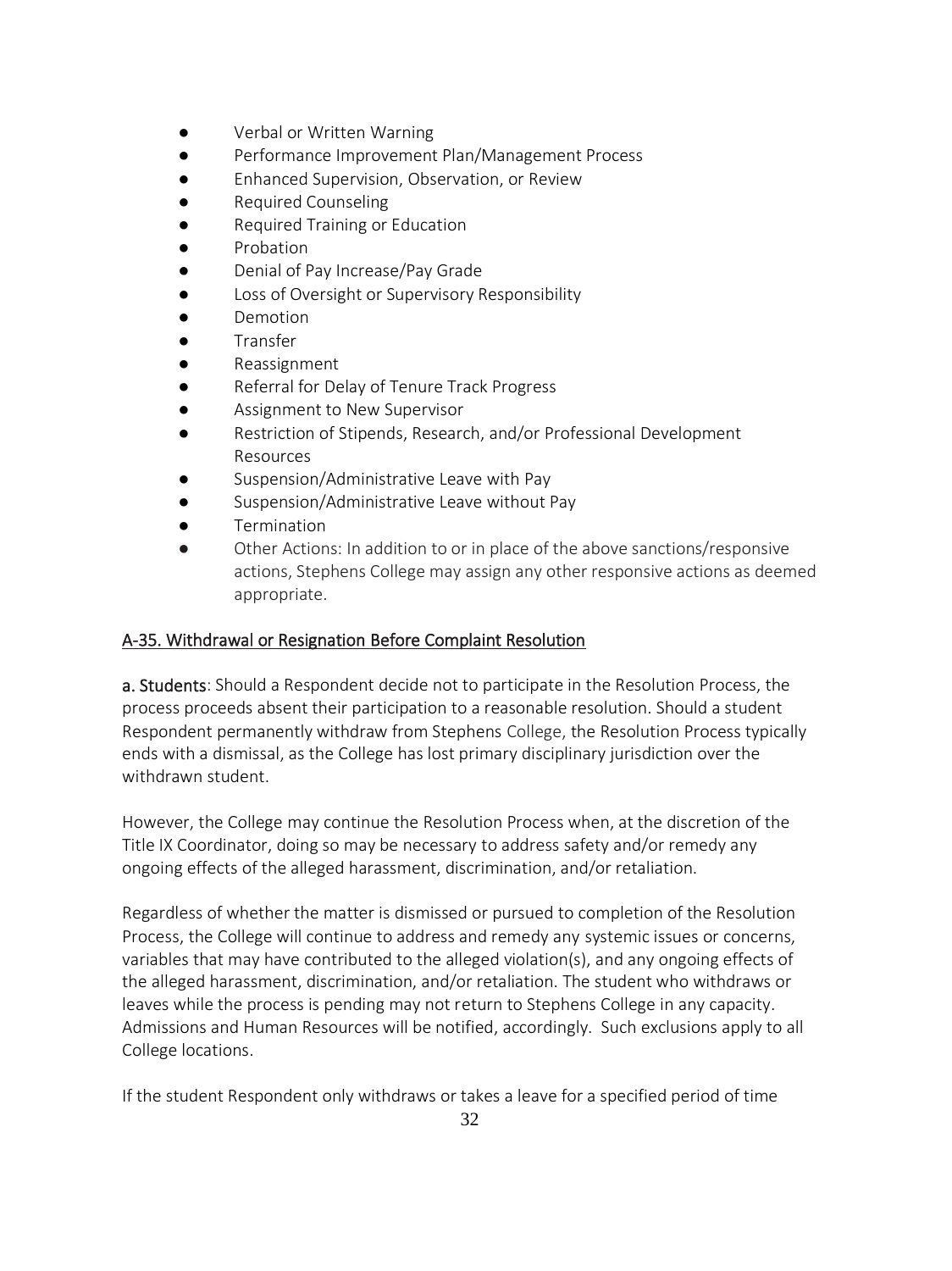- Verbal or Written Warning
- Performance Improvement Plan/Management Process
- Enhanced Supervision, Observation, or Review
- Required Counseling
- Required Training or Education
- Probation
- Denial of Pay Increase/Pay Grade
- Loss of Oversight or Supervisory Responsibility
- Demotion
- Transfer
- Reassignment
- Referral for Delay of Tenure Track Progress
- Assignment to New Supervisor
- Restriction of Stipends, Research, and/or Professional Development Resources
- Suspension/Administrative Leave with Pay
- Suspension/Administrative Leave without Pay
- Termination
- Other Actions: In addition to or in place of the above sanctions/responsive actions, Stephens College may assign any other responsive actions as deemed appropriate.

## A-35. Withdrawal or Resignation Before Complaint Resolution

**a. Students**: Should a Respondent decide not to participate in the Resolution Process, the process proceeds absent their participation to a reasonable resolution. Should a student Respondent permanently withdraw from Stephens College, the Resolution Process typically ends with a dismissal, as the College has lost primary disciplinary jurisdiction over the withdrawn student.

However, the College may continue the Resolution Process when, at the discretion of the Title IX Coordinator, doing so may be necessary to address safety and/or remedy any ongoing effects of the alleged harassment, discrimination, and/or retaliation.

Regardless of whether the matter is dismissed or pursued to completion of the Resolution Process, the College will continue to address and remedy any systemic issues or concerns, variables that may have contributed to the alleged violation(s), and any ongoing effects of the alleged harassment, discrimination, and/or retaliation. The student who withdraws or leaves while the process is pending may not return to Stephens College in any capacity. Admissions and Human Resources will be notified, accordingly. Such exclusions apply to all College locations.

If the student Respondent only withdraws or takes a leave for a specified period of time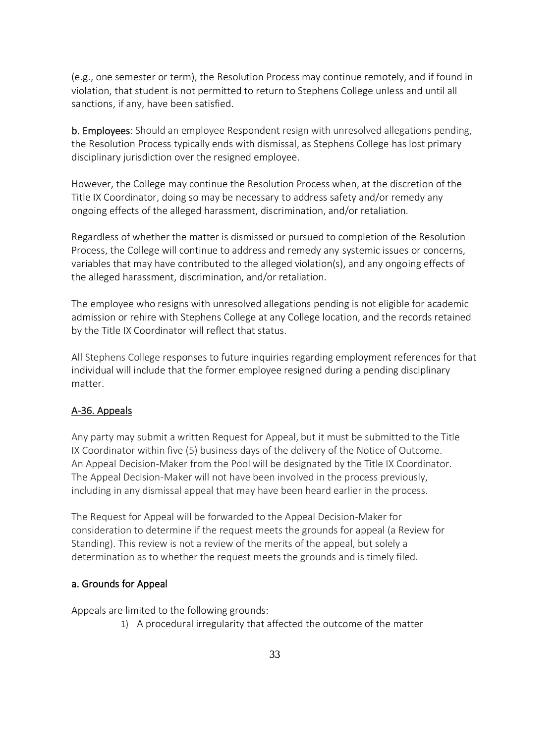(e.g., one semester or term), the Resolution Process may continue remotely, and if found in violation, that student is not permitted to return to Stephens College unless and until all sanctions, if any, have been satisfied.

**b. Employees**: Should an employee Respondent resign with unresolved allegations pending, the Resolution Process typically ends with dismissal, as Stephens College has lost primary disciplinary jurisdiction over the resigned employee.

However, the College may continue the Resolution Process when, at the discretion of the Title IX Coordinator, doing so may be necessary to address safety and/or remedy any ongoing effects of the alleged harassment, discrimination, and/or retaliation.

Regardless of whether the matter is dismissed or pursued to completion of the Resolution Process, the College will continue to address and remedy any systemic issues or concerns, variables that may have contributed to the alleged violation(s), and any ongoing effects of the alleged harassment, discrimination, and/or retaliation.

The employee who resigns with unresolved allegations pending is not eligible for academic admission or rehire with Stephens College at any College location, and the records retained by the Title IX Coordinator will reflect that status.

All Stephens College responses to future inquiries regarding employment references for that individual will include that the former employee resigned during a pending disciplinary matter.

## A-36. Appeals

Any party may submit a written Request for Appeal, but it must be submitted to the Title IX Coordinator within five (5) business days of the delivery of the Notice of Outcome. An Appeal Decision-Maker from the Pool will be designated by the Title IX Coordinator. The Appeal Decision-Maker will not have been involved in the process previously, including in any dismissal appeal that may have been heard earlier in the process.

The Request for Appeal will be forwarded to the Appeal Decision-Maker for consideration to determine if the request meets the grounds for appeal (a Review for Standing). This review is not a review of the merits of the appeal, but solely a determination as to whether the request meets the grounds and is timely filed.

### a. Grounds for Appeal

Appeals are limited to the following grounds:

1) A procedural irregularity that affected the outcome of the matter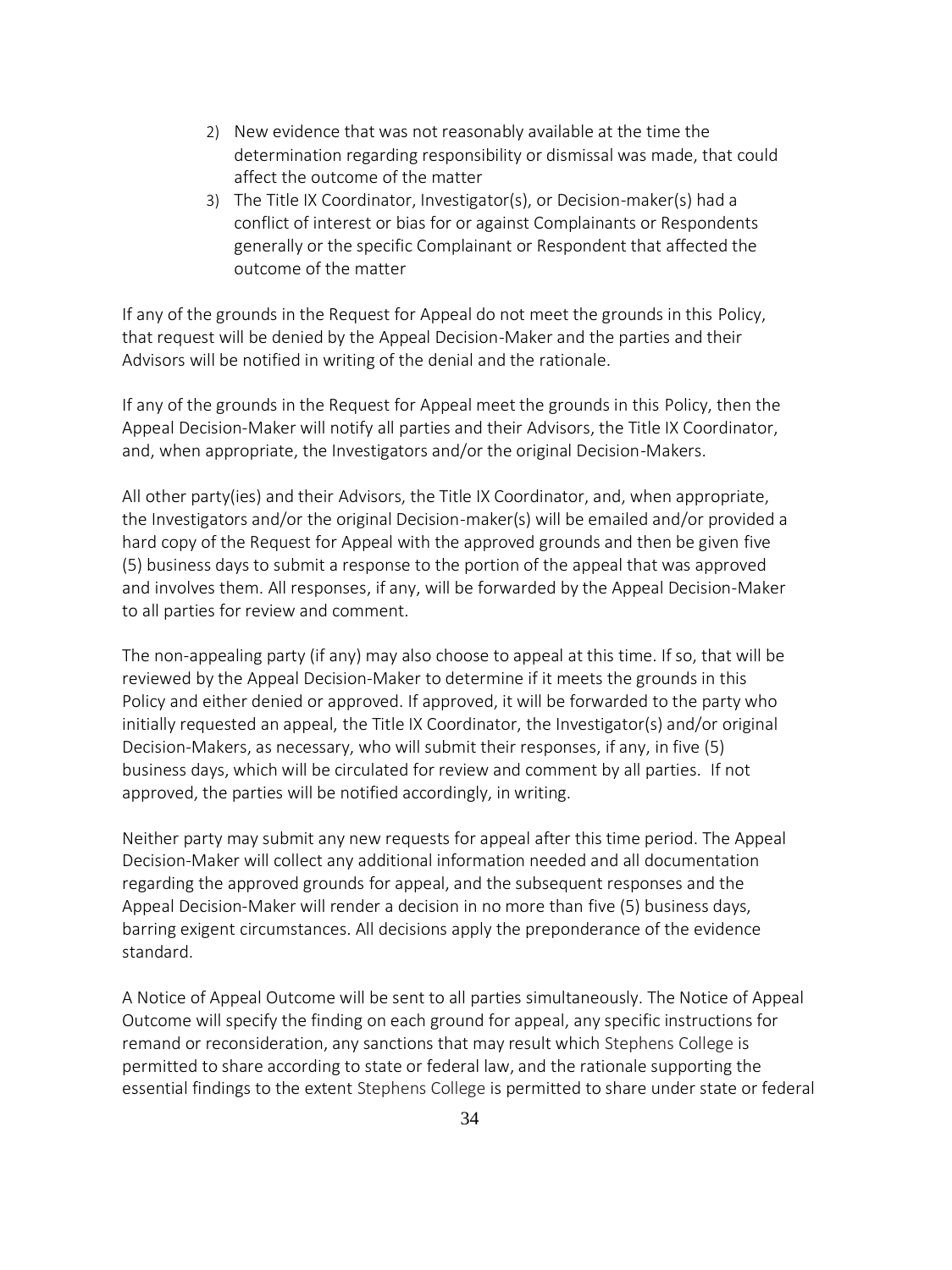2) New evidence that was not reasonably available at the time the determination regarding responsibility or dismissal was made, that could affect the outcome of the matter
3) The Title IX Coordinator, Investigator(s), or Decision-maker(s) had a conflict of interest or bias for or against Complainants or Respondents generally or the specific Complainant or Respondent that affected the outcome of the matter

If any of the grounds in the Request for Appeal do not meet the grounds in this Policy, that request will be denied by the Appeal Decision-Maker and the parties and their Advisors will be notified in writing of the denial and the rationale.

If any of the grounds in the Request for Appeal meet the grounds in this Policy, then the Appeal Decision-Maker will notify all parties and their Advisors, the Title IX Coordinator, and, when appropriate, the Investigators and/or the original Decision-Makers.

All other party(ies) and their Advisors, the Title IX Coordinator, and, when appropriate, the Investigators and/or the original Decision-maker(s) will be emailed and/or provided a hard copy of the Request for Appeal with the approved grounds and then be given five (5) business days to submit a response to the portion of the appeal that was approved and involves them. All responses, if any, will be forwarded by the Appeal Decision-Maker to all parties for review and comment.

The non-appealing party (if any) may also choose to appeal at this time. If so, that will be reviewed by the Appeal Decision-Maker to determine if it meets the grounds in this Policy and either denied or approved. If approved, it will be forwarded to the party who initially requested an appeal, the Title IX Coordinator, the Investigator(s) and/or original Decision-Makers, as necessary, who will submit their responses, if any, in five (5) business days, which will be circulated for review and comment by all parties. If not approved, the parties will be notified accordingly, in writing.

Neither party may submit any new requests for appeal after this time period. The Appeal Decision-Maker will collect any additional information needed and all documentation regarding the approved grounds for appeal, and the subsequent responses and the Appeal Decision-Maker will render a decision in no more than five (5) business days, barring exigent circumstances. All decisions apply the preponderance of the evidence standard.

A Notice of Appeal Outcome will be sent to all parties simultaneously. The Notice of Appeal Outcome will specify the finding on each ground for appeal, any specific instructions for remand or reconsideration, any sanctions that may result which Stephens College is permitted to share according to state or federal law, and the rationale supporting the essential findings to the extent Stephens College is permitted to share under state or federal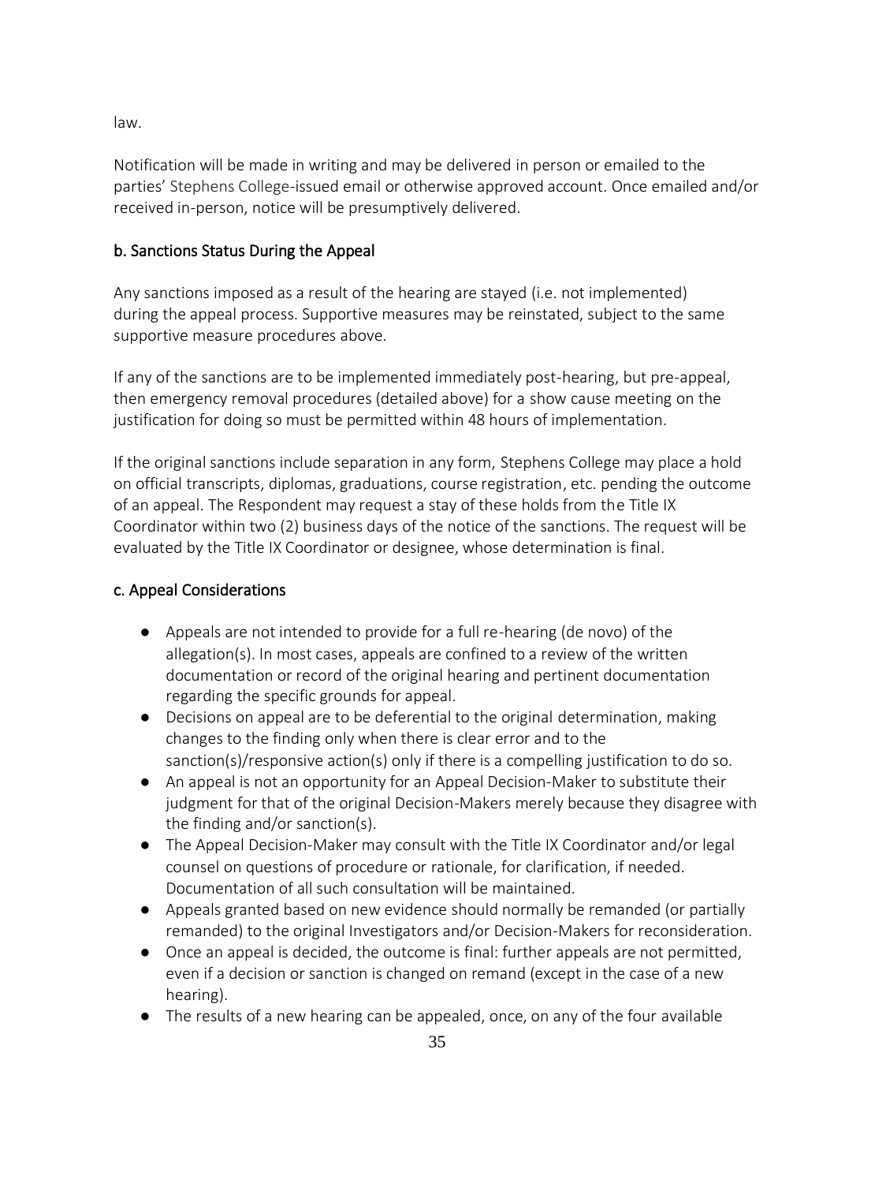law.

Notification will be made in writing and may be delivered in person or emailed to the parties' Stephens College-issued email or otherwise approved account. Once emailed and/or received in-person, notice will be presumptively delivered.

### b. Sanctions Status During the Appeal

Any sanctions imposed as a result of the hearing are stayed (i.e. not implemented) during the appeal process. Supportive measures may be reinstated, subject to the same supportive measure procedures above.

If any of the sanctions are to be implemented immediately post-hearing, but pre-appeal, then emergency removal procedures (detailed above) for a show cause meeting on the justification for doing so must be permitted within 48 hours of implementation.

If the original sanctions include separation in any form, Stephens College may place a hold on official transcripts, diplomas, graduations, course registration, etc. pending the outcome of an appeal. The Respondent may request a stay of these holds from the Title IX Coordinator within two (2) business days of the notice of the sanctions. The request will be evaluated by the Title IX Coordinator or designee, whose determination is final.

### c. Appeal Considerations

- Appeals are not intended to provide for a full re-hearing (de novo) of the allegation(s). In most cases, appeals are confined to a review of the written documentation or record of the original hearing and pertinent documentation regarding the specific grounds for appeal.
- Decisions on appeal are to be deferential to the original determination, making changes to the finding only when there is clear error and to the sanction(s)/responsive action(s) only if there is a compelling justification to do so.
- An appeal is not an opportunity for an Appeal Decision-Maker to substitute their judgment for that of the original Decision-Makers merely because they disagree with the finding and/or sanction(s).
- The Appeal Decision-Maker may consult with the Title IX Coordinator and/or legal counsel on questions of procedure or rationale, for clarification, if needed. Documentation of all such consultation will be maintained.
- Appeals granted based on new evidence should normally be remanded (or partially remanded) to the original Investigators and/or Decision-Makers for reconsideration.
- Once an appeal is decided, the outcome is final: further appeals are not permitted, even if a decision or sanction is changed on remand (except in the case of a new hearing).
- The results of a new hearing can be appealed, once, on any of the four available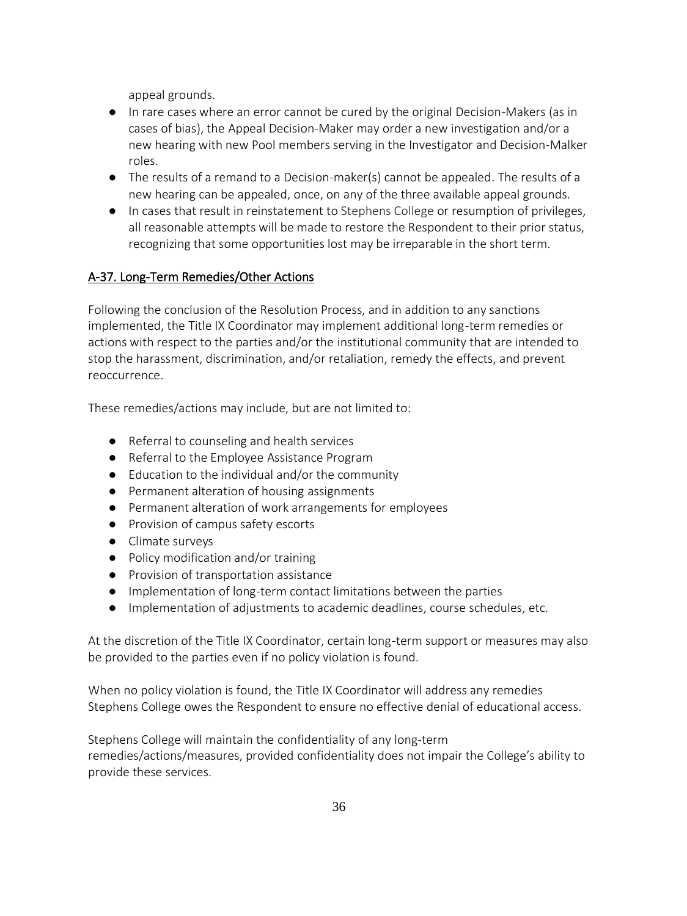appeal grounds.

- In rare cases where an error cannot be cured by the original Decision-Makers (as in cases of bias), the Appeal Decision-Maker may order a new investigation and/or a new hearing with new Pool members serving in the Investigator and Decision-Malker roles.
- The results of a remand to a Decision-maker(s) cannot be appealed. The results of a new hearing can be appealed, once, on any of the three available appeal grounds.
- In cases that result in reinstatement to Stephens College or resumption of privileges, all reasonable attempts will be made to restore the Respondent to their prior status, recognizing that some opportunities lost may be irreparable in the short term.

## A-37. Long-Term Remedies/Other Actions

Following the conclusion of the Resolution Process, and in addition to any sanctions implemented, the Title IX Coordinator may implement additional long-term remedies or actions with respect to the parties and/or the institutional community that are intended to stop the harassment, discrimination, and/or retaliation, remedy the effects, and prevent reoccurrence.

These remedies/actions may include, but are not limited to:

- Referral to counseling and health services
- Referral to the Employee Assistance Program
- Education to the individual and/or the community
- Permanent alteration of housing assignments
- Permanent alteration of work arrangements for employees
- Provision of campus safety escorts
- Climate surveys
- Policy modification and/or training
- Provision of transportation assistance
- Implementation of long-term contact limitations between the parties
- Implementation of adjustments to academic deadlines, course schedules, etc.

At the discretion of the Title IX Coordinator, certain long-term support or measures may also be provided to the parties even if no policy violation is found.

When no policy violation is found, the Title IX Coordinator will address any remedies Stephens College owes the Respondent to ensure no effective denial of educational access.

Stephens College will maintain the confidentiality of any long-term remedies/actions/measures, provided confidentiality does not impair the College's ability to provide these services.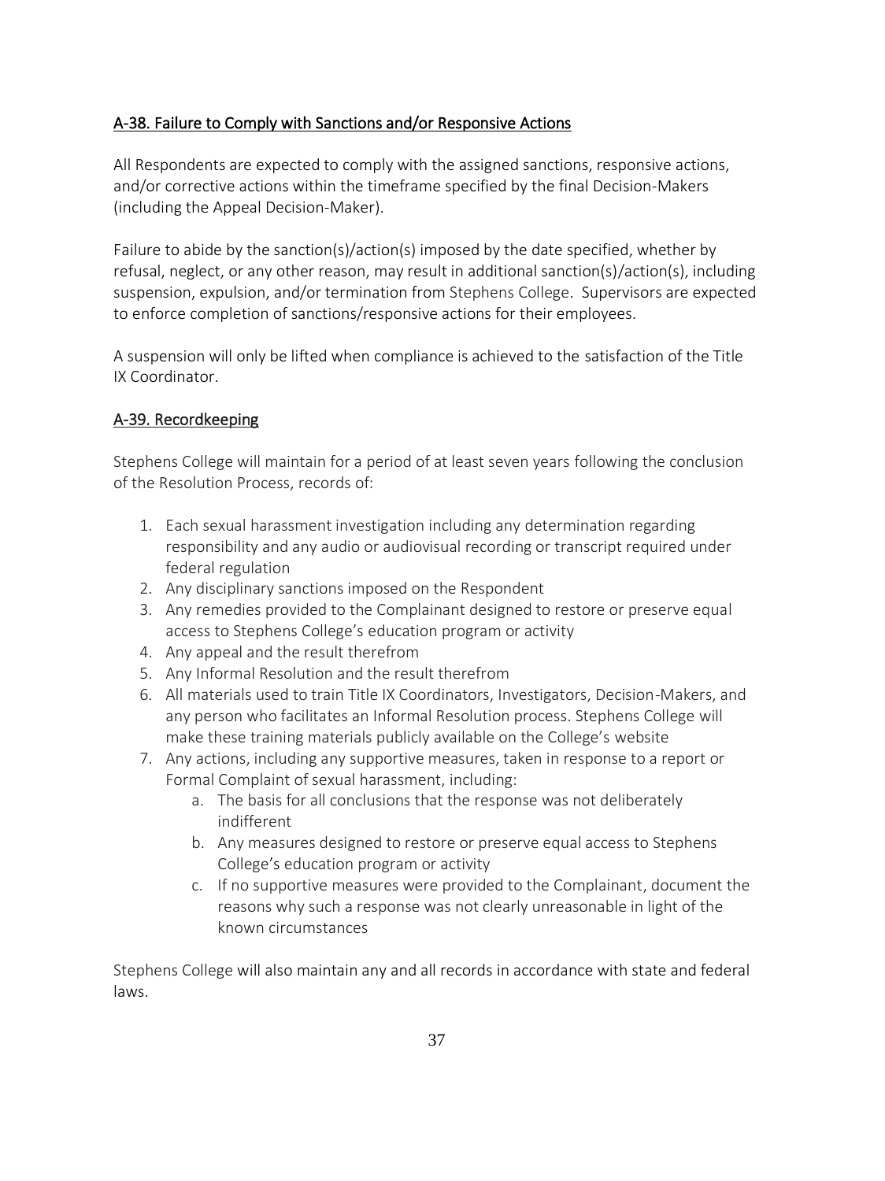## A-38. Failure to Comply with Sanctions and/or Responsive Actions

All Respondents are expected to comply with the assigned sanctions, responsive actions, and/or corrective actions within the timeframe specified by the final Decision-Makers (including the Appeal Decision-Maker).

Failure to abide by the sanction(s)/action(s) imposed by the date specified, whether by refusal, neglect, or any other reason, may result in additional sanction(s)/action(s), including suspension, expulsion, and/or termination from Stephens College. Supervisors are expected to enforce completion of sanctions/responsive actions for their employees.

A suspension will only be lifted when compliance is achieved to the satisfaction of the Title IX Coordinator.

## A-39. Recordkeeping

Stephens College will maintain for a period of at least seven years following the conclusion of the Resolution Process, records of:

1. Each sexual harassment investigation including any determination regarding responsibility and any audio or audiovisual recording or transcript required under federal regulation
2. Any disciplinary sanctions imposed on the Respondent
3. Any remedies provided to the Complainant designed to restore or preserve equal access to Stephens College's education program or activity
4. Any appeal and the result therefrom
5. Any Informal Resolution and the result therefrom
6. All materials used to train Title IX Coordinators, Investigators, Decision-Makers, and any person who facilitates an Informal Resolution process. Stephens College will make these training materials publicly available on the College's website
7. Any actions, including any supportive measures, taken in response to a report or Formal Complaint of sexual harassment, including:
    a. The basis for all conclusions that the response was not deliberately indifferent
    b. Any measures designed to restore or preserve equal access to Stephens College's education program or activity
    c. If no supportive measures were provided to the Complainant, document the reasons why such a response was not clearly unreasonable in light of the known circumstances

Stephens College will also maintain any and all records in accordance with state and federal laws.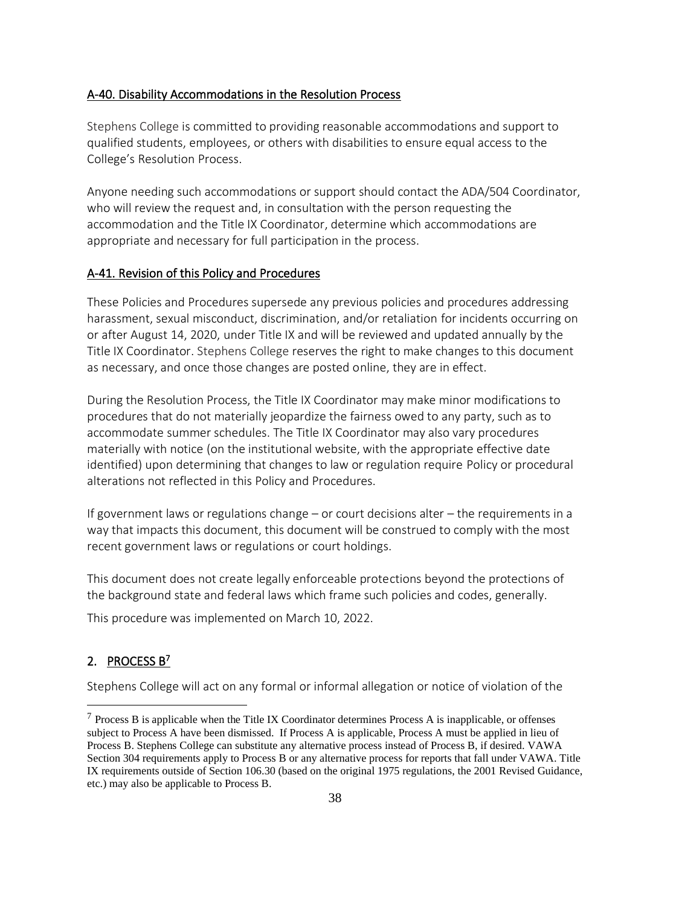### A-40. Disability Accommodations in the Resolution Process

Stephens College is committed to providing reasonable accommodations and support to qualified students, employees, or others with disabilities to ensure equal access to the College's Resolution Process.

Anyone needing such accommodations or support should contact the ADA/504 Coordinator, who will review the request and, in consultation with the person requesting the accommodation and the Title IX Coordinator, determine which accommodations are appropriate and necessary for full participation in the process.

### A-41. Revision of this Policy and Procedures

These Policies and Procedures supersede any previous policies and procedures addressing harassment, sexual misconduct, discrimination, and/or retaliation for incidents occurring on or after August 14, 2020, under Title IX and will be reviewed and updated annually by the Title IX Coordinator. Stephens College reserves the right to make changes to this document as necessary, and once those changes are posted online, they are in effect.

During the Resolution Process, the Title IX Coordinator may make minor modifications to procedures that do not materially jeopardize the fairness owed to any party, such as to accommodate summer schedules. The Title IX Coordinator may also vary procedures materially with notice (on the institutional website, with the appropriate effective date identified) upon determining that changes to law or regulation require Policy or procedural alterations not reflected in this Policy and Procedures.

If government laws or regulations change – or court decisions alter – the requirements in a way that impacts this document, this document will be construed to comply with the most recent government laws or regulations or court holdings.

This document does not create legally enforceable protections beyond the protections of the background state and federal laws which frame such policies and codes, generally.

This procedure was implemented on March 10, 2022.

## 2. PROCESS B[7]

Stephens College will act on any formal or informal allegation or notice of violation of the

[7] Process B is applicable when the Title IX Coordinator determines Process A is inapplicable, or offenses subject to Process A have been dismissed. If Process A is applicable, Process A must be applied in lieu of Process B. Stephens College can substitute any alternative process instead of Process B, if desired. VAWA Section 304 requirements apply to Process B or any alternative process for reports that fall under VAWA. Title IX requirements outside of Section 106.30 (based on the original 1975 regulations, the 2001 Revised Guidance, etc.) may also be applicable to Process B.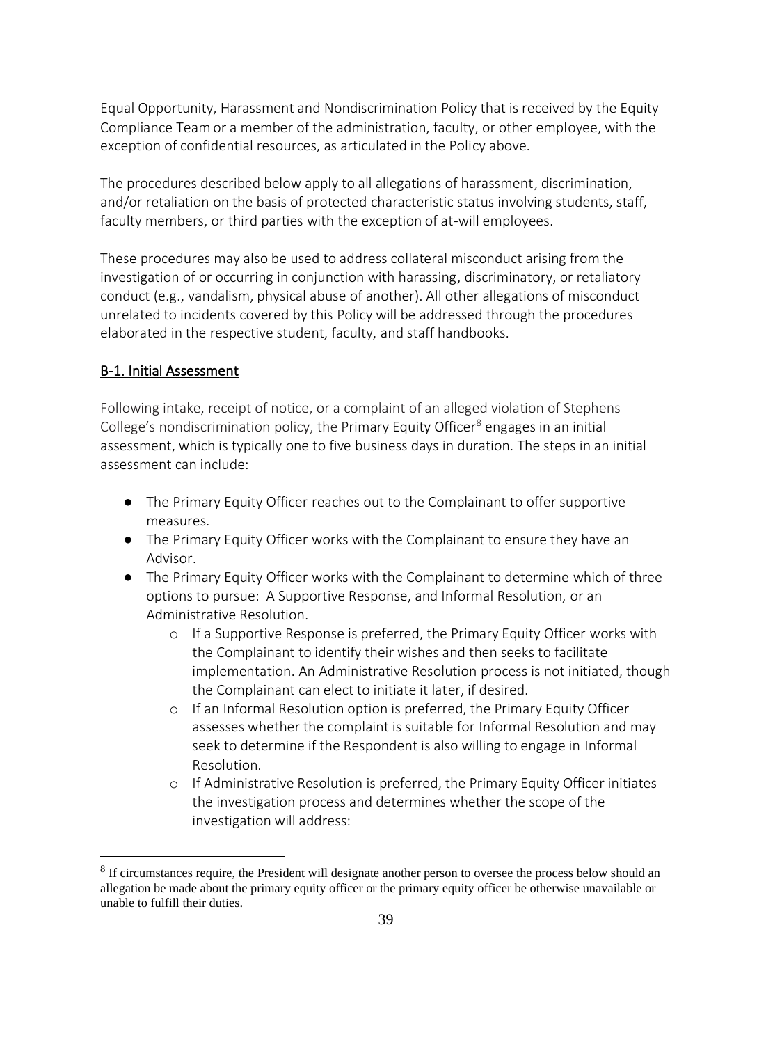Equal Opportunity, Harassment and Nondiscrimination Policy that is received by the Equity Compliance Team or a member of the administration, faculty, or other employee, with the exception of confidential resources, as articulated in the Policy above.

The procedures described below apply to all allegations of harassment, discrimination, and/or retaliation on the basis of protected characteristic status involving students, staff, faculty members, or third parties with the exception of at-will employees.

These procedures may also be used to address collateral misconduct arising from the investigation of or occurring in conjunction with harassing, discriminatory, or retaliatory conduct (e.g., vandalism, physical abuse of another). All other allegations of misconduct unrelated to incidents covered by this Policy will be addressed through the procedures elaborated in the respective student, faculty, and staff handbooks.

## B-1. Initial Assessment

Following intake, receipt of notice, or a complaint of an alleged violation of Stephens College's nondiscrimination policy, the Primary Equity Officer[8] engages in an initial assessment, which is typically one to five business days in duration. The steps in an initial assessment can include:

- The Primary Equity Officer reaches out to the Complainant to offer supportive measures.
- The Primary Equity Officer works with the Complainant to ensure they have an Advisor.
- The Primary Equity Officer works with the Complainant to determine which of three options to pursue: A Supportive Response, and Informal Resolution, or an Administrative Resolution.
    - If a Supportive Response is preferred, the Primary Equity Officer works with the Complainant to identify their wishes and then seeks to facilitate implementation. An Administrative Resolution process is not initiated, though the Complainant can elect to initiate it later, if desired.
    - If an Informal Resolution option is preferred, the Primary Equity Officer assesses whether the complaint is suitable for Informal Resolution and may seek to determine if the Respondent is also willing to engage in Informal Resolution.
    - If Administrative Resolution is preferred, the Primary Equity Officer initiates the investigation process and determines whether the scope of the investigation will address:

[8] If circumstances require, the President will designate another person to oversee the process below should an allegation be made about the primary equity officer or the primary equity officer be otherwise unavailable or unable to fulfill their duties.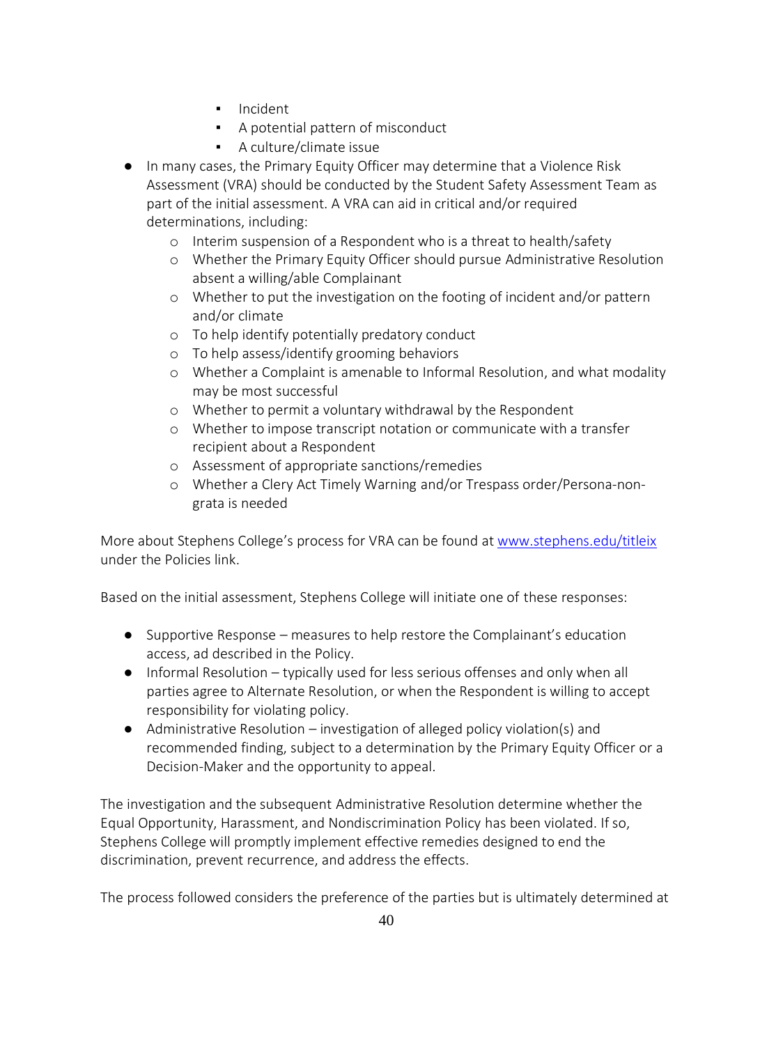- Incident
    - A potential pattern of misconduct
    - A culture/climate issue
- In many cases, the Primary Equity Officer may determine that a Violence Risk Assessment (VRA) should be conducted by the Student Safety Assessment Team as part of the initial assessment. A VRA can aid in critical and/or required determinations, including:
    - Interim suspension of a Respondent who is a threat to health/safety
    - Whether the Primary Equity Officer should pursue Administrative Resolution absent a willing/able Complainant
    - Whether to put the investigation on the footing of incident and/or pattern and/or climate
    - To help identify potentially predatory conduct
    - To help assess/identify grooming behaviors
    - Whether a Complaint is amenable to Informal Resolution, and what modality may be most successful
    - Whether to permit a voluntary withdrawal by the Respondent
    - Whether to impose transcript notation or communicate with a transfer recipient about a Respondent
    - Assessment of appropriate sanctions/remedies
    - Whether a Clery Act Timely Warning and/or Trespass order/Persona-non-grata is needed

More about Stephens College's process for VRA can be found at [www.stephens.edu/titleix](http://www.stephens.edu/titleix) under the Policies link.

Based on the initial assessment, Stephens College will initiate one of these responses:

- Supportive Response – measures to help restore the Complainant's education access, ad described in the Policy.
- Informal Resolution – typically used for less serious offenses and only when all parties agree to Alternate Resolution, or when the Respondent is willing to accept responsibility for violating policy.
- Administrative Resolution – investigation of alleged policy violation(s) and recommended finding, subject to a determination by the Primary Equity Officer or a Decision-Maker and the opportunity to appeal.

The investigation and the subsequent Administrative Resolution determine whether the Equal Opportunity, Harassment, and Nondiscrimination Policy has been violated. If so, Stephens College will promptly implement effective remedies designed to end the discrimination, prevent recurrence, and address the effects.

The process followed considers the preference of the parties but is ultimately determined at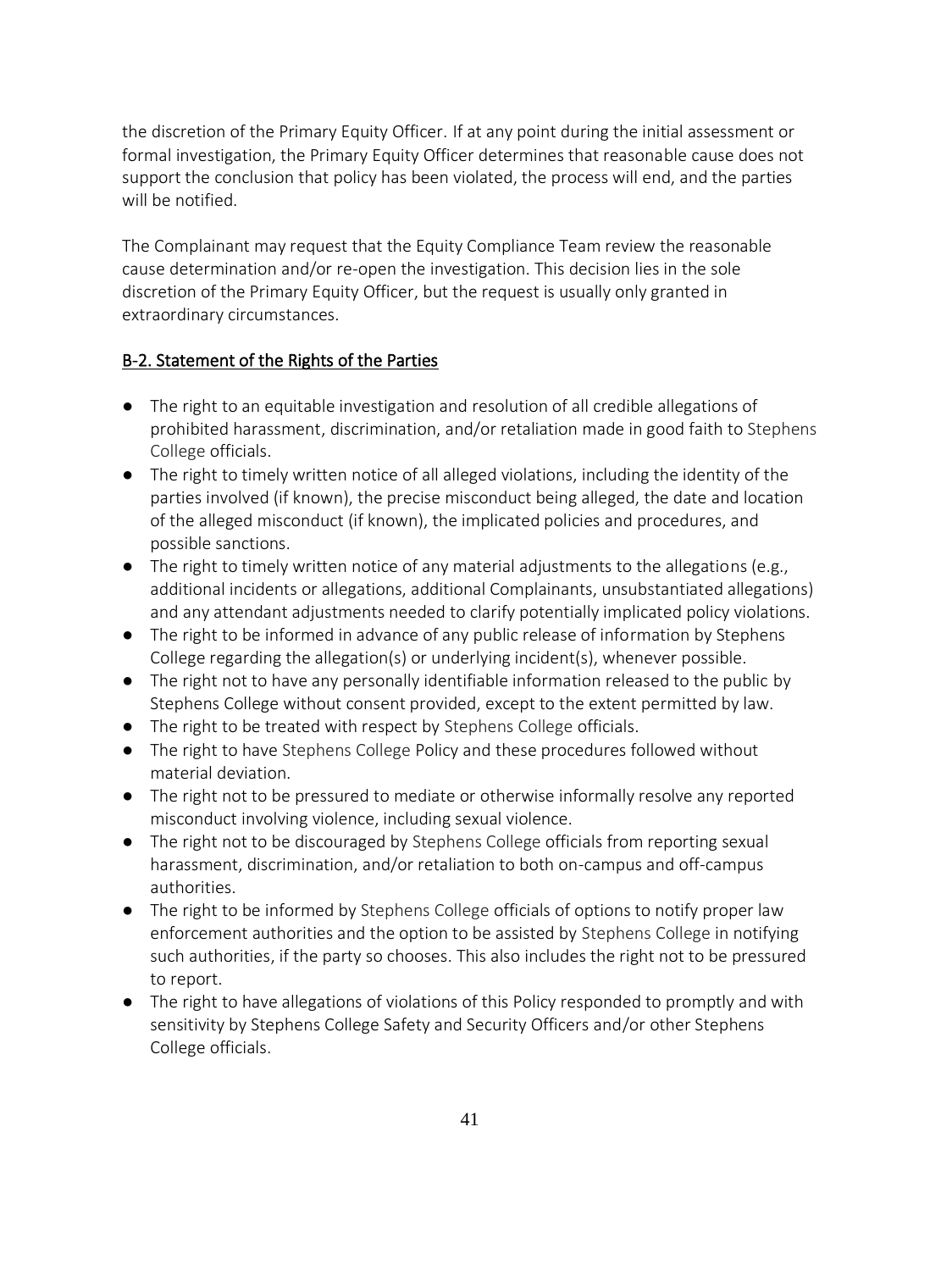the discretion of the Primary Equity Officer. If at any point during the initial assessment or formal investigation, the Primary Equity Officer determines that reasonable cause does not support the conclusion that policy has been violated, the process will end, and the parties will be notified.

The Complainant may request that the Equity Compliance Team review the reasonable cause determination and/or re-open the investigation. This decision lies in the sole discretion of the Primary Equity Officer, but the request is usually only granted in extraordinary circumstances.

## B-2. Statement of the Rights of the Parties

- The right to an equitable investigation and resolution of all credible allegations of prohibited harassment, discrimination, and/or retaliation made in good faith to Stephens College officials.
- The right to timely written notice of all alleged violations, including the identity of the parties involved (if known), the precise misconduct being alleged, the date and location of the alleged misconduct (if known), the implicated policies and procedures, and possible sanctions.
- The right to timely written notice of any material adjustments to the allegations (e.g., additional incidents or allegations, additional Complainants, unsubstantiated allegations) and any attendant adjustments needed to clarify potentially implicated policy violations.
- The right to be informed in advance of any public release of information by Stephens College regarding the allegation(s) or underlying incident(s), whenever possible.
- The right not to have any personally identifiable information released to the public by Stephens College without consent provided, except to the extent permitted by law.
- The right to be treated with respect by Stephens College officials.
- The right to have Stephens College Policy and these procedures followed without material deviation.
- The right not to be pressured to mediate or otherwise informally resolve any reported misconduct involving violence, including sexual violence.
- The right not to be discouraged by Stephens College officials from reporting sexual harassment, discrimination, and/or retaliation to both on-campus and off-campus authorities.
- The right to be informed by Stephens College officials of options to notify proper law enforcement authorities and the option to be assisted by Stephens College in notifying such authorities, if the party so chooses. This also includes the right not to be pressured to report.
- The right to have allegations of violations of this Policy responded to promptly and with sensitivity by Stephens College Safety and Security Officers and/or other Stephens College officials.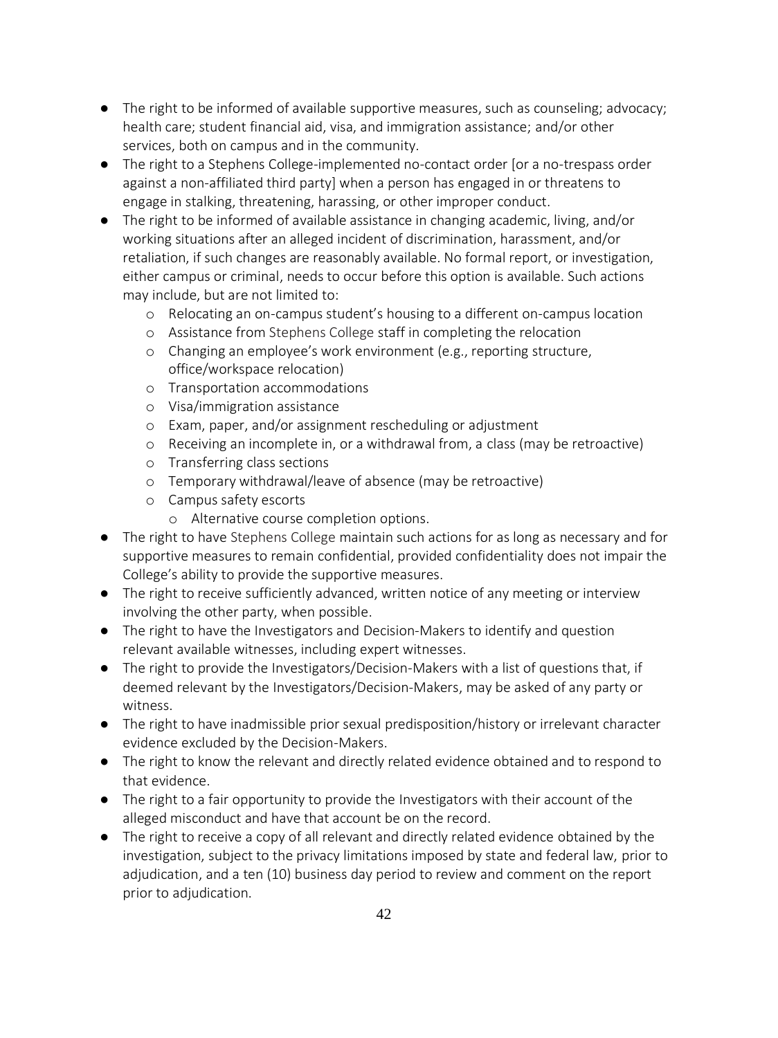- The right to be informed of available supportive measures, such as counseling; advocacy; health care; student financial aid, visa, and immigration assistance; and/or other services, both on campus and in the community.
- The right to a Stephens College-implemented no-contact order [or a no-trespass order against a non-affiliated third party] when a person has engaged in or threatens to engage in stalking, threatening, harassing, or other improper conduct.
- The right to be informed of available assistance in changing academic, living, and/or working situations after an alleged incident of discrimination, harassment, and/or retaliation, if such changes are reasonably available. No formal report, or investigation, either campus or criminal, needs to occur before this option is available. Such actions may include, but are not limited to:
  - Relocating an on-campus student's housing to a different on-campus location
  - Assistance from Stephens College staff in completing the relocation
  - Changing an employee's work environment (e.g., reporting structure, office/workspace relocation)
  - Transportation accommodations
  - Visa/immigration assistance
  - Exam, paper, and/or assignment rescheduling or adjustment
  - Receiving an incomplete in, or a withdrawal from, a class (may be retroactive)
  - Transferring class sections
  - Temporary withdrawal/leave of absence (may be retroactive)
  - Campus safety escorts
    - Alternative course completion options.
- The right to have Stephens College maintain such actions for as long as necessary and for supportive measures to remain confidential, provided confidentiality does not impair the College's ability to provide the supportive measures.
- The right to receive sufficiently advanced, written notice of any meeting or interview involving the other party, when possible.
- The right to have the Investigators and Decision-Makers to identify and question relevant available witnesses, including expert witnesses.
- The right to provide the Investigators/Decision-Makers with a list of questions that, if deemed relevant by the Investigators/Decision-Makers, may be asked of any party or witness.
- The right to have inadmissible prior sexual predisposition/history or irrelevant character evidence excluded by the Decision-Makers.
- The right to know the relevant and directly related evidence obtained and to respond to that evidence.
- The right to a fair opportunity to provide the Investigators with their account of the alleged misconduct and have that account be on the record.
- The right to receive a copy of all relevant and directly related evidence obtained by the investigation, subject to the privacy limitations imposed by state and federal law, prior to adjudication, and a ten (10) business day period to review and comment on the report prior to adjudication.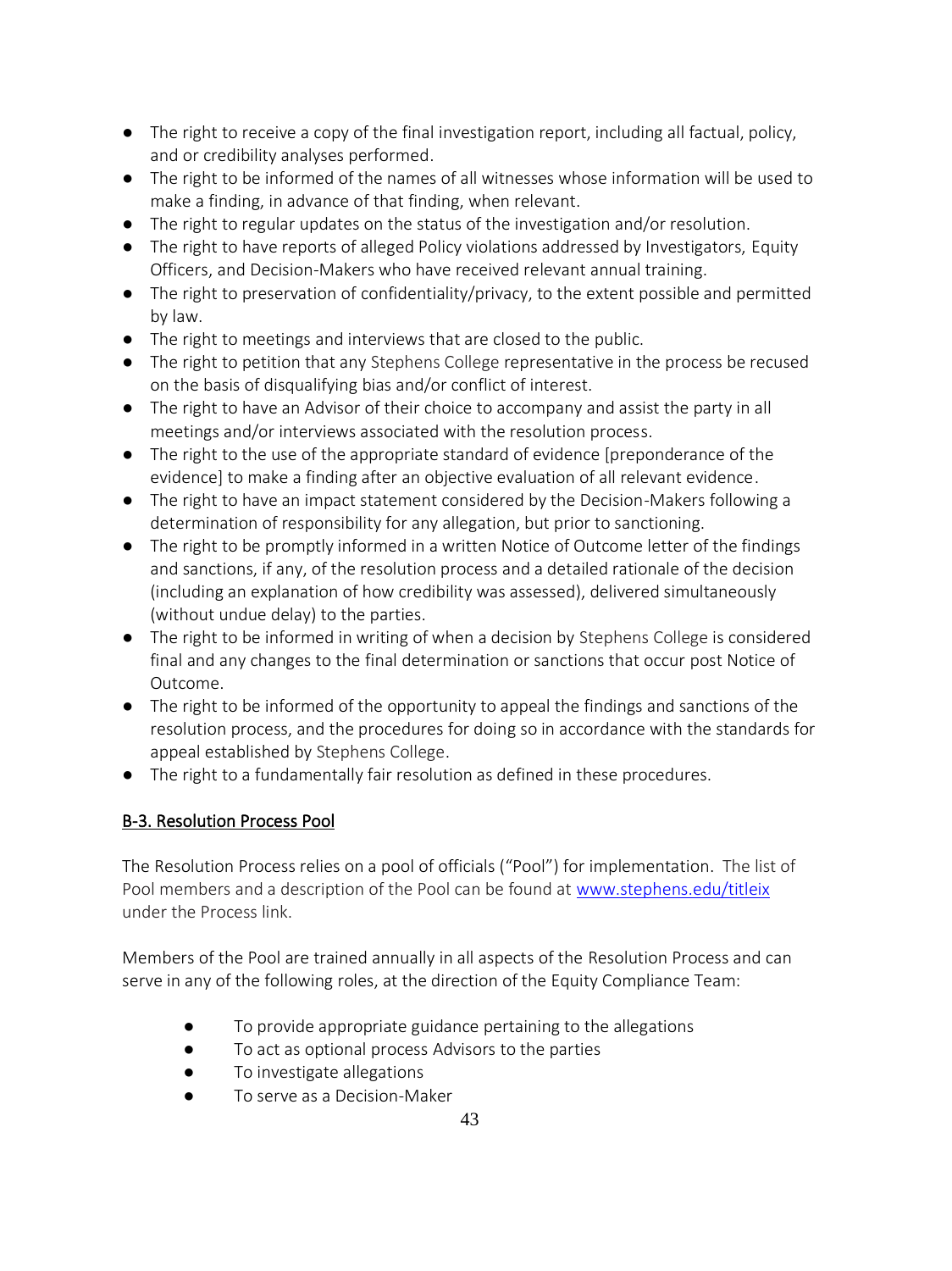- The right to receive a copy of the final investigation report, including all factual, policy, and or credibility analyses performed.
- The right to be informed of the names of all witnesses whose information will be used to make a finding, in advance of that finding, when relevant.
- The right to regular updates on the status of the investigation and/or resolution.
- The right to have reports of alleged Policy violations addressed by Investigators, Equity Officers, and Decision-Makers who have received relevant annual training.
- The right to preservation of confidentiality/privacy, to the extent possible and permitted by law.
- The right to meetings and interviews that are closed to the public.
- The right to petition that any Stephens College representative in the process be recused on the basis of disqualifying bias and/or conflict of interest.
- The right to have an Advisor of their choice to accompany and assist the party in all meetings and/or interviews associated with the resolution process.
- The right to the use of the appropriate standard of evidence [preponderance of the evidence] to make a finding after an objective evaluation of all relevant evidence.
- The right to have an impact statement considered by the Decision-Makers following a determination of responsibility for any allegation, but prior to sanctioning.
- The right to be promptly informed in a written Notice of Outcome letter of the findings and sanctions, if any, of the resolution process and a detailed rationale of the decision (including an explanation of how credibility was assessed), delivered simultaneously (without undue delay) to the parties.
- The right to be informed in writing of when a decision by Stephens College is considered final and any changes to the final determination or sanctions that occur post Notice of Outcome.
- The right to be informed of the opportunity to appeal the findings and sanctions of the resolution process, and the procedures for doing so in accordance with the standards for appeal established by Stephens College.
- The right to a fundamentally fair resolution as defined in these procedures.

## B-3. Resolution Process Pool

The Resolution Process relies on a pool of officials ("Pool") for implementation. The list of Pool members and a description of the Pool can be found at www.stephens.edu/titleix under the Process link.

Members of the Pool are trained annually in all aspects of the Resolution Process and can serve in any of the following roles, at the direction of the Equity Compliance Team:

- To provide appropriate guidance pertaining to the allegations
- To act as optional process Advisors to the parties
- To investigate allegations
- To serve as a Decision-Maker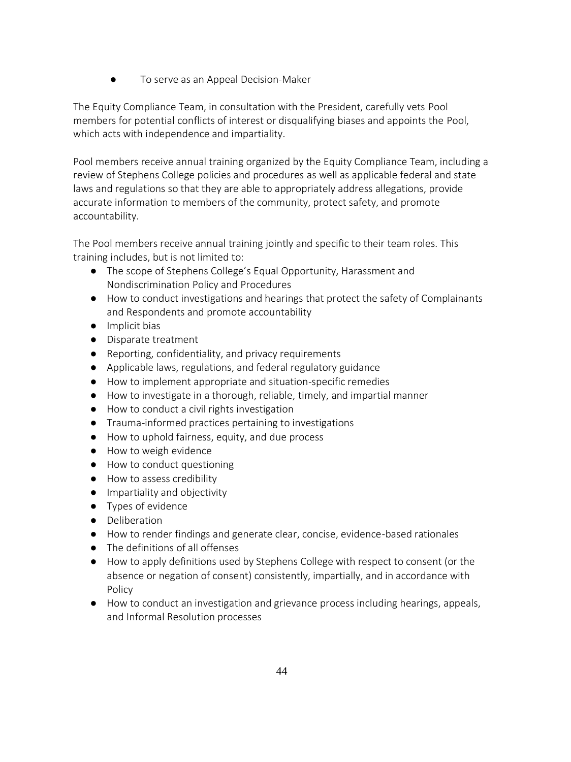- To serve as an Appeal Decision-Maker

The Equity Compliance Team, in consultation with the President, carefully vets Pool members for potential conflicts of interest or disqualifying biases and appoints the Pool, which acts with independence and impartiality.

Pool members receive annual training organized by the Equity Compliance Team, including a review of Stephens College policies and procedures as well as applicable federal and state laws and regulations so that they are able to appropriately address allegations, provide accurate information to members of the community, protect safety, and promote accountability.

The Pool members receive annual training jointly and specific to their team roles. This training includes, but is not limited to:

- The scope of Stephens College's Equal Opportunity, Harassment and Nondiscrimination Policy and Procedures
- How to conduct investigations and hearings that protect the safety of Complainants and Respondents and promote accountability
- Implicit bias
- Disparate treatment
- Reporting, confidentiality, and privacy requirements
- Applicable laws, regulations, and federal regulatory guidance
- How to implement appropriate and situation-specific remedies
- How to investigate in a thorough, reliable, timely, and impartial manner
- How to conduct a civil rights investigation
- Trauma-informed practices pertaining to investigations
- How to uphold fairness, equity, and due process
- How to weigh evidence
- How to conduct questioning
- How to assess credibility
- Impartiality and objectivity
- Types of evidence
- Deliberation
- How to render findings and generate clear, concise, evidence-based rationales
- The definitions of all offenses
- How to apply definitions used by Stephens College with respect to consent (or the absence or negation of consent) consistently, impartially, and in accordance with Policy
- How to conduct an investigation and grievance process including hearings, appeals, and Informal Resolution processes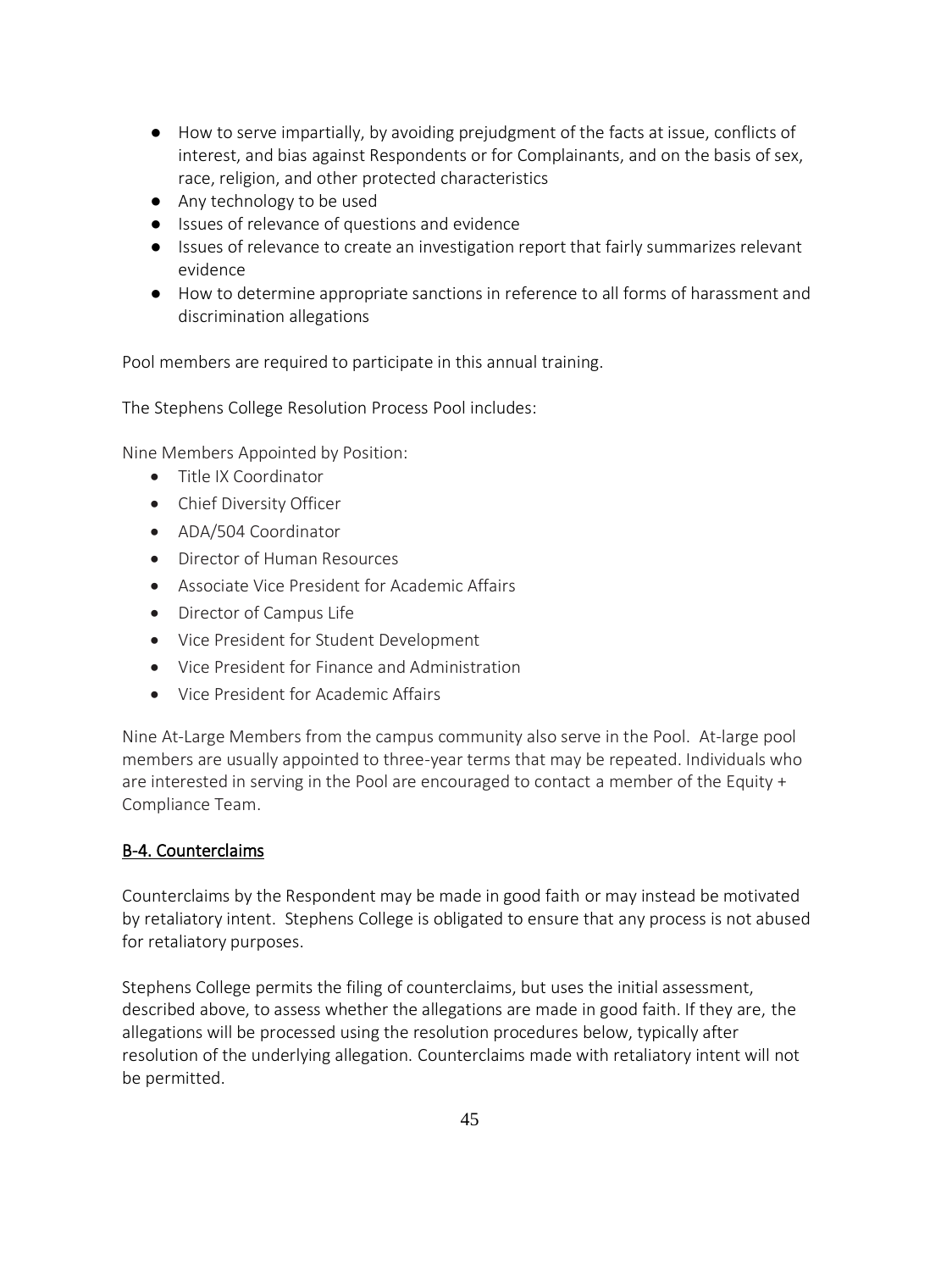- How to serve impartially, by avoiding prejudgment of the facts at issue, conflicts of interest, and bias against Respondents or for Complainants, and on the basis of sex, race, religion, and other protected characteristics
- Any technology to be used
- Issues of relevance of questions and evidence
- Issues of relevance to create an investigation report that fairly summarizes relevant evidence
- How to determine appropriate sanctions in reference to all forms of harassment and discrimination allegations

Pool members are required to participate in this annual training.

The Stephens College Resolution Process Pool includes:

Nine Members Appointed by Position:

- Title IX Coordinator
- Chief Diversity Officer
- ADA/504 Coordinator
- Director of Human Resources
- Associate Vice President for Academic Affairs
- Director of Campus Life
- Vice President for Student Development
- Vice President for Finance and Administration
- Vice President for Academic Affairs

Nine At-Large Members from the campus community also serve in the Pool. At-large pool members are usually appointed to three-year terms that may be repeated. Individuals who are interested in serving in the Pool are encouraged to contact a member of the Equity + Compliance Team.

## B-4. Counterclaims

Counterclaims by the Respondent may be made in good faith or may instead be motivated by retaliatory intent. Stephens College is obligated to ensure that any process is not abused for retaliatory purposes.

Stephens College permits the filing of counterclaims, but uses the initial assessment, described above, to assess whether the allegations are made in good faith. If they are, the allegations will be processed using the resolution procedures below, typically after resolution of the underlying allegation. Counterclaims made with retaliatory intent will not be permitted.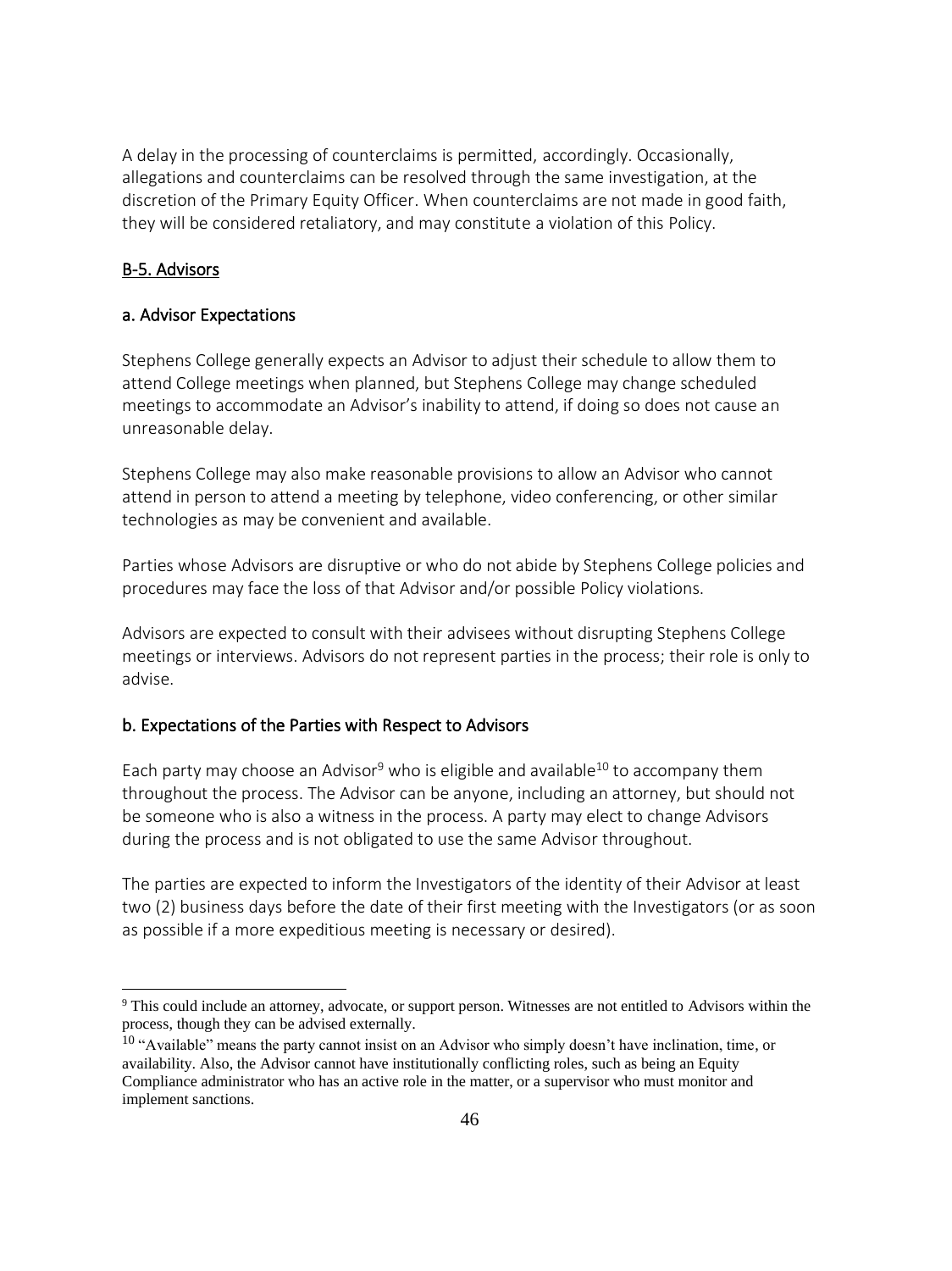A delay in the processing of counterclaims is permitted, accordingly. Occasionally, allegations and counterclaims can be resolved through the same investigation, at the discretion of the Primary Equity Officer. When counterclaims are not made in good faith, they will be considered retaliatory, and may constitute a violation of this Policy.

## B-5. Advisors

### a. Advisor Expectations

Stephens College generally expects an Advisor to adjust their schedule to allow them to attend College meetings when planned, but Stephens College may change scheduled meetings to accommodate an Advisor's inability to attend, if doing so does not cause an unreasonable delay.

Stephens College may also make reasonable provisions to allow an Advisor who cannot attend in person to attend a meeting by telephone, video conferencing, or other similar technologies as may be convenient and available.

Parties whose Advisors are disruptive or who do not abide by Stephens College policies and procedures may face the loss of that Advisor and/or possible Policy violations.

Advisors are expected to consult with their advisees without disrupting Stephens College meetings or interviews. Advisors do not represent parties in the process; their role is only to advise.

### b. Expectations of the Parties with Respect to Advisors

Each party may choose an Advisor[9] who is eligible and available[10] to accompany them throughout the process. The Advisor can be anyone, including an attorney, but should not be someone who is also a witness in the process. A party may elect to change Advisors during the process and is not obligated to use the same Advisor throughout.

The parties are expected to inform the Investigators of the identity of their Advisor at least two (2) business days before the date of their first meeting with the Investigators (or as soon as possible if a more expeditious meeting is necessary or desired).

---

[9] This could include an attorney, advocate, or support person. Witnesses are not entitled to Advisors within the process, though they can be advised externally.

[10] "Available" means the party cannot insist on an Advisor who simply doesn't have inclination, time, or availability. Also, the Advisor cannot have institutionally conflicting roles, such as being an Equity Compliance administrator who has an active role in the matter, or a supervisor who must monitor and implement sanctions.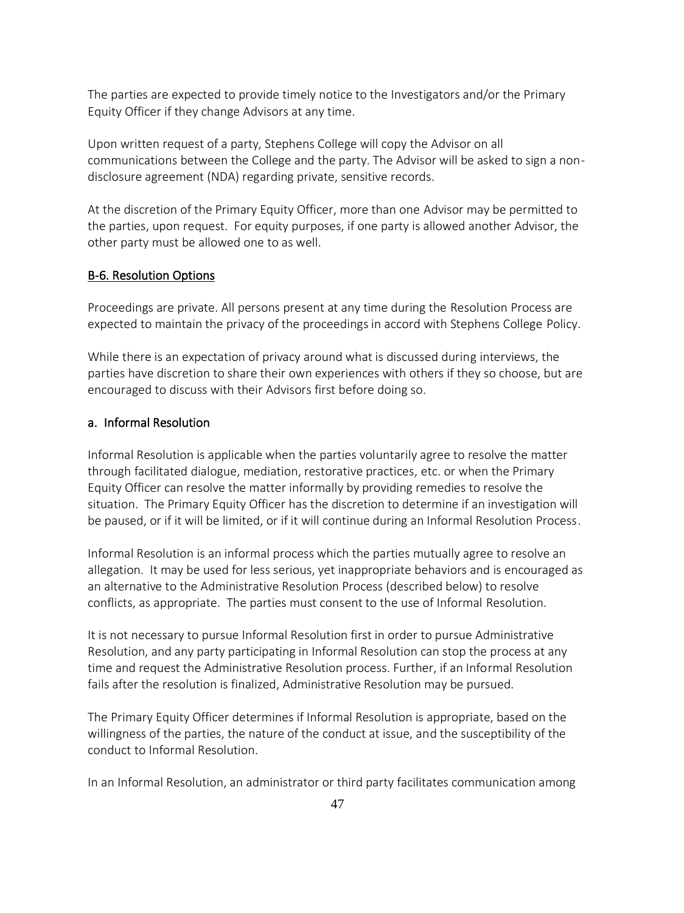The parties are expected to provide timely notice to the Investigators and/or the Primary Equity Officer if they change Advisors at any time.

Upon written request of a party, Stephens College will copy the Advisor on all communications between the College and the party. The Advisor will be asked to sign a non-disclosure agreement (NDA) regarding private, sensitive records.

At the discretion of the Primary Equity Officer, more than one Advisor may be permitted to the parties, upon request. For equity purposes, if one party is allowed another Advisor, the other party must be allowed one to as well.

## B-6. Resolution Options

Proceedings are private. All persons present at any time during the Resolution Process are expected to maintain the privacy of the proceedings in accord with Stephens College Policy.

While there is an expectation of privacy around what is discussed during interviews, the parties have discretion to share their own experiences with others if they so choose, but are encouraged to discuss with their Advisors first before doing so.

### a. Informal Resolution

Informal Resolution is applicable when the parties voluntarily agree to resolve the matter through facilitated dialogue, mediation, restorative practices, etc. or when the Primary Equity Officer can resolve the matter informally by providing remedies to resolve the situation. The Primary Equity Officer has the discretion to determine if an investigation will be paused, or if it will be limited, or if it will continue during an Informal Resolution Process.

Informal Resolution is an informal process which the parties mutually agree to resolve an allegation. It may be used for less serious, yet inappropriate behaviors and is encouraged as an alternative to the Administrative Resolution Process (described below) to resolve conflicts, as appropriate. The parties must consent to the use of Informal Resolution.

It is not necessary to pursue Informal Resolution first in order to pursue Administrative Resolution, and any party participating in Informal Resolution can stop the process at any time and request the Administrative Resolution process. Further, if an Informal Resolution fails after the resolution is finalized, Administrative Resolution may be pursued.

The Primary Equity Officer determines if Informal Resolution is appropriate, based on the willingness of the parties, the nature of the conduct at issue, and the susceptibility of the conduct to Informal Resolution.

In an Informal Resolution, an administrator or third party facilitates communication among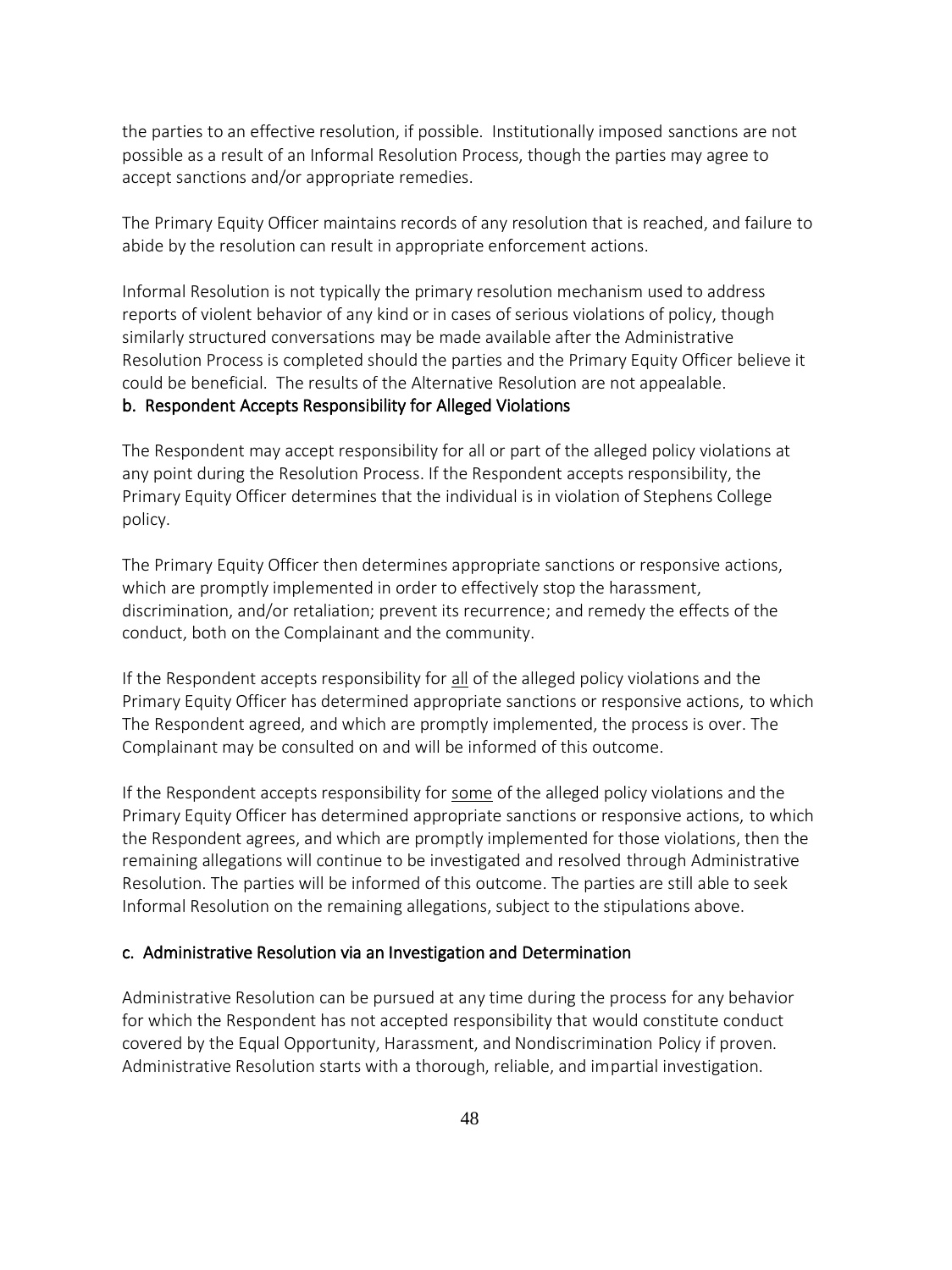the parties to an effective resolution, if possible. Institutionally imposed sanctions are not possible as a result of an Informal Resolution Process, though the parties may agree to accept sanctions and/or appropriate remedies.

The Primary Equity Officer maintains records of any resolution that is reached, and failure to abide by the resolution can result in appropriate enforcement actions.

Informal Resolution is not typically the primary resolution mechanism used to address reports of violent behavior of any kind or in cases of serious violations of policy, though similarly structured conversations may be made available after the Administrative Resolution Process is completed should the parties and the Primary Equity Officer believe it could be beneficial. The results of the Alternative Resolution are not appealable.

### b. Respondent Accepts Responsibility for Alleged Violations

The Respondent may accept responsibility for all or part of the alleged policy violations at any point during the Resolution Process. If the Respondent accepts responsibility, the Primary Equity Officer determines that the individual is in violation of Stephens College policy.

The Primary Equity Officer then determines appropriate sanctions or responsive actions, which are promptly implemented in order to effectively stop the harassment, discrimination, and/or retaliation; prevent its recurrence; and remedy the effects of the conduct, both on the Complainant and the community.

If the Respondent accepts responsibility for <u>all</u> of the alleged policy violations and the Primary Equity Officer has determined appropriate sanctions or responsive actions, to which The Respondent agreed, and which are promptly implemented, the process is over. The Complainant may be consulted on and will be informed of this outcome.

If the Respondent accepts responsibility for <u>some</u> of the alleged policy violations and the Primary Equity Officer has determined appropriate sanctions or responsive actions, to which the Respondent agrees, and which are promptly implemented for those violations, then the remaining allegations will continue to be investigated and resolved through Administrative Resolution. The parties will be informed of this outcome. The parties are still able to seek Informal Resolution on the remaining allegations, subject to the stipulations above.

### c. Administrative Resolution via an Investigation and Determination

Administrative Resolution can be pursued at any time during the process for any behavior for which the Respondent has not accepted responsibility that would constitute conduct covered by the Equal Opportunity, Harassment, and Nondiscrimination Policy if proven. Administrative Resolution starts with a thorough, reliable, and impartial investigation.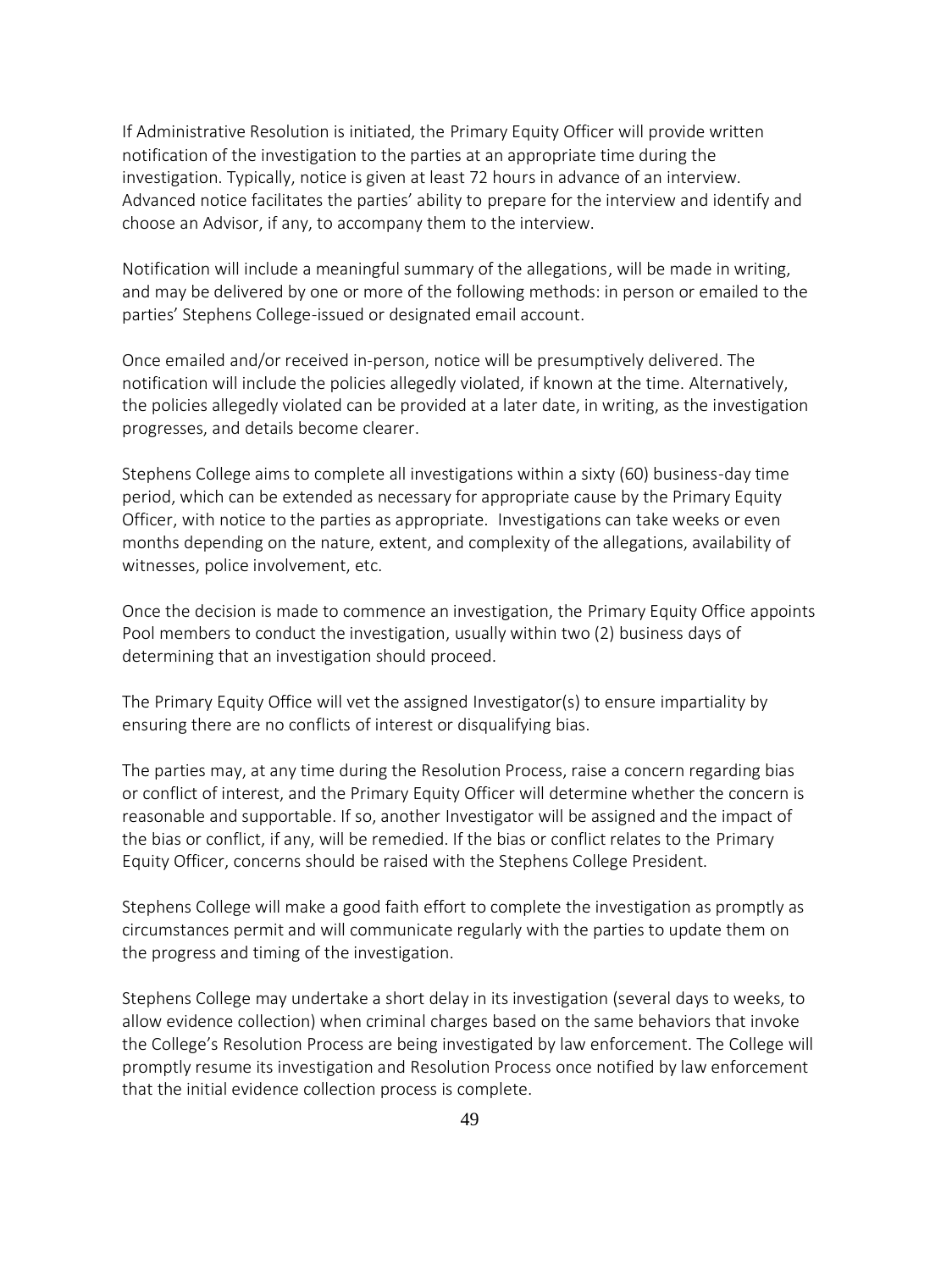If Administrative Resolution is initiated, the Primary Equity Officer will provide written notification of the investigation to the parties at an appropriate time during the investigation. Typically, notice is given at least 72 hours in advance of an interview. Advanced notice facilitates the parties' ability to prepare for the interview and identify and choose an Advisor, if any, to accompany them to the interview.

Notification will include a meaningful summary of the allegations, will be made in writing, and may be delivered by one or more of the following methods: in person or emailed to the parties' Stephens College-issued or designated email account.

Once emailed and/or received in-person, notice will be presumptively delivered. The notification will include the policies allegedly violated, if known at the time. Alternatively, the policies allegedly violated can be provided at a later date, in writing, as the investigation progresses, and details become clearer.

Stephens College aims to complete all investigations within a sixty (60) business-day time period, which can be extended as necessary for appropriate cause by the Primary Equity Officer, with notice to the parties as appropriate. Investigations can take weeks or even months depending on the nature, extent, and complexity of the allegations, availability of witnesses, police involvement, etc.

Once the decision is made to commence an investigation, the Primary Equity Office appoints Pool members to conduct the investigation, usually within two (2) business days of determining that an investigation should proceed.

The Primary Equity Office will vet the assigned Investigator(s) to ensure impartiality by ensuring there are no conflicts of interest or disqualifying bias.

The parties may, at any time during the Resolution Process, raise a concern regarding bias or conflict of interest, and the Primary Equity Officer will determine whether the concern is reasonable and supportable. If so, another Investigator will be assigned and the impact of the bias or conflict, if any, will be remedied. If the bias or conflict relates to the Primary Equity Officer, concerns should be raised with the Stephens College President.

Stephens College will make a good faith effort to complete the investigation as promptly as circumstances permit and will communicate regularly with the parties to update them on the progress and timing of the investigation.

Stephens College may undertake a short delay in its investigation (several days to weeks, to allow evidence collection) when criminal charges based on the same behaviors that invoke the College's Resolution Process are being investigated by law enforcement. The College will promptly resume its investigation and Resolution Process once notified by law enforcement that the initial evidence collection process is complete.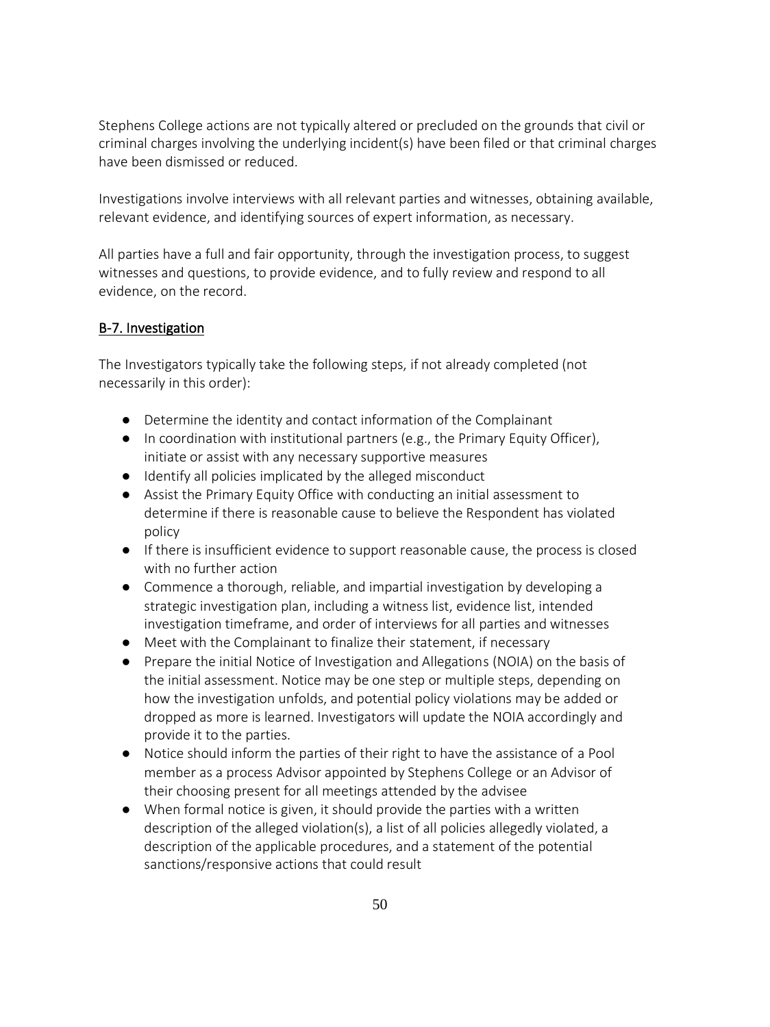Stephens College actions are not typically altered or precluded on the grounds that civil or criminal charges involving the underlying incident(s) have been filed or that criminal charges have been dismissed or reduced.

Investigations involve interviews with all relevant parties and witnesses, obtaining available, relevant evidence, and identifying sources of expert information, as necessary.

All parties have a full and fair opportunity, through the investigation process, to suggest witnesses and questions, to provide evidence, and to fully review and respond to all evidence, on the record.

## B-7. Investigation

The Investigators typically take the following steps, if not already completed (not necessarily in this order):

- Determine the identity and contact information of the Complainant
- In coordination with institutional partners (e.g., the Primary Equity Officer), initiate or assist with any necessary supportive measures
- Identify all policies implicated by the alleged misconduct
- Assist the Primary Equity Office with conducting an initial assessment to determine if there is reasonable cause to believe the Respondent has violated policy
- If there is insufficient evidence to support reasonable cause, the process is closed with no further action
- Commence a thorough, reliable, and impartial investigation by developing a strategic investigation plan, including a witness list, evidence list, intended investigation timeframe, and order of interviews for all parties and witnesses
- Meet with the Complainant to finalize their statement, if necessary
- Prepare the initial Notice of Investigation and Allegations (NOIA) on the basis of the initial assessment. Notice may be one step or multiple steps, depending on how the investigation unfolds, and potential policy violations may be added or dropped as more is learned. Investigators will update the NOIA accordingly and provide it to the parties.
- Notice should inform the parties of their right to have the assistance of a Pool member as a process Advisor appointed by Stephens College or an Advisor of their choosing present for all meetings attended by the advisee
- When formal notice is given, it should provide the parties with a written description of the alleged violation(s), a list of all policies allegedly violated, a description of the applicable procedures, and a statement of the potential sanctions/responsive actions that could result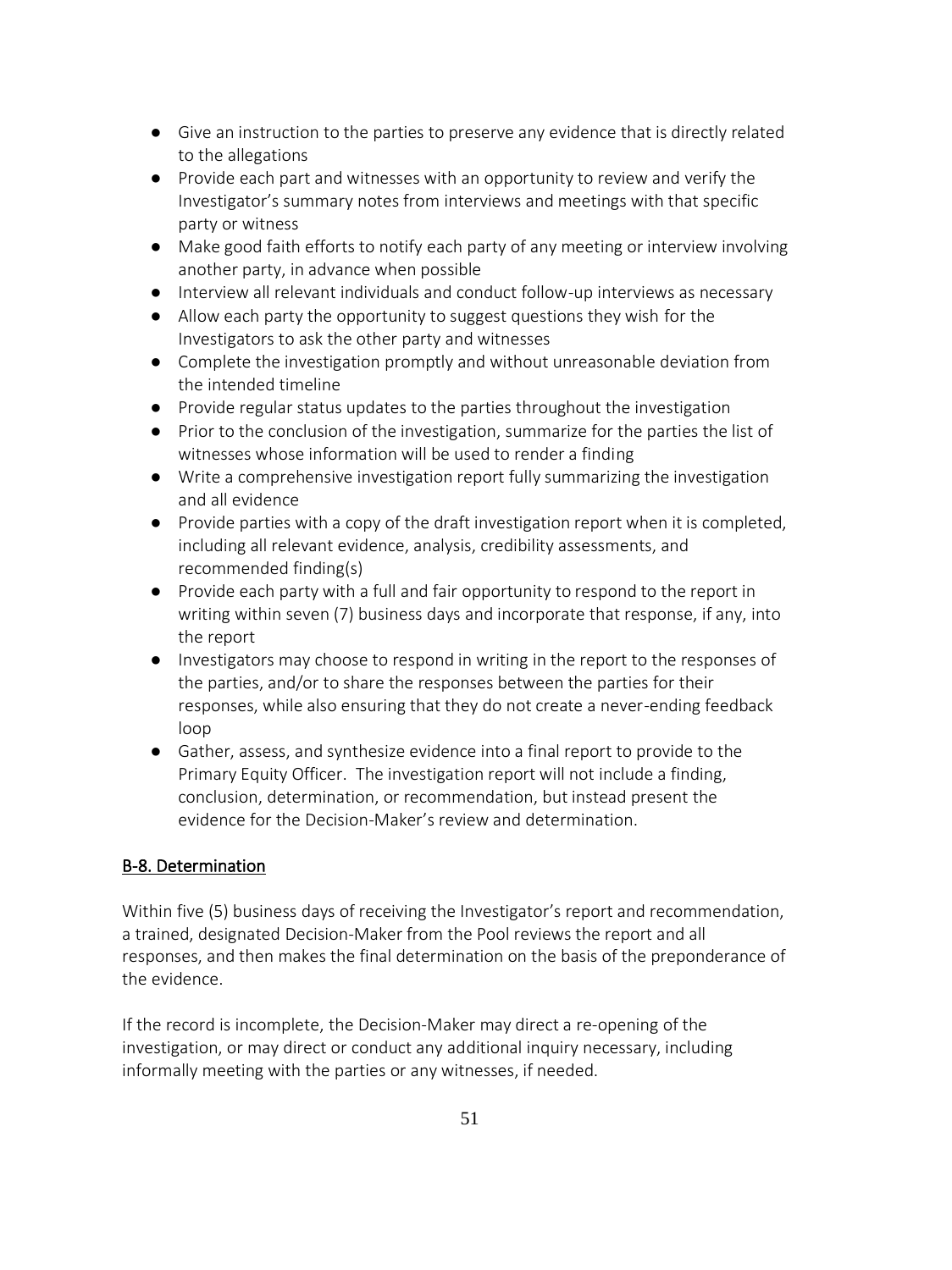- Give an instruction to the parties to preserve any evidence that is directly related to the allegations
- Provide each part and witnesses with an opportunity to review and verify the Investigator's summary notes from interviews and meetings with that specific party or witness
- Make good faith efforts to notify each party of any meeting or interview involving another party, in advance when possible
- Interview all relevant individuals and conduct follow-up interviews as necessary
- Allow each party the opportunity to suggest questions they wish for the Investigators to ask the other party and witnesses
- Complete the investigation promptly and without unreasonable deviation from the intended timeline
- Provide regular status updates to the parties throughout the investigation
- Prior to the conclusion of the investigation, summarize for the parties the list of witnesses whose information will be used to render a finding
- Write a comprehensive investigation report fully summarizing the investigation and all evidence
- Provide parties with a copy of the draft investigation report when it is completed, including all relevant evidence, analysis, credibility assessments, and recommended finding(s)
- Provide each party with a full and fair opportunity to respond to the report in writing within seven (7) business days and incorporate that response, if any, into the report
- Investigators may choose to respond in writing in the report to the responses of the parties, and/or to share the responses between the parties for their responses, while also ensuring that they do not create a never-ending feedback loop
- Gather, assess, and synthesize evidence into a final report to provide to the Primary Equity Officer. The investigation report will not include a finding, conclusion, determination, or recommendation, but instead present the evidence for the Decision-Maker's review and determination.

## B-8. Determination

Within five (5) business days of receiving the Investigator's report and recommendation, a trained, designated Decision-Maker from the Pool reviews the report and all responses, and then makes the final determination on the basis of the preponderance of the evidence.

If the record is incomplete, the Decision-Maker may direct a re-opening of the investigation, or may direct or conduct any additional inquiry necessary, including informally meeting with the parties or any witnesses, if needed.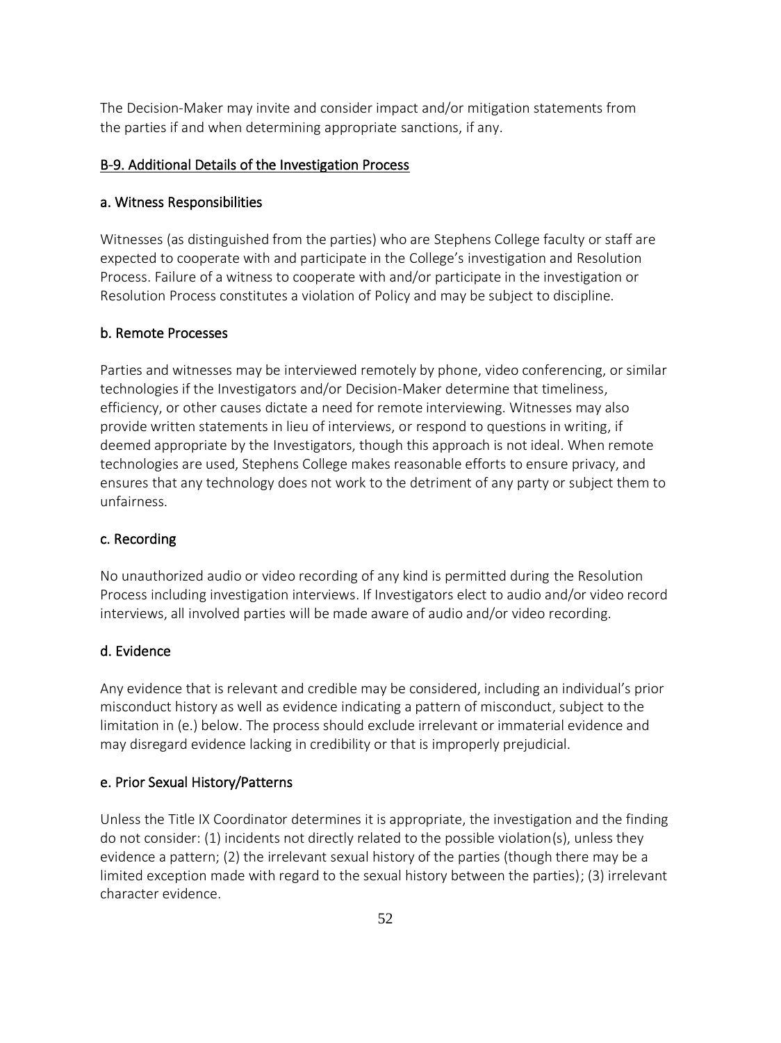The Decision-Maker may invite and consider impact and/or mitigation statements from the parties if and when determining appropriate sanctions, if any.

## B-9. Additional Details of the Investigation Process

### a. Witness Responsibilities

Witnesses (as distinguished from the parties) who are Stephens College faculty or staff are expected to cooperate with and participate in the College's investigation and Resolution Process. Failure of a witness to cooperate with and/or participate in the investigation or Resolution Process constitutes a violation of Policy and may be subject to discipline.

### b. Remote Processes

Parties and witnesses may be interviewed remotely by phone, video conferencing, or similar technologies if the Investigators and/or Decision-Maker determine that timeliness, efficiency, or other causes dictate a need for remote interviewing. Witnesses may also provide written statements in lieu of interviews, or respond to questions in writing, if deemed appropriate by the Investigators, though this approach is not ideal. When remote technologies are used, Stephens College makes reasonable efforts to ensure privacy, and ensures that any technology does not work to the detriment of any party or subject them to unfairness.

### c. Recording

No unauthorized audio or video recording of any kind is permitted during the Resolution Process including investigation interviews. If Investigators elect to audio and/or video record interviews, all involved parties will be made aware of audio and/or video recording.

### d. Evidence

Any evidence that is relevant and credible may be considered, including an individual's prior misconduct history as well as evidence indicating a pattern of misconduct, subject to the limitation in (e.) below. The process should exclude irrelevant or immaterial evidence and may disregard evidence lacking in credibility or that is improperly prejudicial.

### e. Prior Sexual History/Patterns

Unless the Title IX Coordinator determines it is appropriate, the investigation and the finding do not consider: (1) incidents not directly related to the possible violation(s), unless they evidence a pattern; (2) the irrelevant sexual history of the parties (though there may be a limited exception made with regard to the sexual history between the parties); (3) irrelevant character evidence.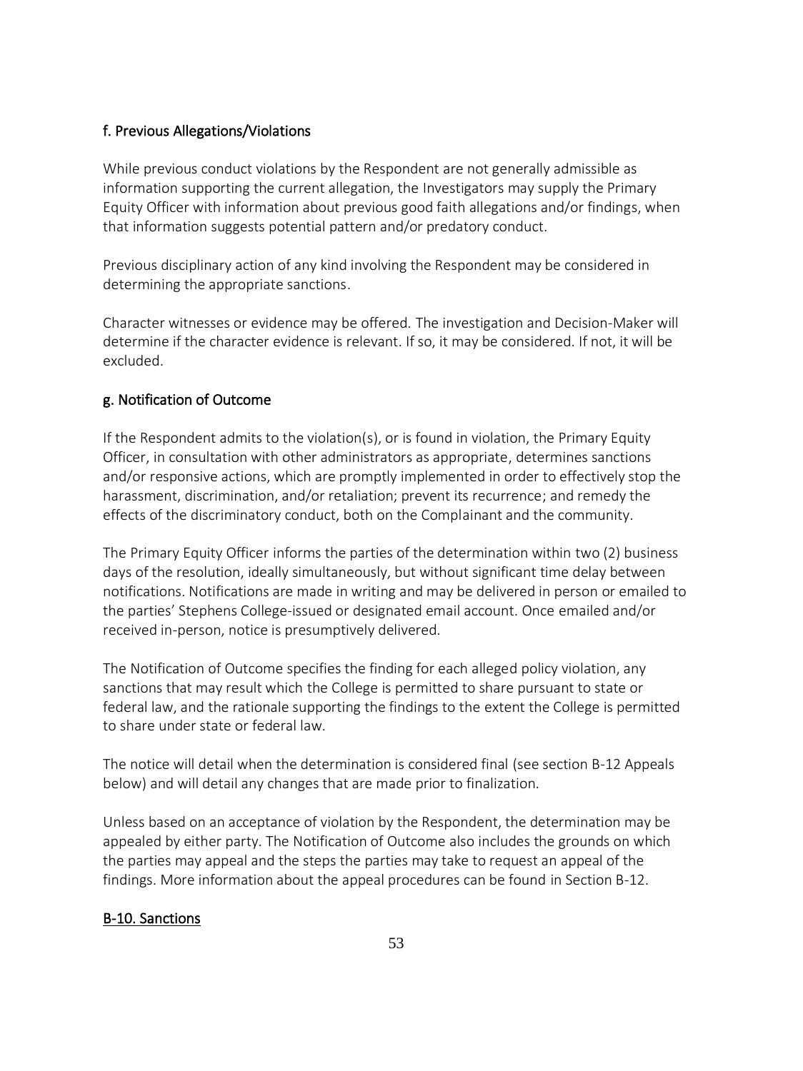#### f. Previous Allegations/Violations

While previous conduct violations by the Respondent are not generally admissible as information supporting the current allegation, the Investigators may supply the Primary Equity Officer with information about previous good faith allegations and/or findings, when that information suggests potential pattern and/or predatory conduct.

Previous disciplinary action of any kind involving the Respondent may be considered in determining the appropriate sanctions.

Character witnesses or evidence may be offered. The investigation and Decision-Maker will determine if the character evidence is relevant. If so, it may be considered. If not, it will be excluded.

#### g. Notification of Outcome

If the Respondent admits to the violation(s), or is found in violation, the Primary Equity Officer, in consultation with other administrators as appropriate, determines sanctions and/or responsive actions, which are promptly implemented in order to effectively stop the harassment, discrimination, and/or retaliation; prevent its recurrence; and remedy the effects of the discriminatory conduct, both on the Complainant and the community.

The Primary Equity Officer informs the parties of the determination within two (2) business days of the resolution, ideally simultaneously, but without significant time delay between notifications. Notifications are made in writing and may be delivered in person or emailed to the parties' Stephens College-issued or designated email account. Once emailed and/or received in-person, notice is presumptively delivered.

The Notification of Outcome specifies the finding for each alleged policy violation, any sanctions that may result which the College is permitted to share pursuant to state or federal law, and the rationale supporting the findings to the extent the College is permitted to share under state or federal law.

The notice will detail when the determination is considered final (see section B-12 Appeals below) and will detail any changes that are made prior to finalization.

Unless based on an acceptance of violation by the Respondent, the determination may be appealed by either party. The Notification of Outcome also includes the grounds on which the parties may appeal and the steps the parties may take to request an appeal of the findings. More information about the appeal procedures can be found in Section B-12.

### B-10. Sanctions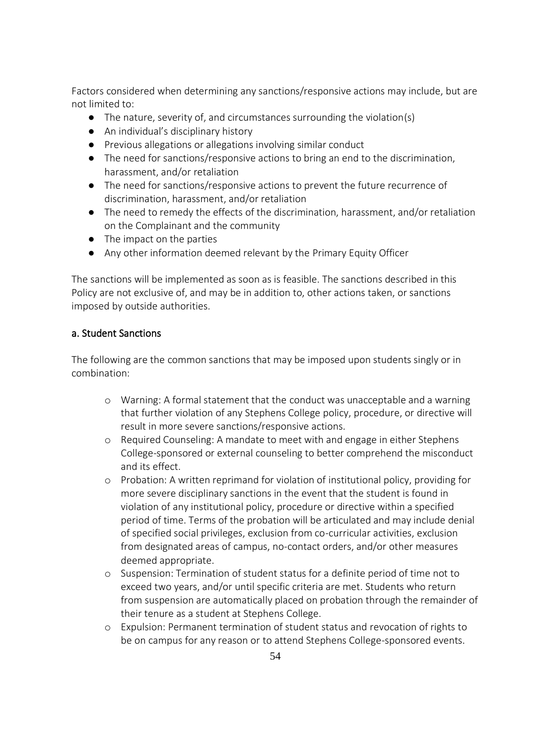Factors considered when determining any sanctions/responsive actions may include, but are not limited to:

- The nature, severity of, and circumstances surrounding the violation(s)
- An individual's disciplinary history
- Previous allegations or allegations involving similar conduct
- The need for sanctions/responsive actions to bring an end to the discrimination, harassment, and/or retaliation
- The need for sanctions/responsive actions to prevent the future recurrence of discrimination, harassment, and/or retaliation
- The need to remedy the effects of the discrimination, harassment, and/or retaliation on the Complainant and the community
- The impact on the parties
- Any other information deemed relevant by the Primary Equity Officer

The sanctions will be implemented as soon as is feasible. The sanctions described in this Policy are not exclusive of, and may be in addition to, other actions taken, or sanctions imposed by outside authorities.

### a. Student Sanctions

The following are the common sanctions that may be imposed upon students singly or in combination:

- Warning: A formal statement that the conduct was unacceptable and a warning that further violation of any Stephens College policy, procedure, or directive will result in more severe sanctions/responsive actions.
- Required Counseling: A mandate to meet with and engage in either Stephens College-sponsored or external counseling to better comprehend the misconduct and its effect.
- Probation: A written reprimand for violation of institutional policy, providing for more severe disciplinary sanctions in the event that the student is found in violation of any institutional policy, procedure or directive within a specified period of time. Terms of the probation will be articulated and may include denial of specified social privileges, exclusion from co-curricular activities, exclusion from designated areas of campus, no-contact orders, and/or other measures deemed appropriate.
- Suspension: Termination of student status for a definite period of time not to exceed two years, and/or until specific criteria are met. Students who return from suspension are automatically placed on probation through the remainder of their tenure as a student at Stephens College.
- Expulsion: Permanent termination of student status and revocation of rights to be on campus for any reason or to attend Stephens College-sponsored events.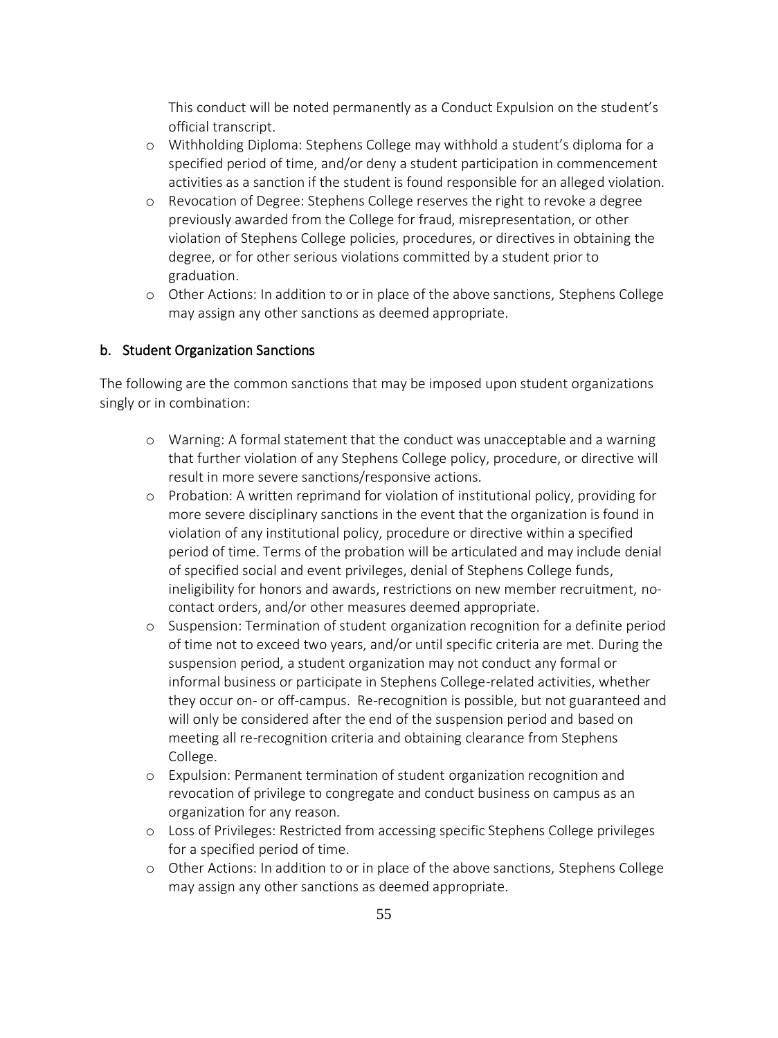This conduct will be noted permanently as a Conduct Expulsion on the student's official transcript.

- Withholding Diploma: Stephens College may withhold a student's diploma for a specified period of time, and/or deny a student participation in commencement activities as a sanction if the student is found responsible for an alleged violation.
- Revocation of Degree: Stephens College reserves the right to revoke a degree previously awarded from the College for fraud, misrepresentation, or other violation of Stephens College policies, procedures, or directives in obtaining the degree, or for other serious violations committed by a student prior to graduation.
- Other Actions: In addition to or in place of the above sanctions, Stephens College may assign any other sanctions as deemed appropriate.

## b. Student Organization Sanctions

The following are the common sanctions that may be imposed upon student organizations singly or in combination:

- Warning: A formal statement that the conduct was unacceptable and a warning that further violation of any Stephens College policy, procedure, or directive will result in more severe sanctions/responsive actions.
- Probation: A written reprimand for violation of institutional policy, providing for more severe disciplinary sanctions in the event that the organization is found in violation of any institutional policy, procedure or directive within a specified period of time. Terms of the probation will be articulated and may include denial of specified social and event privileges, denial of Stephens College funds, ineligibility for honors and awards, restrictions on new member recruitment, no-contact orders, and/or other measures deemed appropriate.
- Suspension: Termination of student organization recognition for a definite period of time not to exceed two years, and/or until specific criteria are met. During the suspension period, a student organization may not conduct any formal or informal business or participate in Stephens College-related activities, whether they occur on- or off-campus. Re-recognition is possible, but not guaranteed and will only be considered after the end of the suspension period and based on meeting all re-recognition criteria and obtaining clearance from Stephens College.
- Expulsion: Permanent termination of student organization recognition and revocation of privilege to congregate and conduct business on campus as an organization for any reason.
- Loss of Privileges: Restricted from accessing specific Stephens College privileges for a specified period of time.
- Other Actions: In addition to or in place of the above sanctions, Stephens College may assign any other sanctions as deemed appropriate.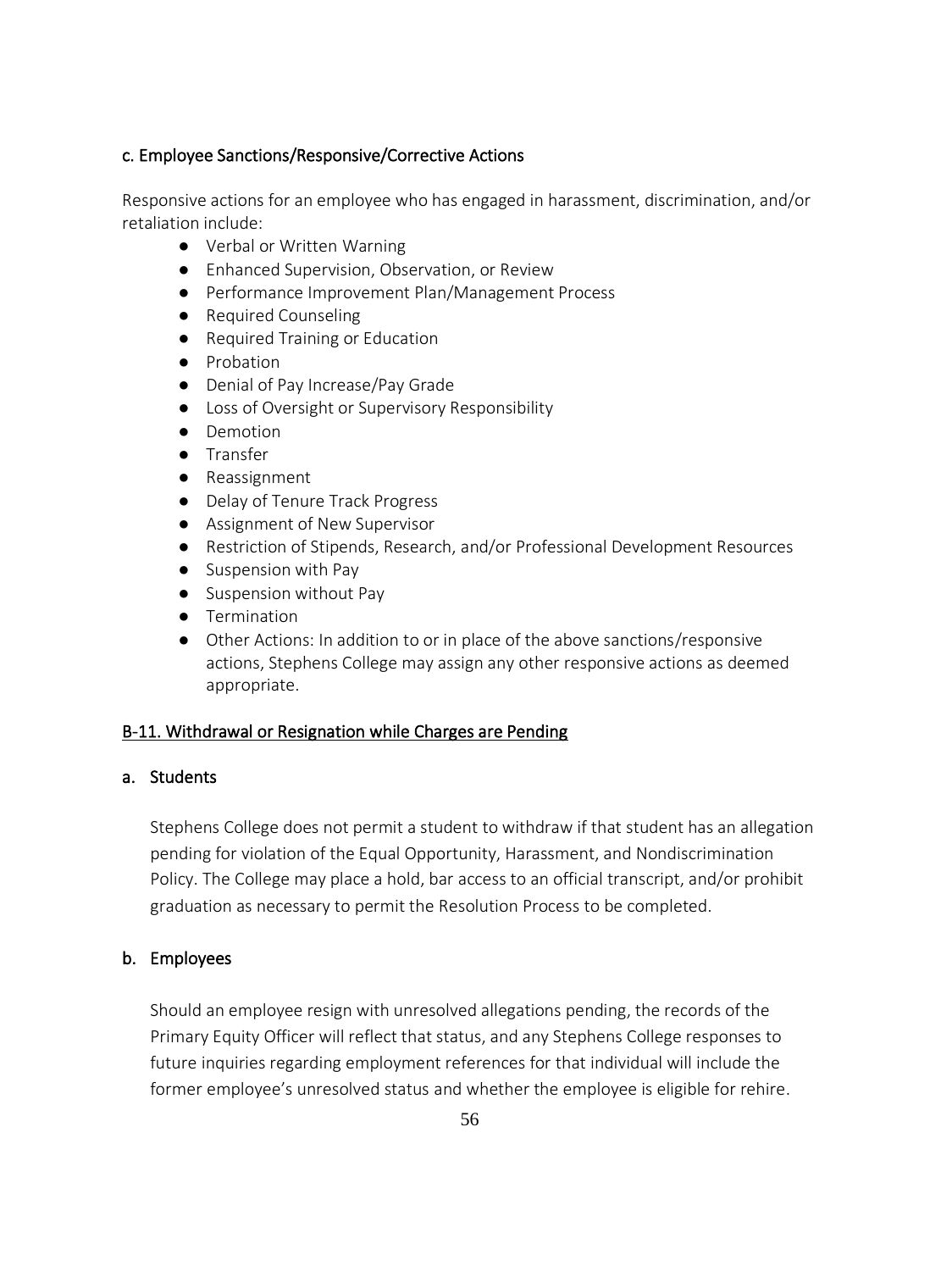### c. Employee Sanctions/Responsive/Corrective Actions

Responsive actions for an employee who has engaged in harassment, discrimination, and/or retaliation include:

- Verbal or Written Warning
- Enhanced Supervision, Observation, or Review
- Performance Improvement Plan/Management Process
- Required Counseling
- Required Training or Education
- Probation
- Denial of Pay Increase/Pay Grade
- Loss of Oversight or Supervisory Responsibility
- Demotion
- Transfer
- Reassignment
- Delay of Tenure Track Progress
- Assignment of New Supervisor
- Restriction of Stipends, Research, and/or Professional Development Resources
- Suspension with Pay
- Suspension without Pay
- Termination
- Other Actions: In addition to or in place of the above sanctions/responsive actions, Stephens College may assign any other responsive actions as deemed appropriate.

## B-11. Withdrawal or Resignation while Charges are Pending

### a. Students

Stephens College does not permit a student to withdraw if that student has an allegation pending for violation of the Equal Opportunity, Harassment, and Nondiscrimination Policy. The College may place a hold, bar access to an official transcript, and/or prohibit graduation as necessary to permit the Resolution Process to be completed.

### b. Employees

Should an employee resign with unresolved allegations pending, the records of the Primary Equity Officer will reflect that status, and any Stephens College responses to future inquiries regarding employment references for that individual will include the former employee's unresolved status and whether the employee is eligible for rehire.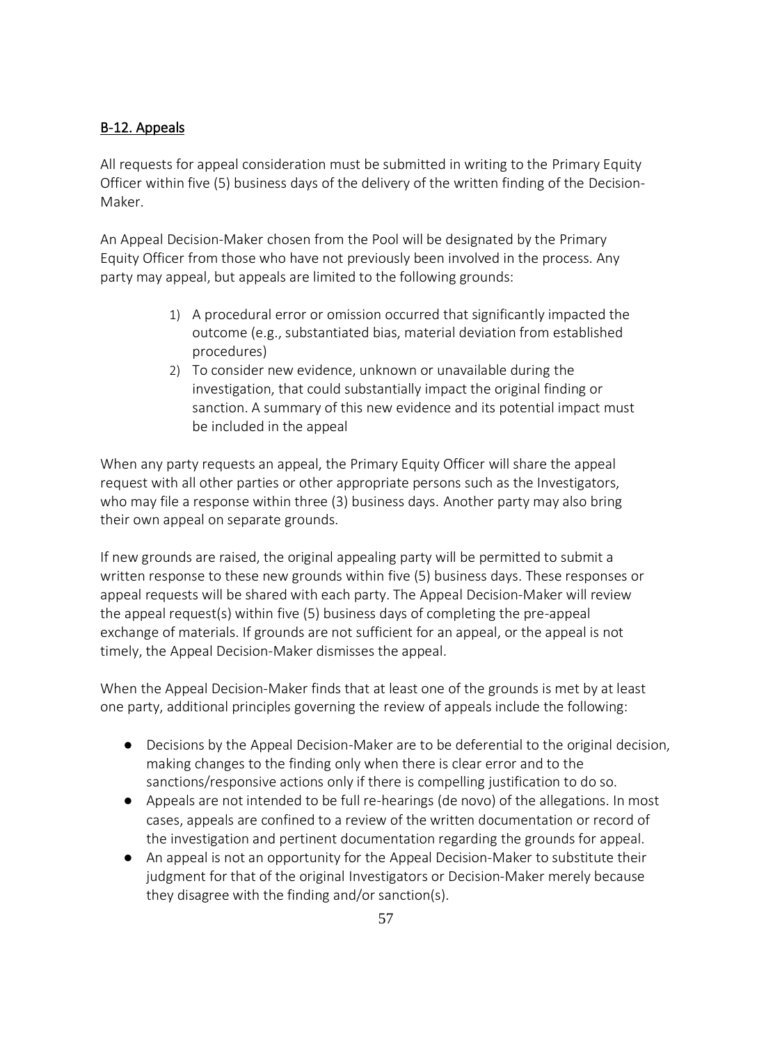## B-12. Appeals

All requests for appeal consideration must be submitted in writing to the Primary Equity Officer within five (5) business days of the delivery of the written finding of the Decision-Maker.

An Appeal Decision-Maker chosen from the Pool will be designated by the Primary Equity Officer from those who have not previously been involved in the process. Any party may appeal, but appeals are limited to the following grounds:

1) A procedural error or omission occurred that significantly impacted the outcome (e.g., substantiated bias, material deviation from established procedures)
2) To consider new evidence, unknown or unavailable during the investigation, that could substantially impact the original finding or sanction. A summary of this new evidence and its potential impact must be included in the appeal

When any party requests an appeal, the Primary Equity Officer will share the appeal request with all other parties or other appropriate persons such as the Investigators, who may file a response within three (3) business days. Another party may also bring their own appeal on separate grounds.

If new grounds are raised, the original appealing party will be permitted to submit a written response to these new grounds within five (5) business days. These responses or appeal requests will be shared with each party. The Appeal Decision-Maker will review the appeal request(s) within five (5) business days of completing the pre-appeal exchange of materials. If grounds are not sufficient for an appeal, or the appeal is not timely, the Appeal Decision-Maker dismisses the appeal.

When the Appeal Decision-Maker finds that at least one of the grounds is met by at least one party, additional principles governing the review of appeals include the following:

- Decisions by the Appeal Decision-Maker are to be deferential to the original decision, making changes to the finding only when there is clear error and to the sanctions/responsive actions only if there is compelling justification to do so.
- Appeals are not intended to be full re-hearings (de novo) of the allegations. In most cases, appeals are confined to a review of the written documentation or record of the investigation and pertinent documentation regarding the grounds for appeal.
- An appeal is not an opportunity for the Appeal Decision-Maker to substitute their judgment for that of the original Investigators or Decision-Maker merely because they disagree with the finding and/or sanction(s).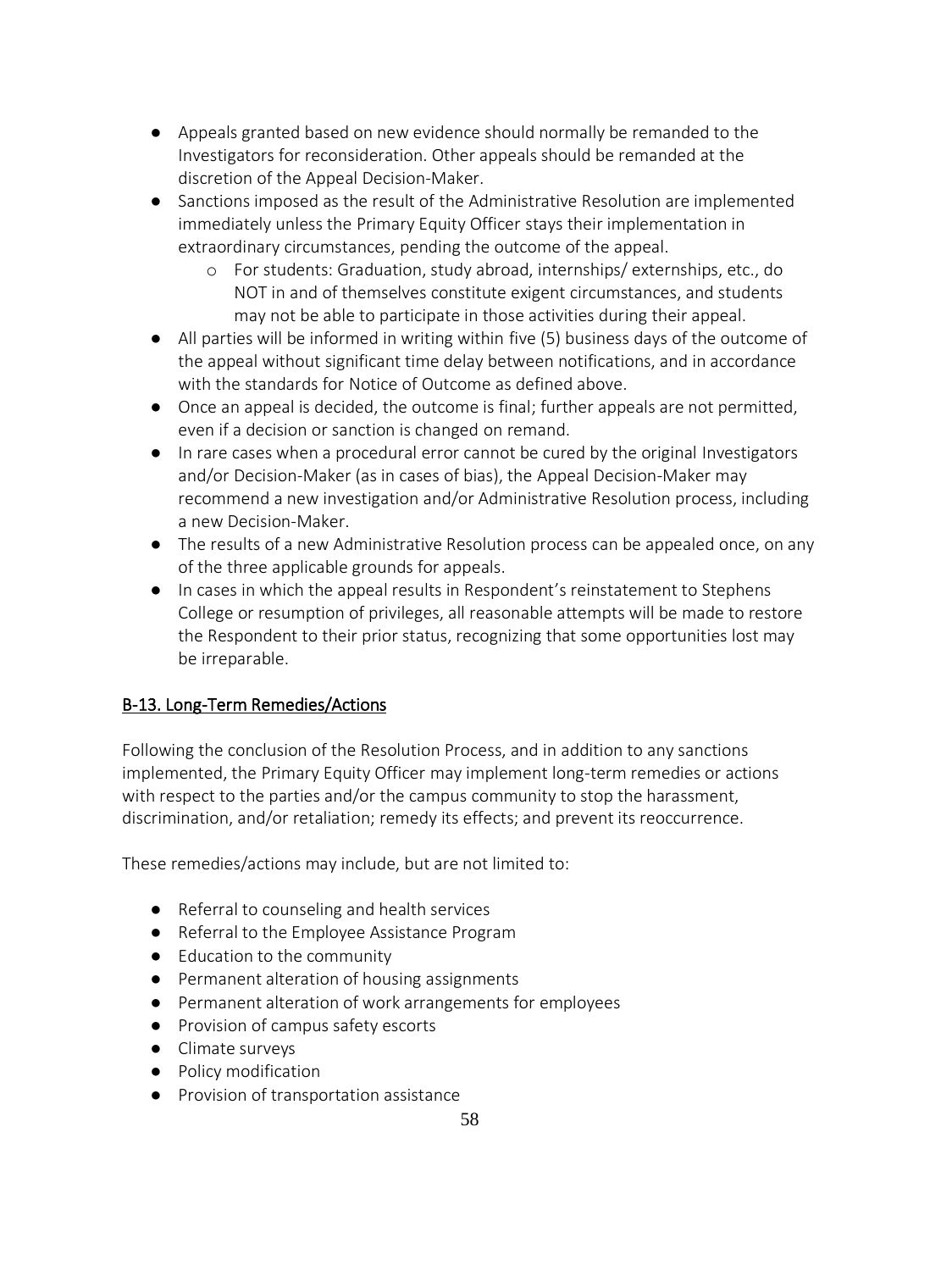- Appeals granted based on new evidence should normally be remanded to the Investigators for reconsideration. Other appeals should be remanded at the discretion of the Appeal Decision-Maker.
- Sanctions imposed as the result of the Administrative Resolution are implemented immediately unless the Primary Equity Officer stays their implementation in extraordinary circumstances, pending the outcome of the appeal.
    - For students: Graduation, study abroad, internships/ externships, etc., do NOT in and of themselves constitute exigent circumstances, and students may not be able to participate in those activities during their appeal.
- All parties will be informed in writing within five (5) business days of the outcome of the appeal without significant time delay between notifications, and in accordance with the standards for Notice of Outcome as defined above.
- Once an appeal is decided, the outcome is final; further appeals are not permitted, even if a decision or sanction is changed on remand.
- In rare cases when a procedural error cannot be cured by the original Investigators and/or Decision-Maker (as in cases of bias), the Appeal Decision-Maker may recommend a new investigation and/or Administrative Resolution process, including a new Decision-Maker.
- The results of a new Administrative Resolution process can be appealed once, on any of the three applicable grounds for appeals.
- In cases in which the appeal results in Respondent's reinstatement to Stephens College or resumption of privileges, all reasonable attempts will be made to restore the Respondent to their prior status, recognizing that some opportunities lost may be irreparable.

## B-13. Long-Term Remedies/Actions

Following the conclusion of the Resolution Process, and in addition to any sanctions implemented, the Primary Equity Officer may implement long-term remedies or actions with respect to the parties and/or the campus community to stop the harassment, discrimination, and/or retaliation; remedy its effects; and prevent its reoccurrence.

These remedies/actions may include, but are not limited to:

- Referral to counseling and health services
- Referral to the Employee Assistance Program
- Education to the community
- Permanent alteration of housing assignments
- Permanent alteration of work arrangements for employees
- Provision of campus safety escorts
- Climate surveys
- Policy modification
- Provision of transportation assistance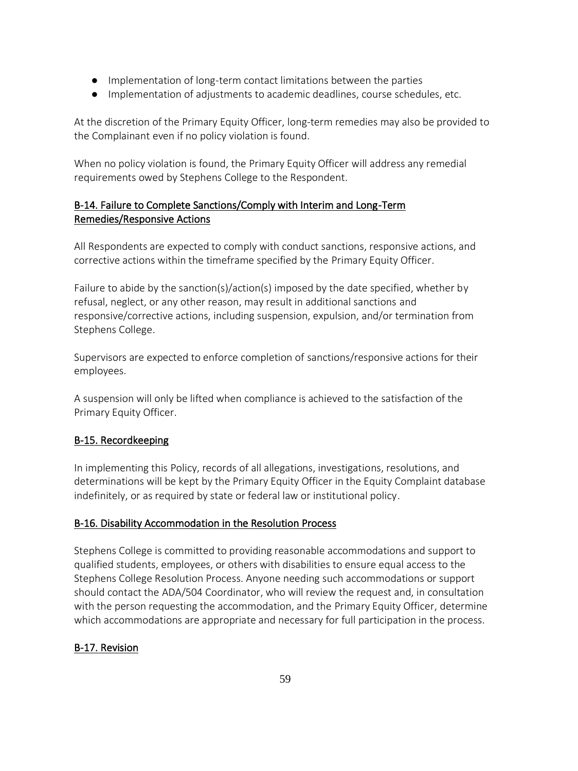- Implementation of long-term contact limitations between the parties
- Implementation of adjustments to academic deadlines, course schedules, etc.

At the discretion of the Primary Equity Officer, long-term remedies may also be provided to the Complainant even if no policy violation is found.

When no policy violation is found, the Primary Equity Officer will address any remedial requirements owed by Stephens College to the Respondent.

## B-14. Failure to Complete Sanctions/Comply with Interim and Long-Term Remedies/Responsive Actions

All Respondents are expected to comply with conduct sanctions, responsive actions, and corrective actions within the timeframe specified by the Primary Equity Officer.

Failure to abide by the sanction(s)/action(s) imposed by the date specified, whether by refusal, neglect, or any other reason, may result in additional sanctions and responsive/corrective actions, including suspension, expulsion, and/or termination from Stephens College.

Supervisors are expected to enforce completion of sanctions/responsive actions for their employees.

A suspension will only be lifted when compliance is achieved to the satisfaction of the Primary Equity Officer.

## B-15. Recordkeeping

In implementing this Policy, records of all allegations, investigations, resolutions, and determinations will be kept by the Primary Equity Officer in the Equity Complaint database indefinitely, or as required by state or federal law or institutional policy.

## B-16. Disability Accommodation in the Resolution Process

Stephens College is committed to providing reasonable accommodations and support to qualified students, employees, or others with disabilities to ensure equal access to the Stephens College Resolution Process. Anyone needing such accommodations or support should contact the ADA/504 Coordinator, who will review the request and, in consultation with the person requesting the accommodation, and the Primary Equity Officer, determine which accommodations are appropriate and necessary for full participation in the process.

## B-17. Revision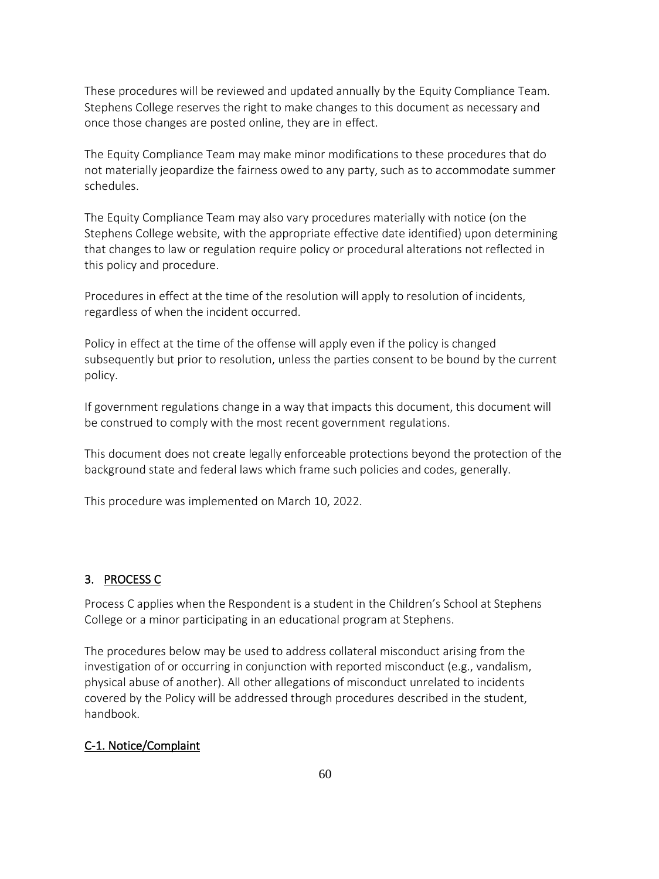These procedures will be reviewed and updated annually by the Equity Compliance Team. Stephens College reserves the right to make changes to this document as necessary and once those changes are posted online, they are in effect.

The Equity Compliance Team may make minor modifications to these procedures that do not materially jeopardize the fairness owed to any party, such as to accommodate summer schedules.

The Equity Compliance Team may also vary procedures materially with notice (on the Stephens College website, with the appropriate effective date identified) upon determining that changes to law or regulation require policy or procedural alterations not reflected in this policy and procedure.

Procedures in effect at the time of the resolution will apply to resolution of incidents, regardless of when the incident occurred.

Policy in effect at the time of the offense will apply even if the policy is changed subsequently but prior to resolution, unless the parties consent to be bound by the current policy.

If government regulations change in a way that impacts this document, this document will be construed to comply with the most recent government regulations.

This document does not create legally enforceable protections beyond the protection of the background state and federal laws which frame such policies and codes, generally.

This procedure was implemented on March 10, 2022.

## 3. PROCESS C

Process C applies when the Respondent is a student in the Children's School at Stephens College or a minor participating in an educational program at Stephens.

The procedures below may be used to address collateral misconduct arising from the investigation of or occurring in conjunction with reported misconduct (e.g., vandalism, physical abuse of another). All other allegations of misconduct unrelated to incidents covered by the Policy will be addressed through procedures described in the student, handbook.

### C-1. Notice/Complaint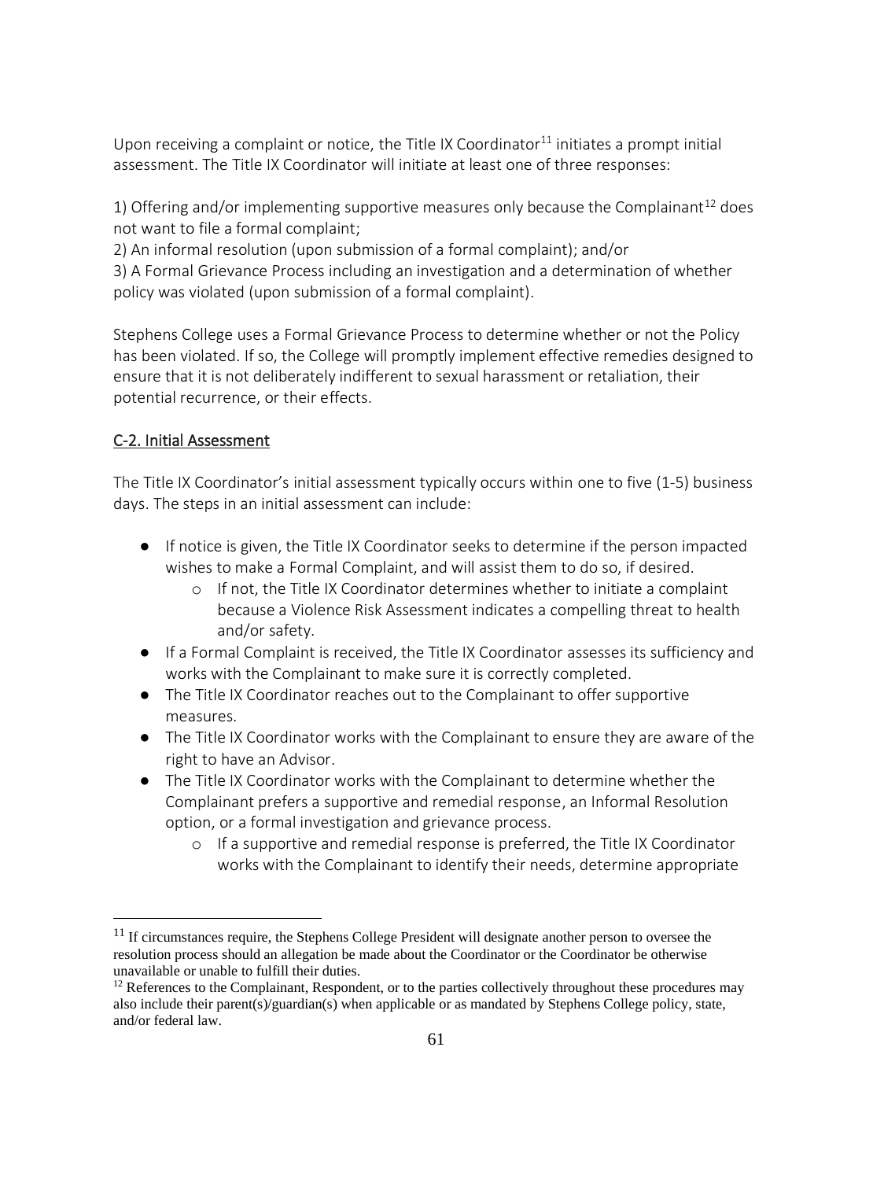Upon receiving a complaint or notice, the Title IX Coordinator[11] initiates a prompt initial assessment. The Title IX Coordinator will initiate at least one of three responses:

1) Offering and/or implementing supportive measures only because the Complainant[12] does not want to file a formal complaint;
2) An informal resolution (upon submission of a formal complaint); and/or
3) A Formal Grievance Process including an investigation and a determination of whether policy was violated (upon submission of a formal complaint).

Stephens College uses a Formal Grievance Process to determine whether or not the Policy has been violated. If so, the College will promptly implement effective remedies designed to ensure that it is not deliberately indifferent to sexual harassment or retaliation, their potential recurrence, or their effects.

## C-2. Initial Assessment

The Title IX Coordinator's initial assessment typically occurs within one to five (1-5) business days. The steps in an initial assessment can include:

- If notice is given, the Title IX Coordinator seeks to determine if the person impacted wishes to make a Formal Complaint, and will assist them to do so, if desired.
  - If not, the Title IX Coordinator determines whether to initiate a complaint because a Violence Risk Assessment indicates a compelling threat to health and/or safety.
- If a Formal Complaint is received, the Title IX Coordinator assesses its sufficiency and works with the Complainant to make sure it is correctly completed.
- The Title IX Coordinator reaches out to the Complainant to offer supportive measures.
- The Title IX Coordinator works with the Complainant to ensure they are aware of the right to have an Advisor.
- The Title IX Coordinator works with the Complainant to determine whether the Complainant prefers a supportive and remedial response, an Informal Resolution option, or a formal investigation and grievance process.
  - If a supportive and remedial response is preferred, the Title IX Coordinator works with the Complainant to identify their needs, determine appropriate

[11] If circumstances require, the Stephens College President will designate another person to oversee the resolution process should an allegation be made about the Coordinator or the Coordinator be otherwise unavailable or unable to fulfill their duties.

[12] References to the Complainant, Respondent, or to the parties collectively throughout these procedures may also include their parent(s)/guardian(s) when applicable or as mandated by Stephens College policy, state, and/or federal law.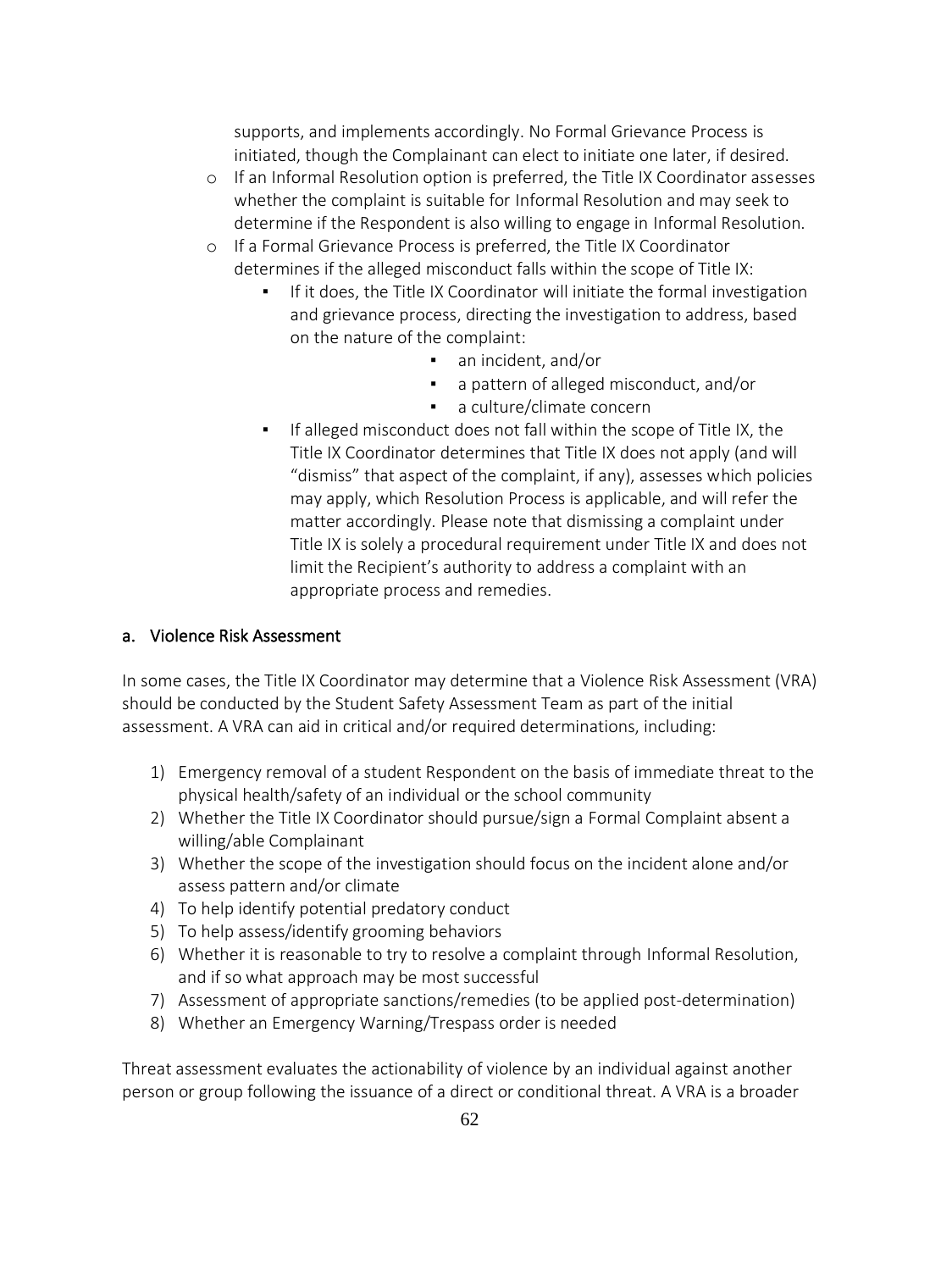supports, and implements accordingly. No Formal Grievance Process is initiated, though the Complainant can elect to initiate one later, if desired.

- If an Informal Resolution option is preferred, the Title IX Coordinator assesses whether the complaint is suitable for Informal Resolution and may seek to determine if the Respondent is also willing to engage in Informal Resolution.
- If a Formal Grievance Process is preferred, the Title IX Coordinator determines if the alleged misconduct falls within the scope of Title IX:
  - If it does, the Title IX Coordinator will initiate the formal investigation and grievance process, directing the investigation to address, based on the nature of the complaint:
    - an incident, and/or
    - a pattern of alleged misconduct, and/or
    - a culture/climate concern
  - If alleged misconduct does not fall within the scope of Title IX, the Title IX Coordinator determines that Title IX does not apply (and will "dismiss" that aspect of the complaint, if any), assesses which policies may apply, which Resolution Process is applicable, and will refer the matter accordingly. Please note that dismissing a complaint under Title IX is solely a procedural requirement under Title IX and does not limit the Recipient's authority to address a complaint with an appropriate process and remedies.

### a. Violence Risk Assessment

In some cases, the Title IX Coordinator may determine that a Violence Risk Assessment (VRA) should be conducted by the Student Safety Assessment Team as part of the initial assessment. A VRA can aid in critical and/or required determinations, including:

1) Emergency removal of a student Respondent on the basis of immediate threat to the physical health/safety of an individual or the school community
2) Whether the Title IX Coordinator should pursue/sign a Formal Complaint absent a willing/able Complainant
3) Whether the scope of the investigation should focus on the incident alone and/or assess pattern and/or climate
4) To help identify potential predatory conduct
5) To help assess/identify grooming behaviors
6) Whether it is reasonable to try to resolve a complaint through Informal Resolution, and if so what approach may be most successful
7) Assessment of appropriate sanctions/remedies (to be applied post-determination)
8) Whether an Emergency Warning/Trespass order is needed

Threat assessment evaluates the actionability of violence by an individual against another person or group following the issuance of a direct or conditional threat. A VRA is a broader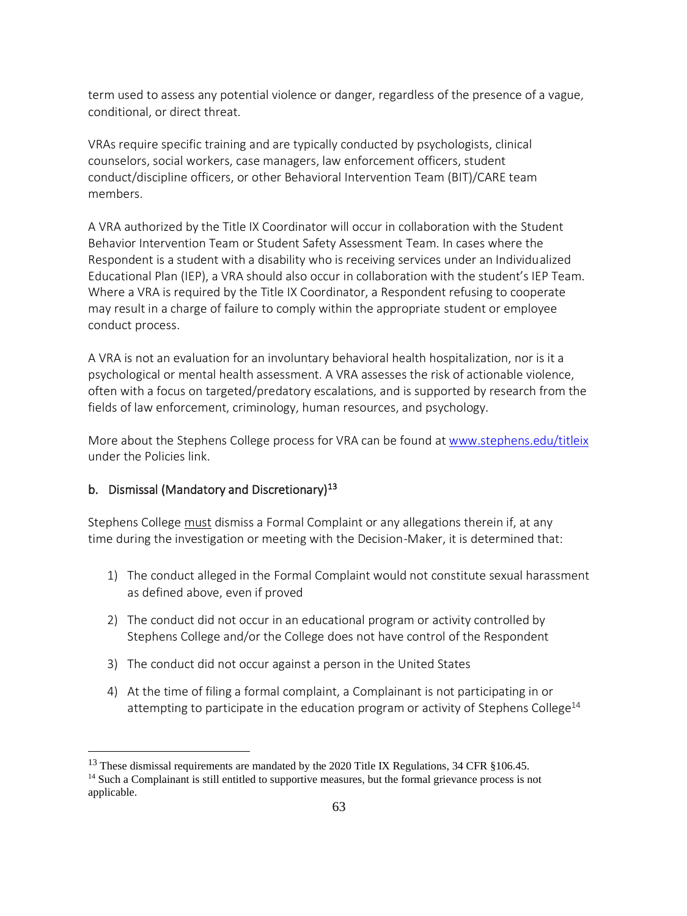term used to assess any potential violence or danger, regardless of the presence of a vague, conditional, or direct threat.

VRAs require specific training and are typically conducted by psychologists, clinical counselors, social workers, case managers, law enforcement officers, student conduct/discipline officers, or other Behavioral Intervention Team (BIT)/CARE team members.

A VRA authorized by the Title IX Coordinator will occur in collaboration with the Student Behavior Intervention Team or Student Safety Assessment Team. In cases where the Respondent is a student with a disability who is receiving services under an Individualized Educational Plan (IEP), a VRA should also occur in collaboration with the student's IEP Team. Where a VRA is required by the Title IX Coordinator, a Respondent refusing to cooperate may result in a charge of failure to comply within the appropriate student or employee conduct process.

A VRA is not an evaluation for an involuntary behavioral health hospitalization, nor is it a psychological or mental health assessment. A VRA assesses the risk of actionable violence, often with a focus on targeted/predatory escalations, and is supported by research from the fields of law enforcement, criminology, human resources, and psychology.

More about the Stephens College process for VRA can be found at www.stephens.edu/titleix under the Policies link.

### b. Dismissal (Mandatory and Discretionary)[13]

Stephens College must dismiss a Formal Complaint or any allegations therein if, at any time during the investigation or meeting with the Decision-Maker, it is determined that:

1) The conduct alleged in the Formal Complaint would not constitute sexual harassment as defined above, even if proved
2) The conduct did not occur in an educational program or activity controlled by Stephens College and/or the College does not have control of the Respondent
3) The conduct did not occur against a person in the United States
4) At the time of filing a formal complaint, a Complainant is not participating in or attempting to participate in the education program or activity of Stephens College[14]

---

[13] These dismissal requirements are mandated by the 2020 Title IX Regulations, 34 CFR §106.45.

[14] Such a Complainant is still entitled to supportive measures, but the formal grievance process is not applicable.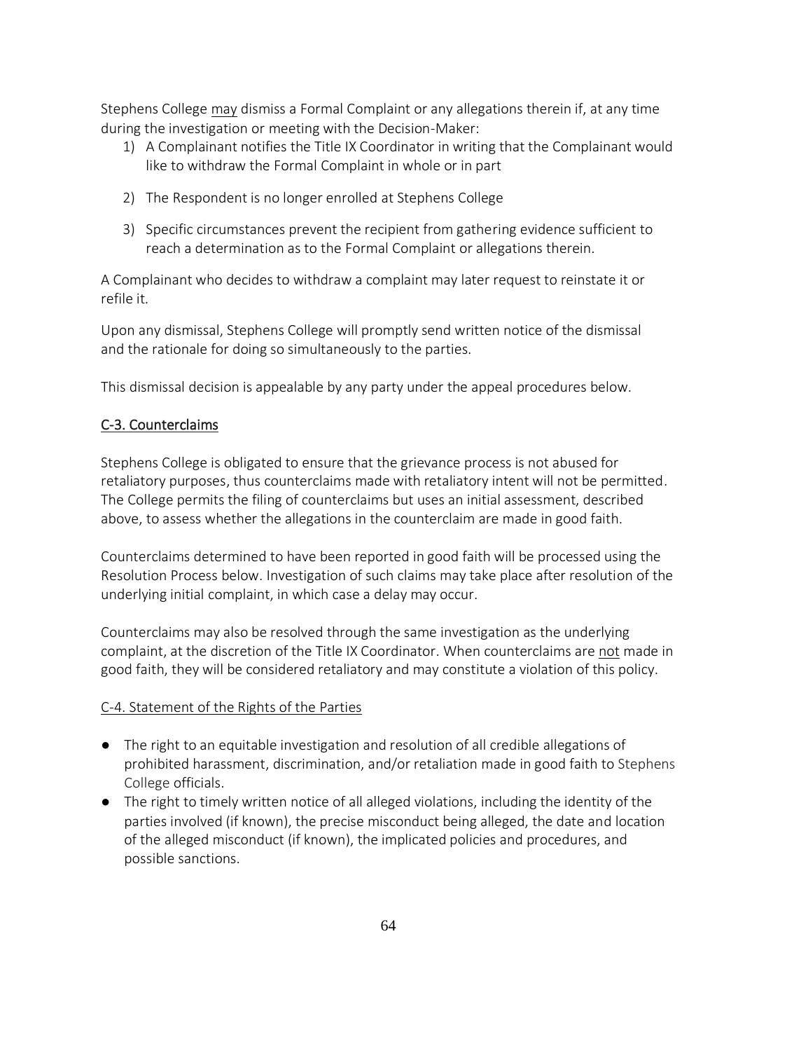Stephens College <u>may</u> dismiss a Formal Complaint or any allegations therein if, at any time during the investigation or meeting with the Decision-Maker:

1) A Complainant notifies the Title IX Coordinator in writing that the Complainant would like to withdraw the Formal Complaint in whole or in part
2) The Respondent is no longer enrolled at Stephens College
3) Specific circumstances prevent the recipient from gathering evidence sufficient to reach a determination as to the Formal Complaint or allegations therein.

A Complainant who decides to withdraw a complaint may later request to reinstate it or refile it.

Upon any dismissal, Stephens College will promptly send written notice of the dismissal and the rationale for doing so simultaneously to the parties.

This dismissal decision is appealable by any party under the appeal procedures below.

## C-3. Counterclaims

Stephens College is obligated to ensure that the grievance process is not abused for retaliatory purposes, thus counterclaims made with retaliatory intent will not be permitted. The College permits the filing of counterclaims but uses an initial assessment, described above, to assess whether the allegations in the counterclaim are made in good faith.

Counterclaims determined to have been reported in good faith will be processed using the Resolution Process below. Investigation of such claims may take place after resolution of the underlying initial complaint, in which case a delay may occur.

Counterclaims may also be resolved through the same investigation as the underlying complaint, at the discretion of the Title IX Coordinator. When counterclaims are <u>not</u> made in good faith, they will be considered retaliatory and may constitute a violation of this policy.

## C-4. Statement of the Rights of the Parties

- The right to an equitable investigation and resolution of all credible allegations of prohibited harassment, discrimination, and/or retaliation made in good faith to Stephens College officials.
- The right to timely written notice of all alleged violations, including the identity of the parties involved (if known), the precise misconduct being alleged, the date and location of the alleged misconduct (if known), the implicated policies and procedures, and possible sanctions.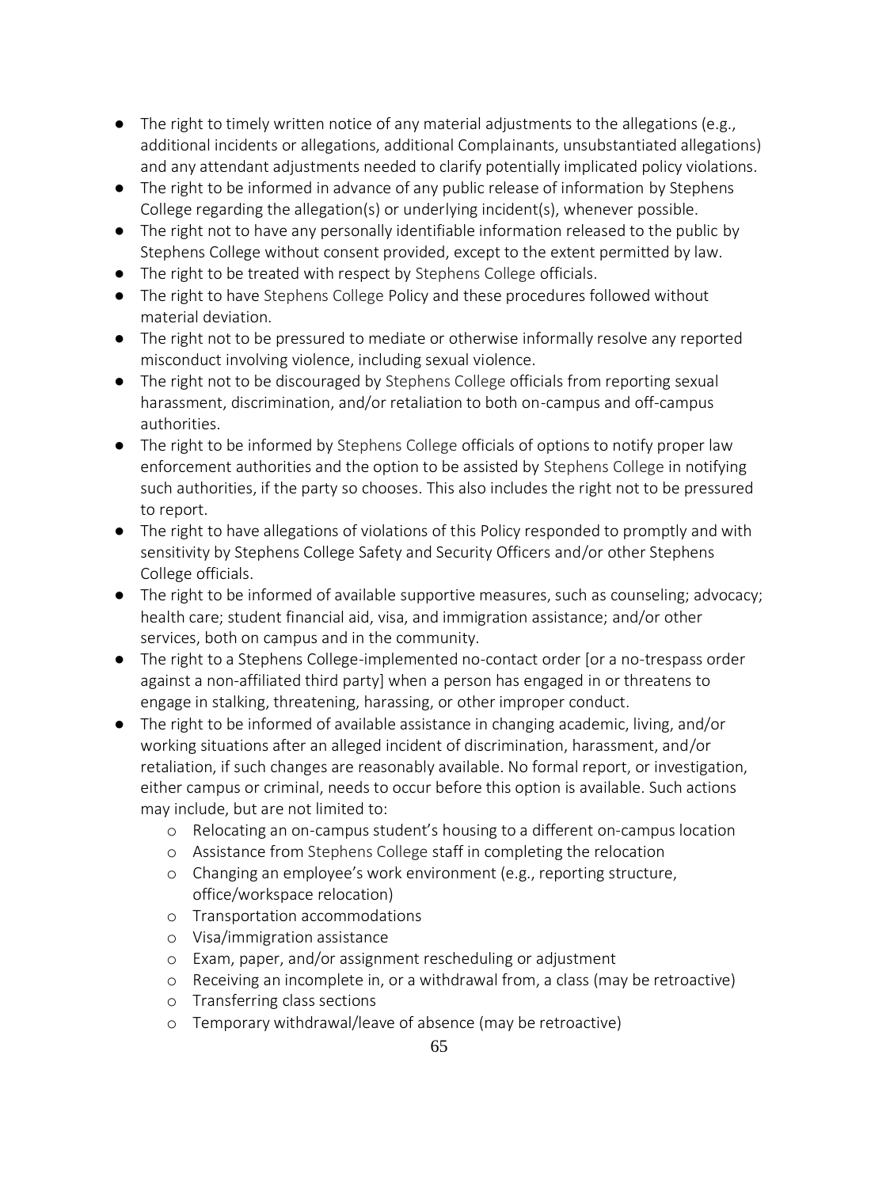- The right to timely written notice of any material adjustments to the allegations (e.g., additional incidents or allegations, additional Complainants, unsubstantiated allegations) and any attendant adjustments needed to clarify potentially implicated policy violations.
- The right to be informed in advance of any public release of information by Stephens College regarding the allegation(s) or underlying incident(s), whenever possible.
- The right not to have any personally identifiable information released to the public by Stephens College without consent provided, except to the extent permitted by law.
- The right to be treated with respect by Stephens College officials.
- The right to have Stephens College Policy and these procedures followed without material deviation.
- The right not to be pressured to mediate or otherwise informally resolve any reported misconduct involving violence, including sexual violence.
- The right not to be discouraged by Stephens College officials from reporting sexual harassment, discrimination, and/or retaliation to both on-campus and off-campus authorities.
- The right to be informed by Stephens College officials of options to notify proper law enforcement authorities and the option to be assisted by Stephens College in notifying such authorities, if the party so chooses. This also includes the right not to be pressured to report.
- The right to have allegations of violations of this Policy responded to promptly and with sensitivity by Stephens College Safety and Security Officers and/or other Stephens College officials.
- The right to be informed of available supportive measures, such as counseling; advocacy; health care; student financial aid, visa, and immigration assistance; and/or other services, both on campus and in the community.
- The right to a Stephens College-implemented no-contact order [or a no-trespass order against a non-affiliated third party] when a person has engaged in or threatens to engage in stalking, threatening, harassing, or other improper conduct.
- The right to be informed of available assistance in changing academic, living, and/or working situations after an alleged incident of discrimination, harassment, and/or retaliation, if such changes are reasonably available. No formal report, or investigation, either campus or criminal, needs to occur before this option is available. Such actions may include, but are not limited to:
  - Relocating an on-campus student's housing to a different on-campus location
  - Assistance from Stephens College staff in completing the relocation
  - Changing an employee's work environment (e.g., reporting structure, office/workspace relocation)
  - Transportation accommodations
  - Visa/immigration assistance
  - Exam, paper, and/or assignment rescheduling or adjustment
  - Receiving an incomplete in, or a withdrawal from, a class (may be retroactive)
  - Transferring class sections
  - Temporary withdrawal/leave of absence (may be retroactive)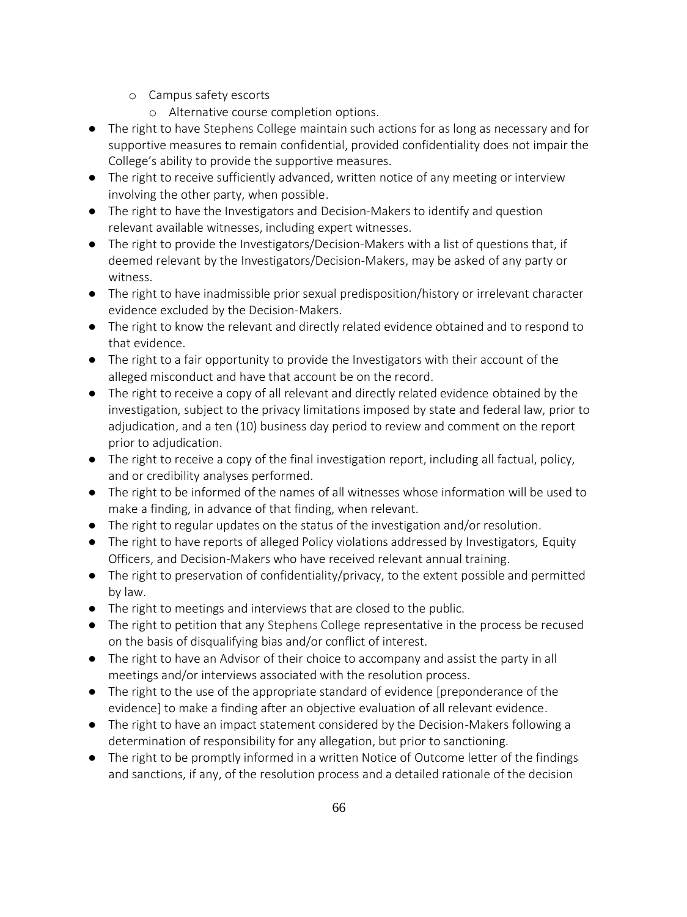- Campus safety escorts
  - Alternative course completion options.
- The right to have Stephens College maintain such actions for as long as necessary and for supportive measures to remain confidential, provided confidentiality does not impair the College's ability to provide the supportive measures.
- The right to receive sufficiently advanced, written notice of any meeting or interview involving the other party, when possible.
- The right to have the Investigators and Decision-Makers to identify and question relevant available witnesses, including expert witnesses.
- The right to provide the Investigators/Decision-Makers with a list of questions that, if deemed relevant by the Investigators/Decision-Makers, may be asked of any party or witness.
- The right to have inadmissible prior sexual predisposition/history or irrelevant character evidence excluded by the Decision-Makers.
- The right to know the relevant and directly related evidence obtained and to respond to that evidence.
- The right to a fair opportunity to provide the Investigators with their account of the alleged misconduct and have that account be on the record.
- The right to receive a copy of all relevant and directly related evidence obtained by the investigation, subject to the privacy limitations imposed by state and federal law, prior to adjudication, and a ten (10) business day period to review and comment on the report prior to adjudication.
- The right to receive a copy of the final investigation report, including all factual, policy, and or credibility analyses performed.
- The right to be informed of the names of all witnesses whose information will be used to make a finding, in advance of that finding, when relevant.
- The right to regular updates on the status of the investigation and/or resolution.
- The right to have reports of alleged Policy violations addressed by Investigators, Equity Officers, and Decision-Makers who have received relevant annual training.
- The right to preservation of confidentiality/privacy, to the extent possible and permitted by law.
- The right to meetings and interviews that are closed to the public.
- The right to petition that any Stephens College representative in the process be recused on the basis of disqualifying bias and/or conflict of interest.
- The right to have an Advisor of their choice to accompany and assist the party in all meetings and/or interviews associated with the resolution process.
- The right to the use of the appropriate standard of evidence [preponderance of the evidence] to make a finding after an objective evaluation of all relevant evidence.
- The right to have an impact statement considered by the Decision-Makers following a determination of responsibility for any allegation, but prior to sanctioning.
- The right to be promptly informed in a written Notice of Outcome letter of the findings and sanctions, if any, of the resolution process and a detailed rationale of the decision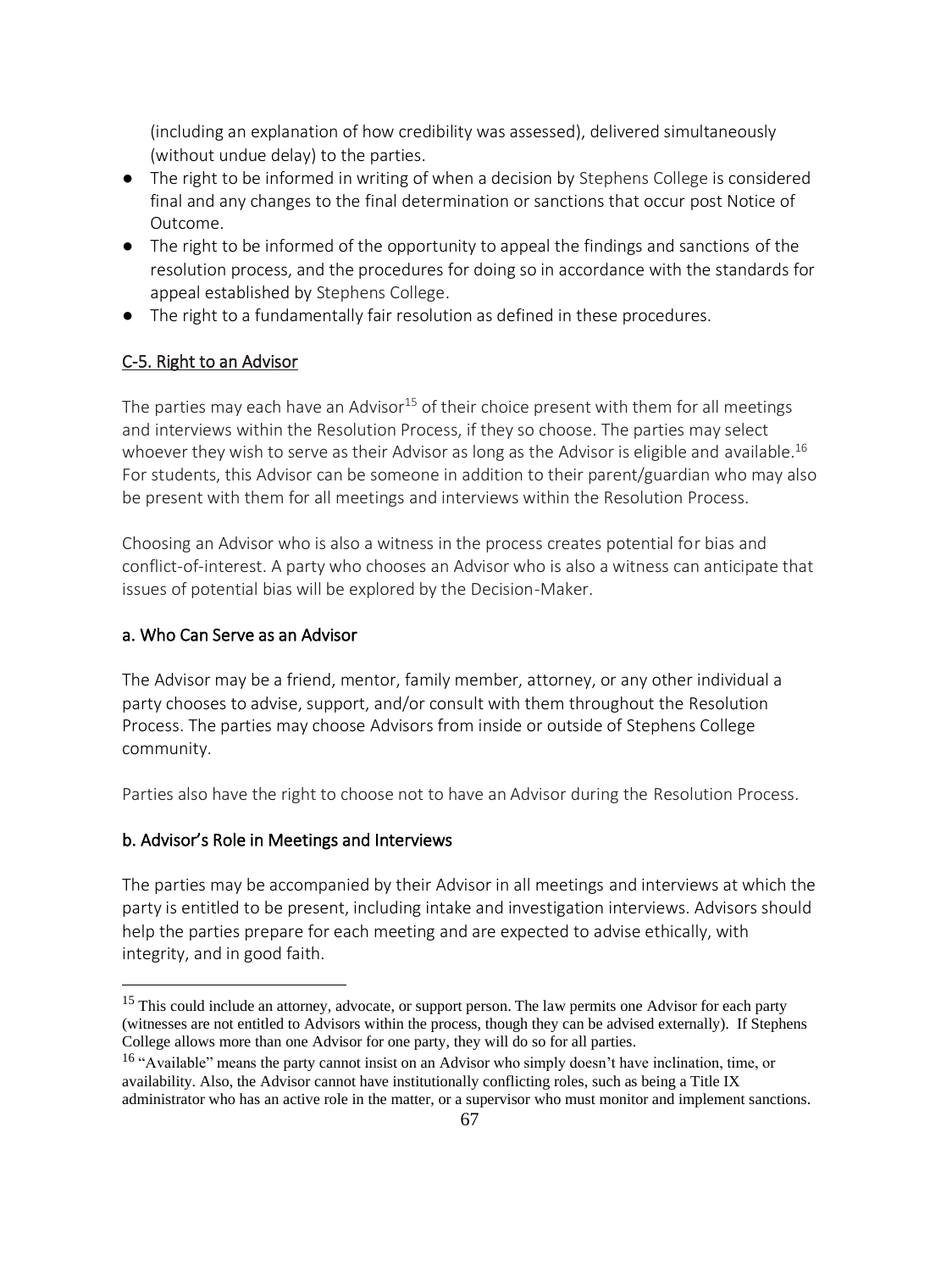(including an explanation of how credibility was assessed), delivered simultaneously (without undue delay) to the parties.

- The right to be informed in writing of when a decision by Stephens College is considered final and any changes to the final determination or sanctions that occur post Notice of Outcome.
- The right to be informed of the opportunity to appeal the findings and sanctions of the resolution process, and the procedures for doing so in accordance with the standards for appeal established by Stephens College.
- The right to a fundamentally fair resolution as defined in these procedures.

## C-5. Right to an Advisor

The parties may each have an Advisor[15] of their choice present with them for all meetings and interviews within the Resolution Process, if they so choose. The parties may select whoever they wish to serve as their Advisor as long as the Advisor is eligible and available.[16] For students, this Advisor can be someone in addition to their parent/guardian who may also be present with them for all meetings and interviews within the Resolution Process.

Choosing an Advisor who is also a witness in the process creates potential for bias and conflict-of-interest. A party who chooses an Advisor who is also a witness can anticipate that issues of potential bias will be explored by the Decision-Maker.

### a. Who Can Serve as an Advisor

The Advisor may be a friend, mentor, family member, attorney, or any other individual a party chooses to advise, support, and/or consult with them throughout the Resolution Process. The parties may choose Advisors from inside or outside of Stephens College community.

Parties also have the right to choose not to have an Advisor during the Resolution Process.

### b. Advisor's Role in Meetings and Interviews

The parties may be accompanied by their Advisor in all meetings and interviews at which the party is entitled to be present, including intake and investigation interviews. Advisors should help the parties prepare for each meeting and are expected to advise ethically, with integrity, and in good faith.

---

[15] This could include an attorney, advocate, or support person. The law permits one Advisor for each party (witnesses are not entitled to Advisors within the process, though they can be advised externally). If Stephens College allows more than one Advisor for one party, they will do so for all parties.

[16] "Available" means the party cannot insist on an Advisor who simply doesn't have inclination, time, or availability. Also, the Advisor cannot have institutionally conflicting roles, such as being a Title IX administrator who has an active role in the matter, or a supervisor who must monitor and implement sanctions.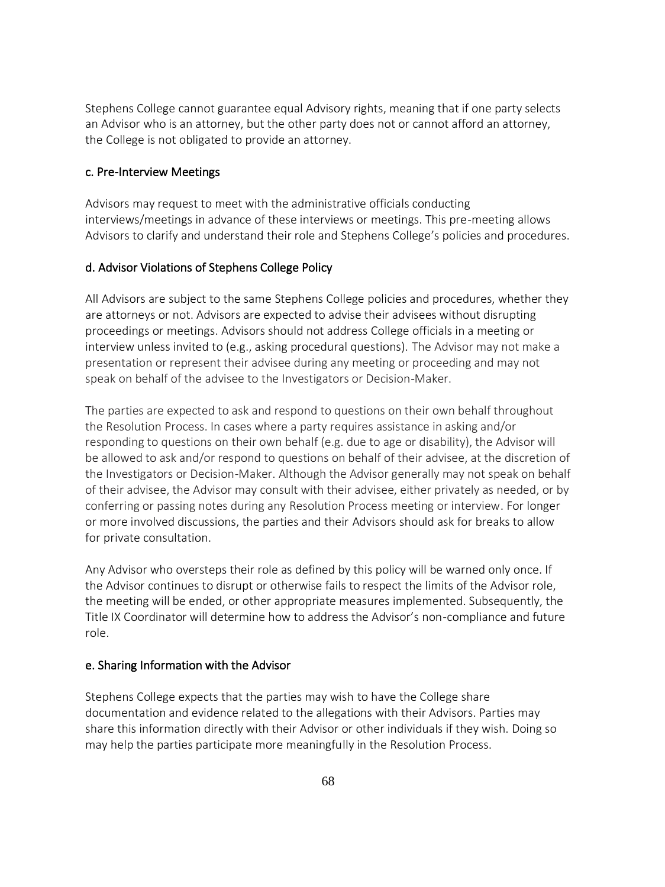Stephens College cannot guarantee equal Advisory rights, meaning that if one party selects an Advisor who is an attorney, but the other party does not or cannot afford an attorney, the College is not obligated to provide an attorney.

### c. Pre-Interview Meetings

Advisors may request to meet with the administrative officials conducting interviews/meetings in advance of these interviews or meetings. This pre-meeting allows Advisors to clarify and understand their role and Stephens College's policies and procedures.

### d. Advisor Violations of Stephens College Policy

All Advisors are subject to the same Stephens College policies and procedures, whether they are attorneys or not. Advisors are expected to advise their advisees without disrupting proceedings or meetings. Advisors should not address College officials in a meeting or interview unless invited to (e.g., asking procedural questions). The Advisor may not make a presentation or represent their advisee during any meeting or proceeding and may not speak on behalf of the advisee to the Investigators or Decision-Maker.

The parties are expected to ask and respond to questions on their own behalf throughout the Resolution Process. In cases where a party requires assistance in asking and/or responding to questions on their own behalf (e.g. due to age or disability), the Advisor will be allowed to ask and/or respond to questions on behalf of their advisee, at the discretion of the Investigators or Decision-Maker. Although the Advisor generally may not speak on behalf of their advisee, the Advisor may consult with their advisee, either privately as needed, or by conferring or passing notes during any Resolution Process meeting or interview. For longer or more involved discussions, the parties and their Advisors should ask for breaks to allow for private consultation.

Any Advisor who oversteps their role as defined by this policy will be warned only once. If the Advisor continues to disrupt or otherwise fails to respect the limits of the Advisor role, the meeting will be ended, or other appropriate measures implemented. Subsequently, the Title IX Coordinator will determine how to address the Advisor's non-compliance and future role.

### e. Sharing Information with the Advisor

Stephens College expects that the parties may wish to have the College share documentation and evidence related to the allegations with their Advisors. Parties may share this information directly with their Advisor or other individuals if they wish. Doing so may help the parties participate more meaningfully in the Resolution Process.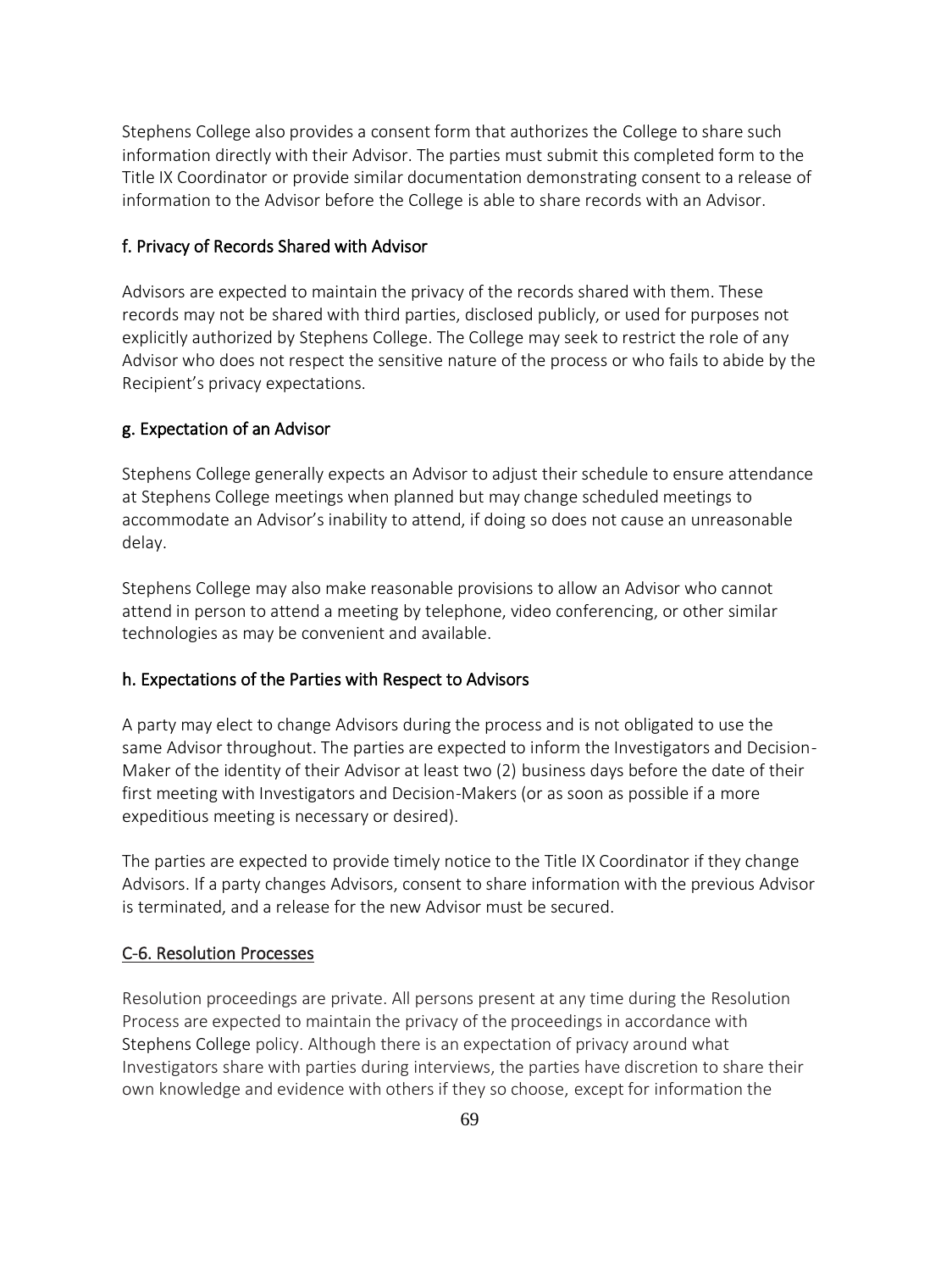Stephens College also provides a consent form that authorizes the College to share such information directly with their Advisor. The parties must submit this completed form to the Title IX Coordinator or provide similar documentation demonstrating consent to a release of information to the Advisor before the College is able to share records with an Advisor.

### f. Privacy of Records Shared with Advisor

Advisors are expected to maintain the privacy of the records shared with them. These records may not be shared with third parties, disclosed publicly, or used for purposes not explicitly authorized by Stephens College. The College may seek to restrict the role of any Advisor who does not respect the sensitive nature of the process or who fails to abide by the Recipient's privacy expectations.

### g. Expectation of an Advisor

Stephens College generally expects an Advisor to adjust their schedule to ensure attendance at Stephens College meetings when planned but may change scheduled meetings to accommodate an Advisor's inability to attend, if doing so does not cause an unreasonable delay.

Stephens College may also make reasonable provisions to allow an Advisor who cannot attend in person to attend a meeting by telephone, video conferencing, or other similar technologies as may be convenient and available.

### h. Expectations of the Parties with Respect to Advisors

A party may elect to change Advisors during the process and is not obligated to use the same Advisor throughout. The parties are expected to inform the Investigators and Decision-Maker of the identity of their Advisor at least two (2) business days before the date of their first meeting with Investigators and Decision-Makers (or as soon as possible if a more expeditious meeting is necessary or desired).

The parties are expected to provide timely notice to the Title IX Coordinator if they change Advisors. If a party changes Advisors, consent to share information with the previous Advisor is terminated, and a release for the new Advisor must be secured.

## C-6. Resolution Processes

Resolution proceedings are private. All persons present at any time during the Resolution Process are expected to maintain the privacy of the proceedings in accordance with Stephens College policy. Although there is an expectation of privacy around what Investigators share with parties during interviews, the parties have discretion to share their own knowledge and evidence with others if they so choose, except for information the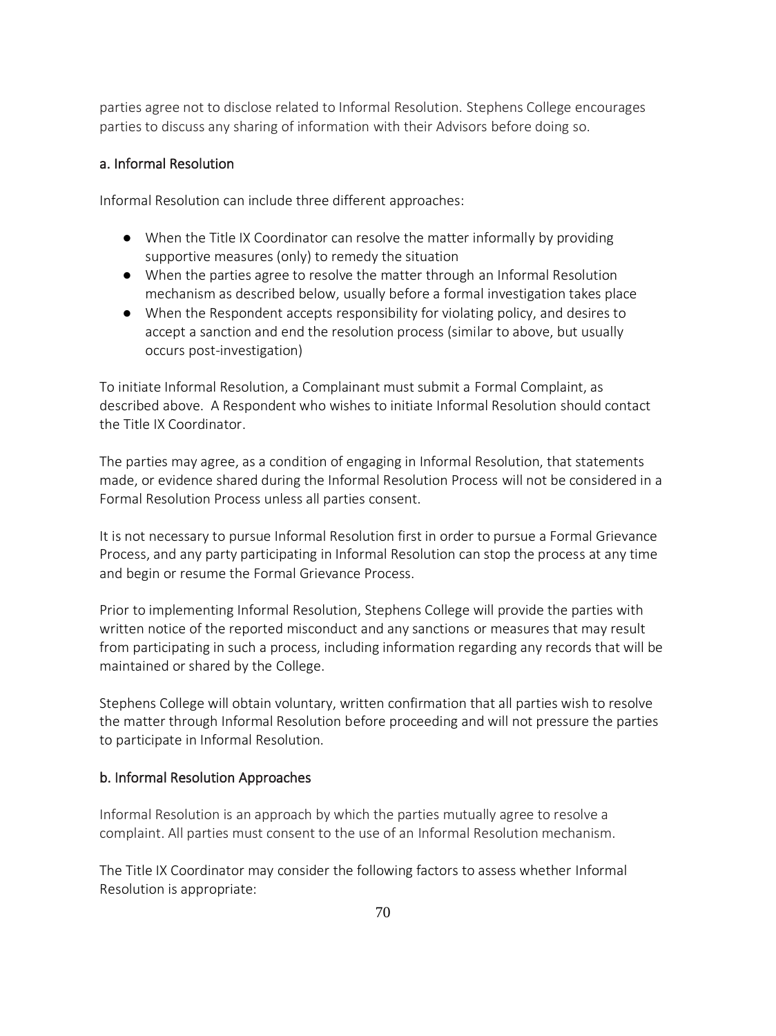parties agree not to disclose related to Informal Resolution. Stephens College encourages parties to discuss any sharing of information with their Advisors before doing so.

### a. Informal Resolution

Informal Resolution can include three different approaches:

- When the Title IX Coordinator can resolve the matter informally by providing supportive measures (only) to remedy the situation
- When the parties agree to resolve the matter through an Informal Resolution mechanism as described below, usually before a formal investigation takes place
- When the Respondent accepts responsibility for violating policy, and desires to accept a sanction and end the resolution process (similar to above, but usually occurs post-investigation)

To initiate Informal Resolution, a Complainant must submit a Formal Complaint, as described above. A Respondent who wishes to initiate Informal Resolution should contact the Title IX Coordinator.

The parties may agree, as a condition of engaging in Informal Resolution, that statements made, or evidence shared during the Informal Resolution Process will not be considered in a Formal Resolution Process unless all parties consent.

It is not necessary to pursue Informal Resolution first in order to pursue a Formal Grievance Process, and any party participating in Informal Resolution can stop the process at any time and begin or resume the Formal Grievance Process.

Prior to implementing Informal Resolution, Stephens College will provide the parties with written notice of the reported misconduct and any sanctions or measures that may result from participating in such a process, including information regarding any records that will be maintained or shared by the College.

Stephens College will obtain voluntary, written confirmation that all parties wish to resolve the matter through Informal Resolution before proceeding and will not pressure the parties to participate in Informal Resolution.

### b. Informal Resolution Approaches

Informal Resolution is an approach by which the parties mutually agree to resolve a complaint. All parties must consent to the use of an Informal Resolution mechanism.

The Title IX Coordinator may consider the following factors to assess whether Informal Resolution is appropriate: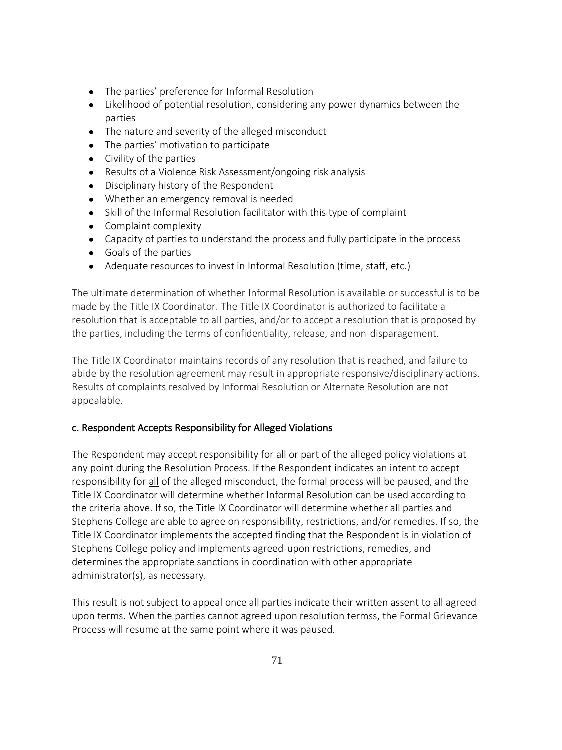- The parties' preference for Informal Resolution
- Likelihood of potential resolution, considering any power dynamics between the parties
- The nature and severity of the alleged misconduct
- The parties' motivation to participate
- Civility of the parties
- Results of a Violence Risk Assessment/ongoing risk analysis
- Disciplinary history of the Respondent
- Whether an emergency removal is needed
- Skill of the Informal Resolution facilitator with this type of complaint
- Complaint complexity
- Capacity of parties to understand the process and fully participate in the process
- Goals of the parties
- Adequate resources to invest in Informal Resolution (time, staff, etc.)

The ultimate determination of whether Informal Resolution is available or successful is to be made by the Title IX Coordinator. The Title IX Coordinator is authorized to facilitate a resolution that is acceptable to all parties, and/or to accept a resolution that is proposed by the parties, including the terms of confidentiality, release, and non-disparagement.

The Title IX Coordinator maintains records of any resolution that is reached, and failure to abide by the resolution agreement may result in appropriate responsive/disciplinary actions. Results of complaints resolved by Informal Resolution or Alternate Resolution are not appealable.

### c. Respondent Accepts Responsibility for Alleged Violations

The Respondent may accept responsibility for all or part of the alleged policy violations at any point during the Resolution Process. If the Respondent indicates an intent to accept responsibility for <u>all</u> of the alleged misconduct, the formal process will be paused, and the Title IX Coordinator will determine whether Informal Resolution can be used according to the criteria above. If so, the Title IX Coordinator will determine whether all parties and Stephens College are able to agree on responsibility, restrictions, and/or remedies. If so, the Title IX Coordinator implements the accepted finding that the Respondent is in violation of Stephens College policy and implements agreed-upon restrictions, remedies, and determines the appropriate sanctions in coordination with other appropriate administrator(s), as necessary.

This result is not subject to appeal once all parties indicate their written assent to all agreed upon terms. When the parties cannot agreed upon resolution termss, the Formal Grievance Process will resume at the same point where it was paused.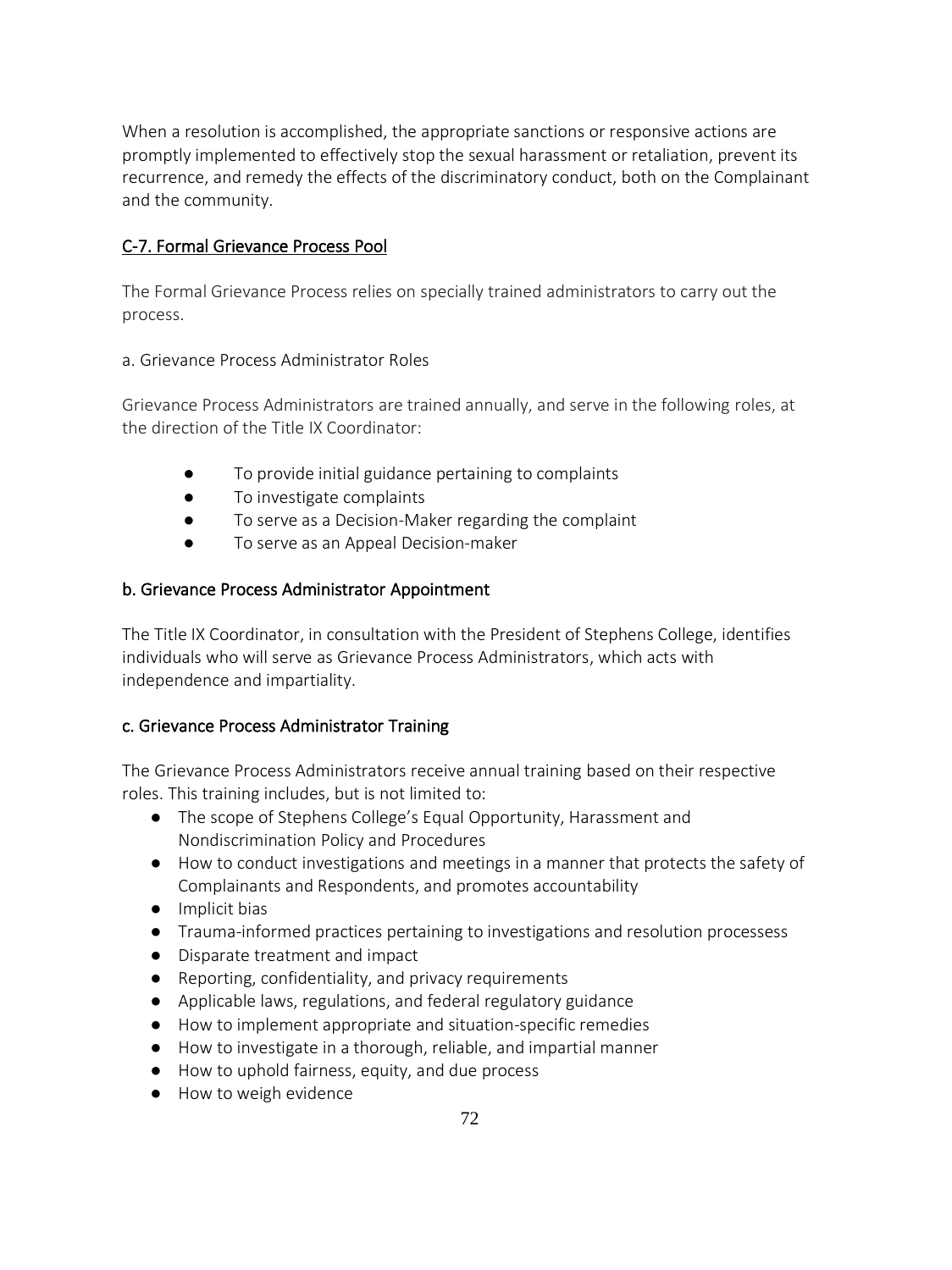When a resolution is accomplished, the appropriate sanctions or responsive actions are promptly implemented to effectively stop the sexual harassment or retaliation, prevent its recurrence, and remedy the effects of the discriminatory conduct, both on the Complainant and the community.

## C-7. Formal Grievance Process Pool

The Formal Grievance Process relies on specially trained administrators to carry out the process.

a. Grievance Process Administrator Roles

Grievance Process Administrators are trained annually, and serve in the following roles, at the direction of the Title IX Coordinator:

- To provide initial guidance pertaining to complaints
- To investigate complaints
- To serve as a Decision-Maker regarding the complaint
- To serve as an Appeal Decision-maker

### b. Grievance Process Administrator Appointment

The Title IX Coordinator, in consultation with the President of Stephens College, identifies individuals who will serve as Grievance Process Administrators, which acts with independence and impartiality.

### c. Grievance Process Administrator Training

The Grievance Process Administrators receive annual training based on their respective roles. This training includes, but is not limited to:

- The scope of Stephens College's Equal Opportunity, Harassment and Nondiscrimination Policy and Procedures
- How to conduct investigations and meetings in a manner that protects the safety of Complainants and Respondents, and promotes accountability
- Implicit bias
- Trauma-informed practices pertaining to investigations and resolution processess
- Disparate treatment and impact
- Reporting, confidentiality, and privacy requirements
- Applicable laws, regulations, and federal regulatory guidance
- How to implement appropriate and situation-specific remedies
- How to investigate in a thorough, reliable, and impartial manner
- How to uphold fairness, equity, and due process
- How to weigh evidence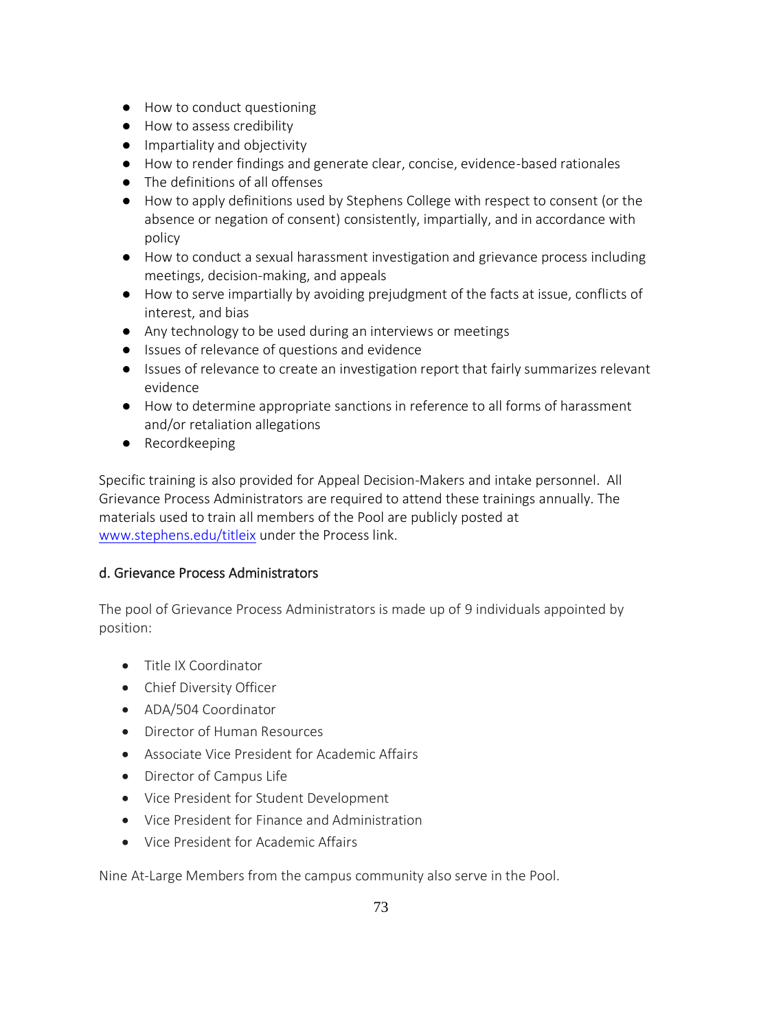- How to conduct questioning
- How to assess credibility
- Impartiality and objectivity
- How to render findings and generate clear, concise, evidence-based rationales
- The definitions of all offenses
- How to apply definitions used by Stephens College with respect to consent (or the absence or negation of consent) consistently, impartially, and in accordance with policy
- How to conduct a sexual harassment investigation and grievance process including meetings, decision-making, and appeals
- How to serve impartially by avoiding prejudgment of the facts at issue, conflicts of interest, and bias
- Any technology to be used during an interviews or meetings
- Issues of relevance of questions and evidence
- Issues of relevance to create an investigation report that fairly summarizes relevant evidence
- How to determine appropriate sanctions in reference to all forms of harassment and/or retaliation allegations
- Recordkeeping

Specific training is also provided for Appeal Decision-Makers and intake personnel. All Grievance Process Administrators are required to attend these trainings annually. The materials used to train all members of the Pool are publicly posted at www.stephens.edu/titleix under the Process link.

### d. Grievance Process Administrators

The pool of Grievance Process Administrators is made up of 9 individuals appointed by position:

- Title IX Coordinator
- Chief Diversity Officer
- ADA/504 Coordinator
- Director of Human Resources
- Associate Vice President for Academic Affairs
- Director of Campus Life
- Vice President for Student Development
- Vice President for Finance and Administration
- Vice President for Academic Affairs

Nine At-Large Members from the campus community also serve in the Pool.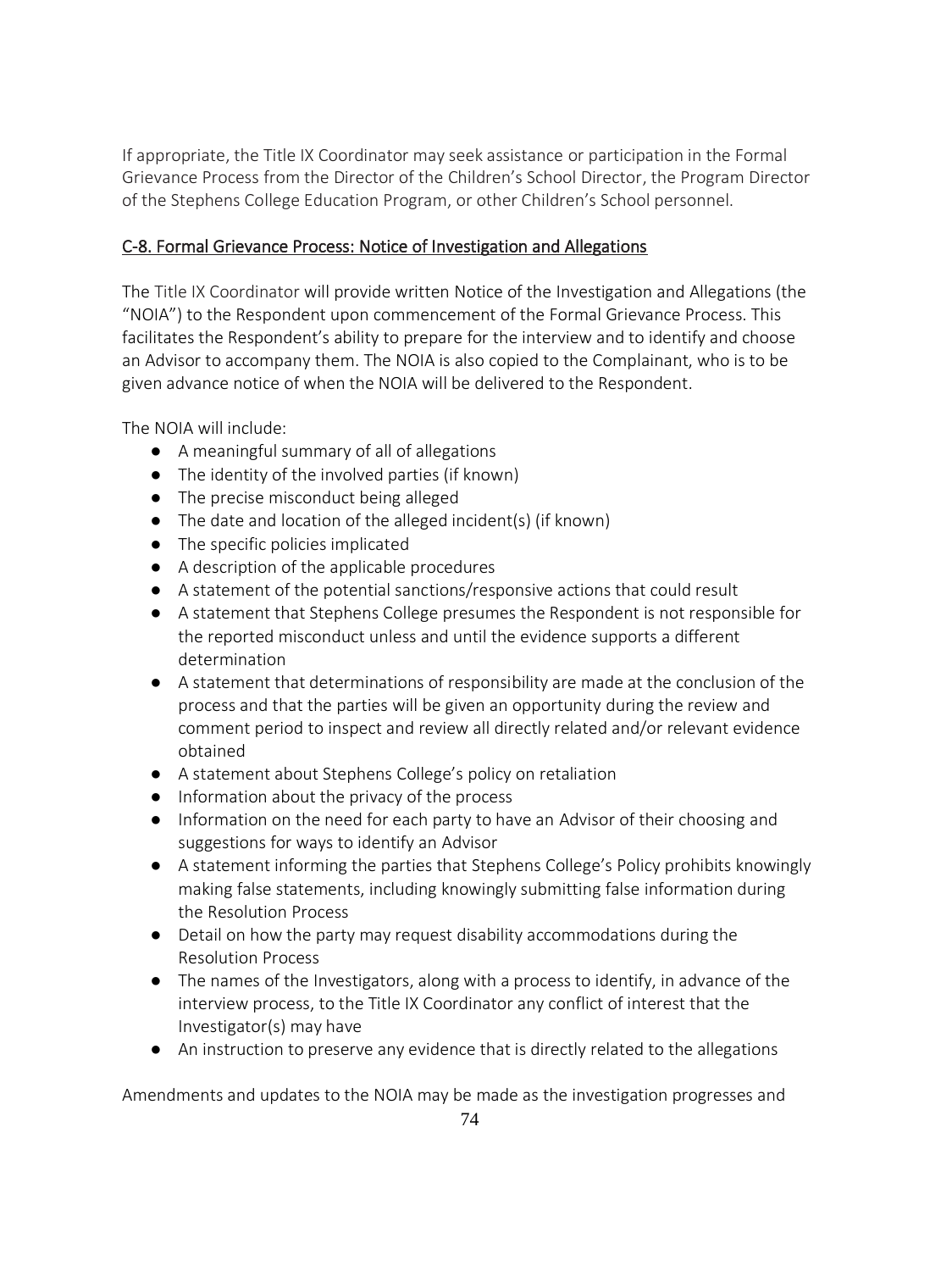If appropriate, the Title IX Coordinator may seek assistance or participation in the Formal Grievance Process from the Director of the Children's School Director, the Program Director of the Stephens College Education Program, or other Children's School personnel.

## C-8. Formal Grievance Process: Notice of Investigation and Allegations

The Title IX Coordinator will provide written Notice of the Investigation and Allegations (the "NOIA") to the Respondent upon commencement of the Formal Grievance Process. This facilitates the Respondent's ability to prepare for the interview and to identify and choose an Advisor to accompany them. The NOIA is also copied to the Complainant, who is to be given advance notice of when the NOIA will be delivered to the Respondent.

The NOIA will include:

- A meaningful summary of all of allegations
- The identity of the involved parties (if known)
- The precise misconduct being alleged
- The date and location of the alleged incident(s) (if known)
- The specific policies implicated
- A description of the applicable procedures
- A statement of the potential sanctions/responsive actions that could result
- A statement that Stephens College presumes the Respondent is not responsible for the reported misconduct unless and until the evidence supports a different determination
- A statement that determinations of responsibility are made at the conclusion of the process and that the parties will be given an opportunity during the review and comment period to inspect and review all directly related and/or relevant evidence obtained
- A statement about Stephens College's policy on retaliation
- Information about the privacy of the process
- Information on the need for each party to have an Advisor of their choosing and suggestions for ways to identify an Advisor
- A statement informing the parties that Stephens College's Policy prohibits knowingly making false statements, including knowingly submitting false information during the Resolution Process
- Detail on how the party may request disability accommodations during the Resolution Process
- The names of the Investigators, along with a process to identify, in advance of the interview process, to the Title IX Coordinator any conflict of interest that the Investigator(s) may have
- An instruction to preserve any evidence that is directly related to the allegations

Amendments and updates to the NOIA may be made as the investigation progresses and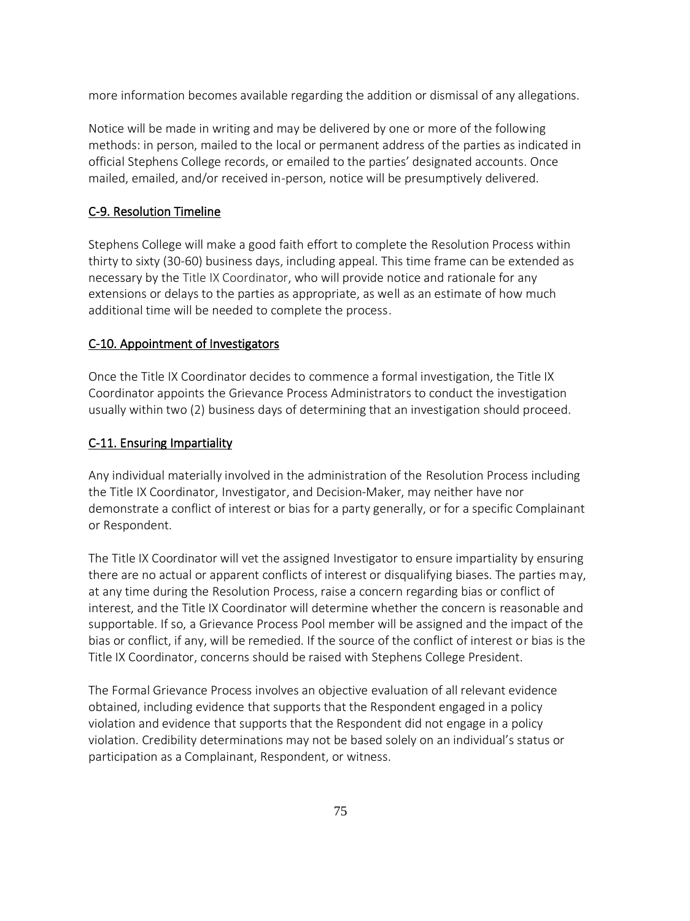more information becomes available regarding the addition or dismissal of any allegations.

Notice will be made in writing and may be delivered by one or more of the following methods: in person, mailed to the local or permanent address of the parties as indicated in official Stephens College records, or emailed to the parties' designated accounts. Once mailed, emailed, and/or received in-person, notice will be presumptively delivered.

## C-9. Resolution Timeline

Stephens College will make a good faith effort to complete the Resolution Process within thirty to sixty (30-60) business days, including appeal. This time frame can be extended as necessary by the Title IX Coordinator, who will provide notice and rationale for any extensions or delays to the parties as appropriate, as well as an estimate of how much additional time will be needed to complete the process.

## C-10. Appointment of Investigators

Once the Title IX Coordinator decides to commence a formal investigation, the Title IX Coordinator appoints the Grievance Process Administrators to conduct the investigation usually within two (2) business days of determining that an investigation should proceed.

## C-11. Ensuring Impartiality

Any individual materially involved in the administration of the Resolution Process including the Title IX Coordinator, Investigator, and Decision-Maker, may neither have nor demonstrate a conflict of interest or bias for a party generally, or for a specific Complainant or Respondent.

The Title IX Coordinator will vet the assigned Investigator to ensure impartiality by ensuring there are no actual or apparent conflicts of interest or disqualifying biases. The parties may, at any time during the Resolution Process, raise a concern regarding bias or conflict of interest, and the Title IX Coordinator will determine whether the concern is reasonable and supportable. If so, a Grievance Process Pool member will be assigned and the impact of the bias or conflict, if any, will be remedied. If the source of the conflict of interest or bias is the Title IX Coordinator, concerns should be raised with Stephens College President.

The Formal Grievance Process involves an objective evaluation of all relevant evidence obtained, including evidence that supports that the Respondent engaged in a policy violation and evidence that supports that the Respondent did not engage in a policy violation. Credibility determinations may not be based solely on an individual's status or participation as a Complainant, Respondent, or witness.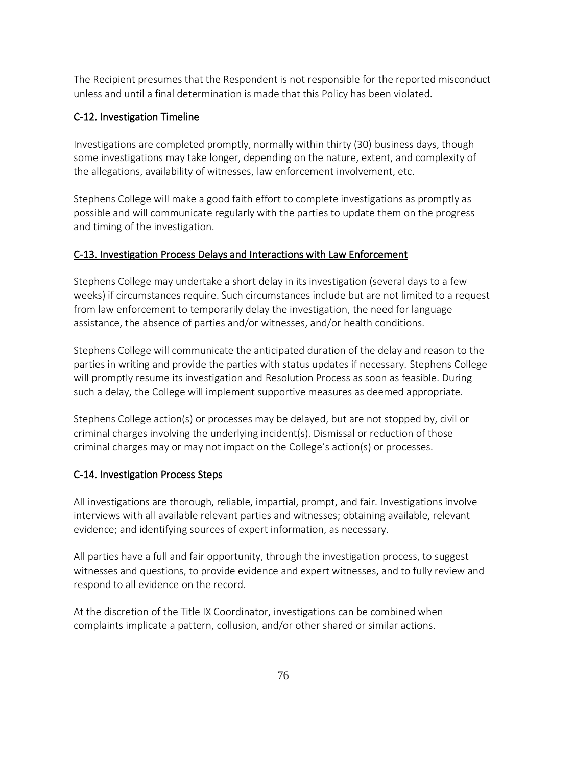The Recipient presumes that the Respondent is not responsible for the reported misconduct unless and until a final determination is made that this Policy has been violated.

### C-12. Investigation Timeline

Investigations are completed promptly, normally within thirty (30) business days, though some investigations may take longer, depending on the nature, extent, and complexity of the allegations, availability of witnesses, law enforcement involvement, etc.

Stephens College will make a good faith effort to complete investigations as promptly as possible and will communicate regularly with the parties to update them on the progress and timing of the investigation.

### C-13. Investigation Process Delays and Interactions with Law Enforcement

Stephens College may undertake a short delay in its investigation (several days to a few weeks) if circumstances require. Such circumstances include but are not limited to a request from law enforcement to temporarily delay the investigation, the need for language assistance, the absence of parties and/or witnesses, and/or health conditions.

Stephens College will communicate the anticipated duration of the delay and reason to the parties in writing and provide the parties with status updates if necessary. Stephens College will promptly resume its investigation and Resolution Process as soon as feasible. During such a delay, the College will implement supportive measures as deemed appropriate.

Stephens College action(s) or processes may be delayed, but are not stopped by, civil or criminal charges involving the underlying incident(s). Dismissal or reduction of those criminal charges may or may not impact on the College's action(s) or processes.

### C-14. Investigation Process Steps

All investigations are thorough, reliable, impartial, prompt, and fair. Investigations involve interviews with all available relevant parties and witnesses; obtaining available, relevant evidence; and identifying sources of expert information, as necessary.

All parties have a full and fair opportunity, through the investigation process, to suggest witnesses and questions, to provide evidence and expert witnesses, and to fully review and respond to all evidence on the record.

At the discretion of the Title IX Coordinator, investigations can be combined when complaints implicate a pattern, collusion, and/or other shared or similar actions.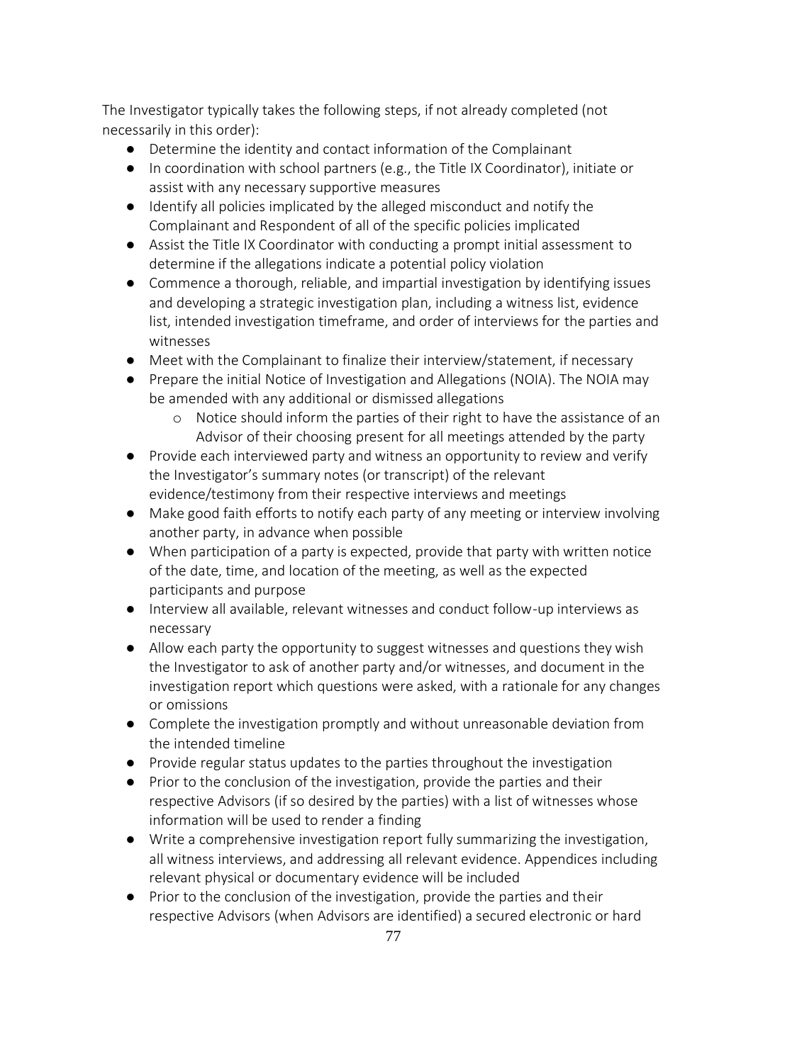The Investigator typically takes the following steps, if not already completed (not necessarily in this order):

- Determine the identity and contact information of the Complainant
- In coordination with school partners (e.g., the Title IX Coordinator), initiate or assist with any necessary supportive measures
- Identify all policies implicated by the alleged misconduct and notify the Complainant and Respondent of all of the specific policies implicated
- Assist the Title IX Coordinator with conducting a prompt initial assessment to determine if the allegations indicate a potential policy violation
- Commence a thorough, reliable, and impartial investigation by identifying issues and developing a strategic investigation plan, including a witness list, evidence list, intended investigation timeframe, and order of interviews for the parties and witnesses
- Meet with the Complainant to finalize their interview/statement, if necessary
- Prepare the initial Notice of Investigation and Allegations (NOIA). The NOIA may be amended with any additional or dismissed allegations
    - Notice should inform the parties of their right to have the assistance of an Advisor of their choosing present for all meetings attended by the party
- Provide each interviewed party and witness an opportunity to review and verify the Investigator's summary notes (or transcript) of the relevant evidence/testimony from their respective interviews and meetings
- Make good faith efforts to notify each party of any meeting or interview involving another party, in advance when possible
- When participation of a party is expected, provide that party with written notice of the date, time, and location of the meeting, as well as the expected participants and purpose
- Interview all available, relevant witnesses and conduct follow-up interviews as necessary
- Allow each party the opportunity to suggest witnesses and questions they wish the Investigator to ask of another party and/or witnesses, and document in the investigation report which questions were asked, with a rationale for any changes or omissions
- Complete the investigation promptly and without unreasonable deviation from the intended timeline
- Provide regular status updates to the parties throughout the investigation
- Prior to the conclusion of the investigation, provide the parties and their respective Advisors (if so desired by the parties) with a list of witnesses whose information will be used to render a finding
- Write a comprehensive investigation report fully summarizing the investigation, all witness interviews, and addressing all relevant evidence. Appendices including relevant physical or documentary evidence will be included
- Prior to the conclusion of the investigation, provide the parties and their respective Advisors (when Advisors are identified) a secured electronic or hard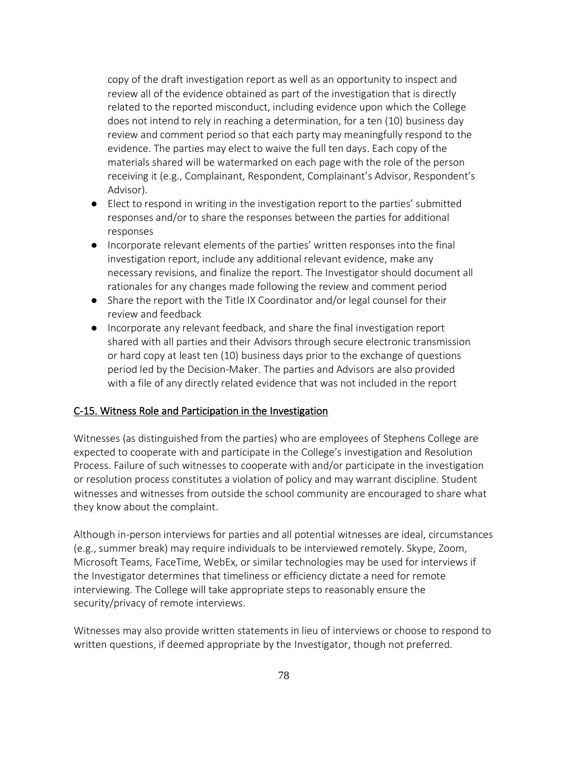copy of the draft investigation report as well as an opportunity to inspect and review all of the evidence obtained as part of the investigation that is directly related to the reported misconduct, including evidence upon which the College does not intend to rely in reaching a determination, for a ten (10) business day review and comment period so that each party may meaningfully respond to the evidence. The parties may elect to waive the full ten days. Each copy of the materials shared will be watermarked on each page with the role of the person receiving it (e.g., Complainant, Respondent, Complainant's Advisor, Respondent's Advisor).

- Elect to respond in writing in the investigation report to the parties' submitted responses and/or to share the responses between the parties for additional responses
- Incorporate relevant elements of the parties' written responses into the final investigation report, include any additional relevant evidence, make any necessary revisions, and finalize the report. The Investigator should document all rationales for any changes made following the review and comment period
- Share the report with the Title IX Coordinator and/or legal counsel for their review and feedback
- Incorporate any relevant feedback, and share the final investigation report shared with all parties and their Advisors through secure electronic transmission or hard copy at least ten (10) business days prior to the exchange of questions period led by the Decision-Maker. The parties and Advisors are also provided with a file of any directly related evidence that was not included in the report

## C-15. Witness Role and Participation in the Investigation

Witnesses (as distinguished from the parties) who are employees of Stephens College are expected to cooperate with and participate in the College's investigation and Resolution Process. Failure of such witnesses to cooperate with and/or participate in the investigation or resolution process constitutes a violation of policy and may warrant discipline. Student witnesses and witnesses from outside the school community are encouraged to share what they know about the complaint.

Although in-person interviews for parties and all potential witnesses are ideal, circumstances (e.g., summer break) may require individuals to be interviewed remotely. Skype, Zoom, Microsoft Teams, FaceTime, WebEx, or similar technologies may be used for interviews if the Investigator determines that timeliness or efficiency dictate a need for remote interviewing. The College will take appropriate steps to reasonably ensure the security/privacy of remote interviews.

Witnesses may also provide written statements in lieu of interviews or choose to respond to written questions, if deemed appropriate by the Investigator, though not preferred.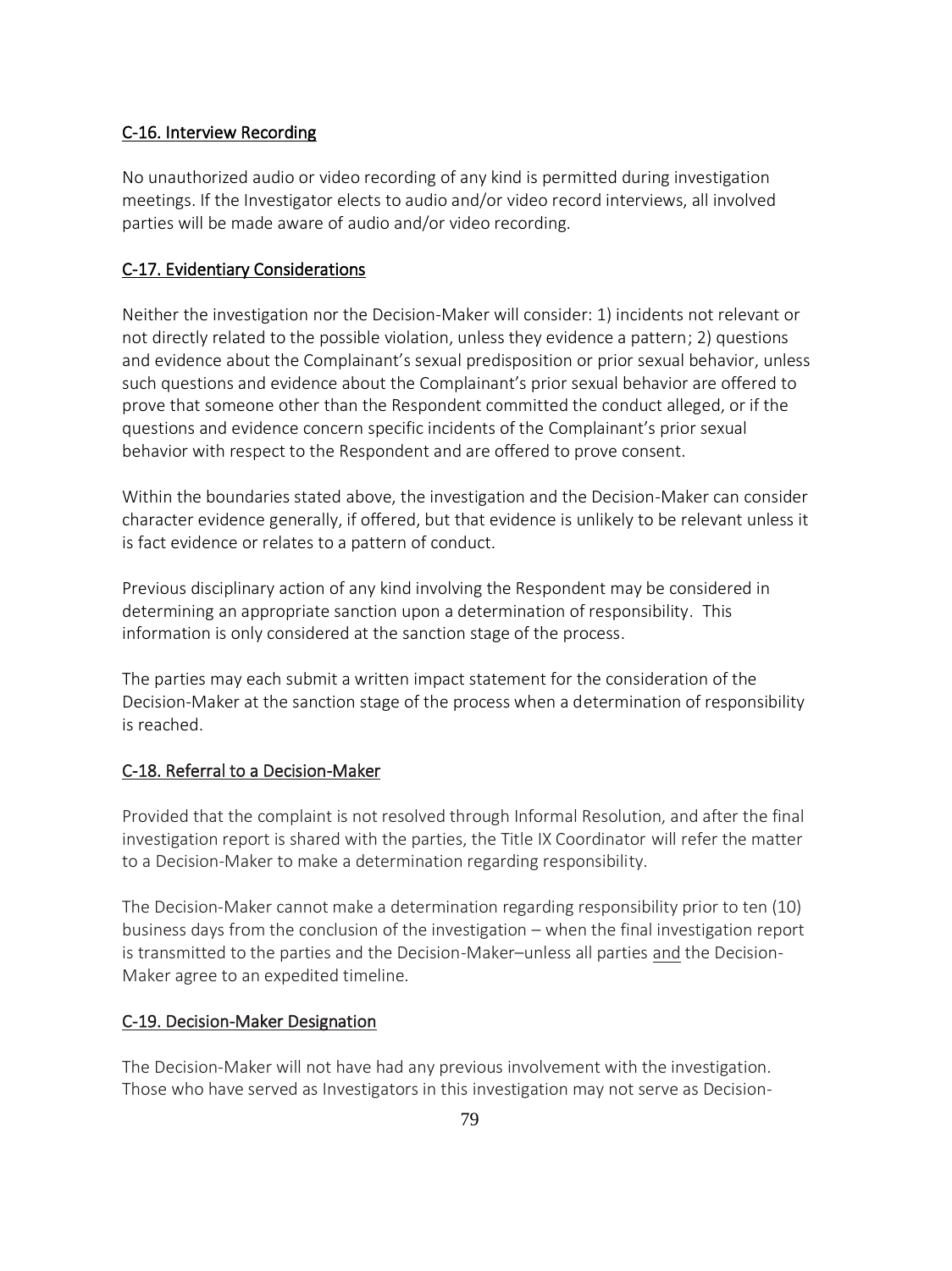## C-16. Interview Recording

No unauthorized audio or video recording of any kind is permitted during investigation meetings. If the Investigator elects to audio and/or video record interviews, all involved parties will be made aware of audio and/or video recording.

## C-17. Evidentiary Considerations

Neither the investigation nor the Decision-Maker will consider: 1) incidents not relevant or not directly related to the possible violation, unless they evidence a pattern; 2) questions and evidence about the Complainant's sexual predisposition or prior sexual behavior, unless such questions and evidence about the Complainant's prior sexual behavior are offered to prove that someone other than the Respondent committed the conduct alleged, or if the questions and evidence concern specific incidents of the Complainant's prior sexual behavior with respect to the Respondent and are offered to prove consent.

Within the boundaries stated above, the investigation and the Decision-Maker can consider character evidence generally, if offered, but that evidence is unlikely to be relevant unless it is fact evidence or relates to a pattern of conduct.

Previous disciplinary action of any kind involving the Respondent may be considered in determining an appropriate sanction upon a determination of responsibility. This information is only considered at the sanction stage of the process.

The parties may each submit a written impact statement for the consideration of the Decision-Maker at the sanction stage of the process when a determination of responsibility is reached.

## C-18. Referral to a Decision-Maker

Provided that the complaint is not resolved through Informal Resolution, and after the final investigation report is shared with the parties, the Title IX Coordinator will refer the matter to a Decision-Maker to make a determination regarding responsibility.

The Decision-Maker cannot make a determination regarding responsibility prior to ten (10) business days from the conclusion of the investigation – when the final investigation report is transmitted to the parties and the Decision-Maker–unless all parties and the Decision-Maker agree to an expedited timeline.

## C-19. Decision-Maker Designation

The Decision-Maker will not have had any previous involvement with the investigation. Those who have served as Investigators in this investigation may not serve as Decision-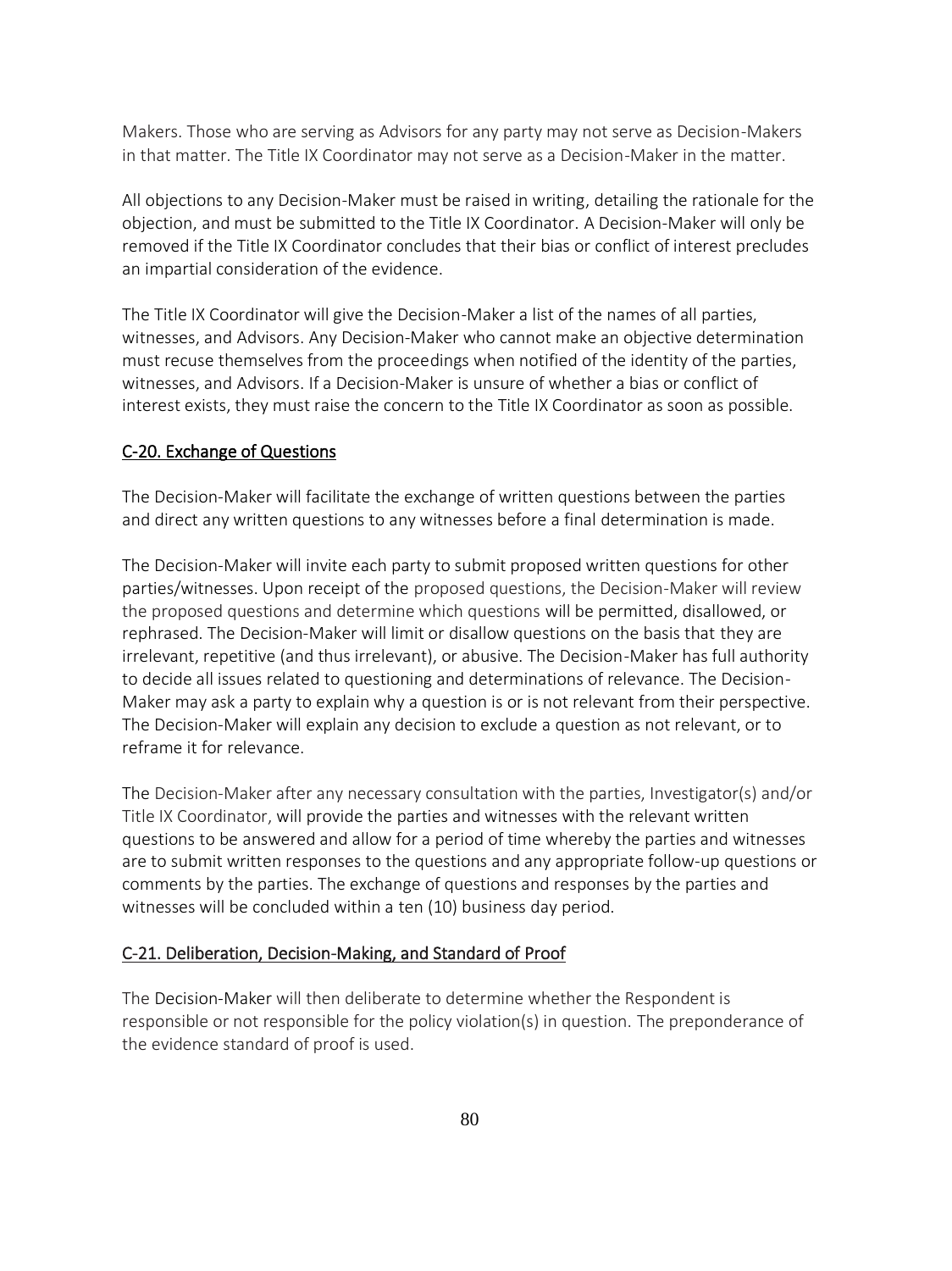Makers. Those who are serving as Advisors for any party may not serve as Decision-Makers in that matter. The Title IX Coordinator may not serve as a Decision-Maker in the matter.

All objections to any Decision-Maker must be raised in writing, detailing the rationale for the objection, and must be submitted to the Title IX Coordinator. A Decision-Maker will only be removed if the Title IX Coordinator concludes that their bias or conflict of interest precludes an impartial consideration of the evidence.

The Title IX Coordinator will give the Decision-Maker a list of the names of all parties, witnesses, and Advisors. Any Decision-Maker who cannot make an objective determination must recuse themselves from the proceedings when notified of the identity of the parties, witnesses, and Advisors. If a Decision-Maker is unsure of whether a bias or conflict of interest exists, they must raise the concern to the Title IX Coordinator as soon as possible.

## C-20. Exchange of Questions

The Decision-Maker will facilitate the exchange of written questions between the parties and direct any written questions to any witnesses before a final determination is made.

The Decision-Maker will invite each party to submit proposed written questions for other parties/witnesses. Upon receipt of the proposed questions, the Decision-Maker will review the proposed questions and determine which questions will be permitted, disallowed, or rephrased. The Decision-Maker will limit or disallow questions on the basis that they are irrelevant, repetitive (and thus irrelevant), or abusive. The Decision-Maker has full authority to decide all issues related to questioning and determinations of relevance. The Decision-Maker may ask a party to explain why a question is or is not relevant from their perspective. The Decision-Maker will explain any decision to exclude a question as not relevant, or to reframe it for relevance.

The Decision-Maker after any necessary consultation with the parties, Investigator(s) and/or Title IX Coordinator, will provide the parties and witnesses with the relevant written questions to be answered and allow for a period of time whereby the parties and witnesses are to submit written responses to the questions and any appropriate follow-up questions or comments by the parties. The exchange of questions and responses by the parties and witnesses will be concluded within a ten (10) business day period.

## C-21. Deliberation, Decision-Making, and Standard of Proof

The Decision-Maker will then deliberate to determine whether the Respondent is responsible or not responsible for the policy violation(s) in question. The preponderance of the evidence standard of proof is used.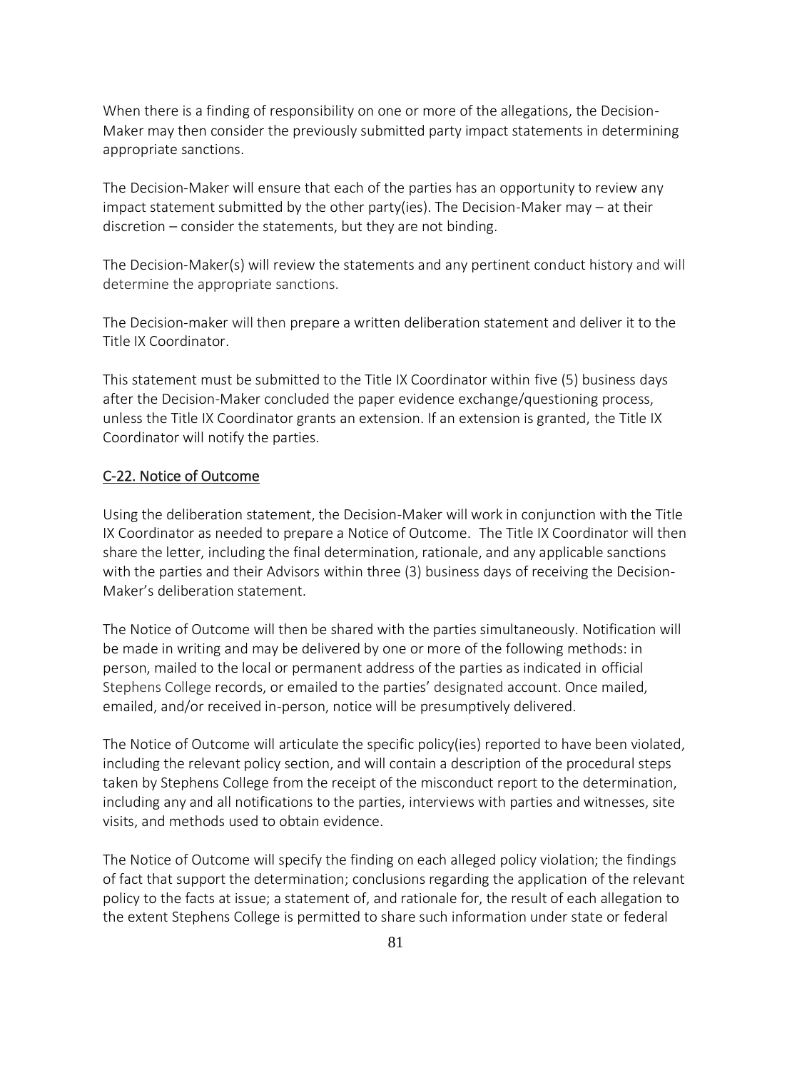When there is a finding of responsibility on one or more of the allegations, the Decision-Maker may then consider the previously submitted party impact statements in determining appropriate sanctions.

The Decision-Maker will ensure that each of the parties has an opportunity to review any impact statement submitted by the other party(ies). The Decision-Maker may – at their discretion – consider the statements, but they are not binding.

The Decision-Maker(s) will review the statements and any pertinent conduct history and will determine the appropriate sanctions.

The Decision-maker will then prepare a written deliberation statement and deliver it to the Title IX Coordinator.

This statement must be submitted to the Title IX Coordinator within five (5) business days after the Decision-Maker concluded the paper evidence exchange/questioning process, unless the Title IX Coordinator grants an extension. If an extension is granted, the Title IX Coordinator will notify the parties.

## C-22. Notice of Outcome

Using the deliberation statement, the Decision-Maker will work in conjunction with the Title IX Coordinator as needed to prepare a Notice of Outcome. The Title IX Coordinator will then share the letter, including the final determination, rationale, and any applicable sanctions with the parties and their Advisors within three (3) business days of receiving the Decision-Maker's deliberation statement.

The Notice of Outcome will then be shared with the parties simultaneously. Notification will be made in writing and may be delivered by one or more of the following methods: in person, mailed to the local or permanent address of the parties as indicated in official Stephens College records, or emailed to the parties' designated account. Once mailed, emailed, and/or received in-person, notice will be presumptively delivered.

The Notice of Outcome will articulate the specific policy(ies) reported to have been violated, including the relevant policy section, and will contain a description of the procedural steps taken by Stephens College from the receipt of the misconduct report to the determination, including any and all notifications to the parties, interviews with parties and witnesses, site visits, and methods used to obtain evidence.

The Notice of Outcome will specify the finding on each alleged policy violation; the findings of fact that support the determination; conclusions regarding the application of the relevant policy to the facts at issue; a statement of, and rationale for, the result of each allegation to the extent Stephens College is permitted to share such information under state or federal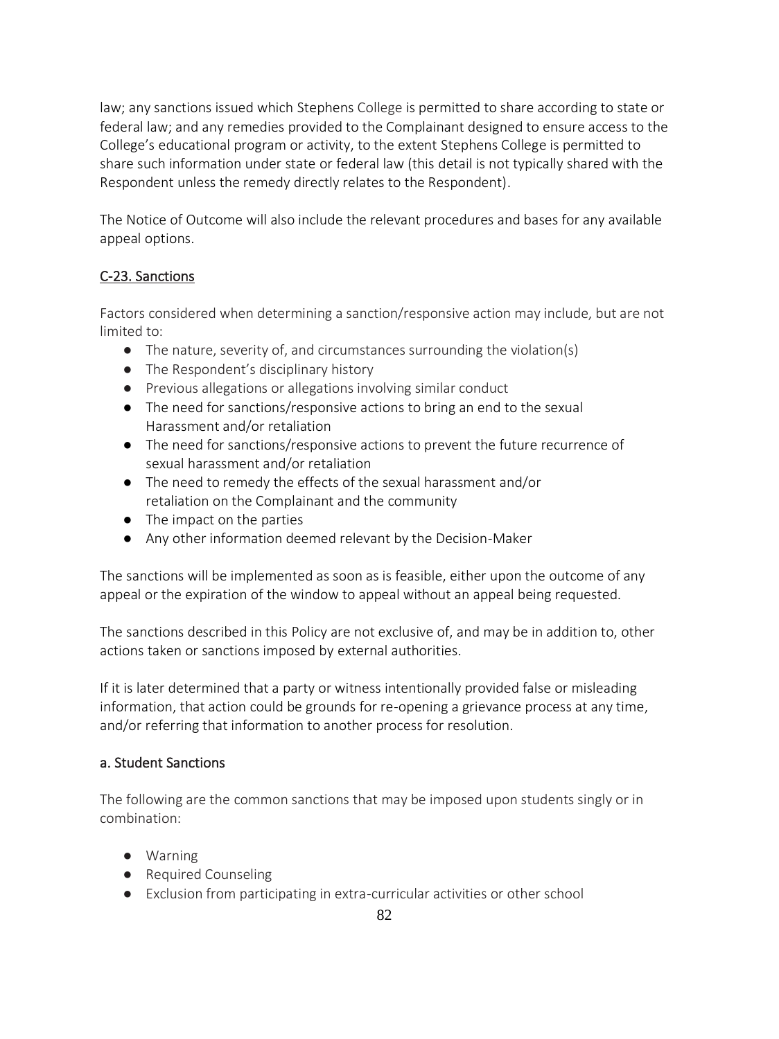law; any sanctions issued which Stephens College is permitted to share according to state or federal law; and any remedies provided to the Complainant designed to ensure access to the College's educational program or activity, to the extent Stephens College is permitted to share such information under state or federal law (this detail is not typically shared with the Respondent unless the remedy directly relates to the Respondent).

The Notice of Outcome will also include the relevant procedures and bases for any available appeal options.

## C-23. Sanctions

Factors considered when determining a sanction/responsive action may include, but are not limited to:

- The nature, severity of, and circumstances surrounding the violation(s)
- The Respondent's disciplinary history
- Previous allegations or allegations involving similar conduct
- The need for sanctions/responsive actions to bring an end to the sexual Harassment and/or retaliation
- The need for sanctions/responsive actions to prevent the future recurrence of sexual harassment and/or retaliation
- The need to remedy the effects of the sexual harassment and/or retaliation on the Complainant and the community
- The impact on the parties
- Any other information deemed relevant by the Decision-Maker

The sanctions will be implemented as soon as is feasible, either upon the outcome of any appeal or the expiration of the window to appeal without an appeal being requested.

The sanctions described in this Policy are not exclusive of, and may be in addition to, other actions taken or sanctions imposed by external authorities.

If it is later determined that a party or witness intentionally provided false or misleading information, that action could be grounds for re-opening a grievance process at any time, and/or referring that information to another process for resolution.

### a. Student Sanctions

The following are the common sanctions that may be imposed upon students singly or in combination:

- Warning
- Required Counseling
- Exclusion from participating in extra-curricular activities or other school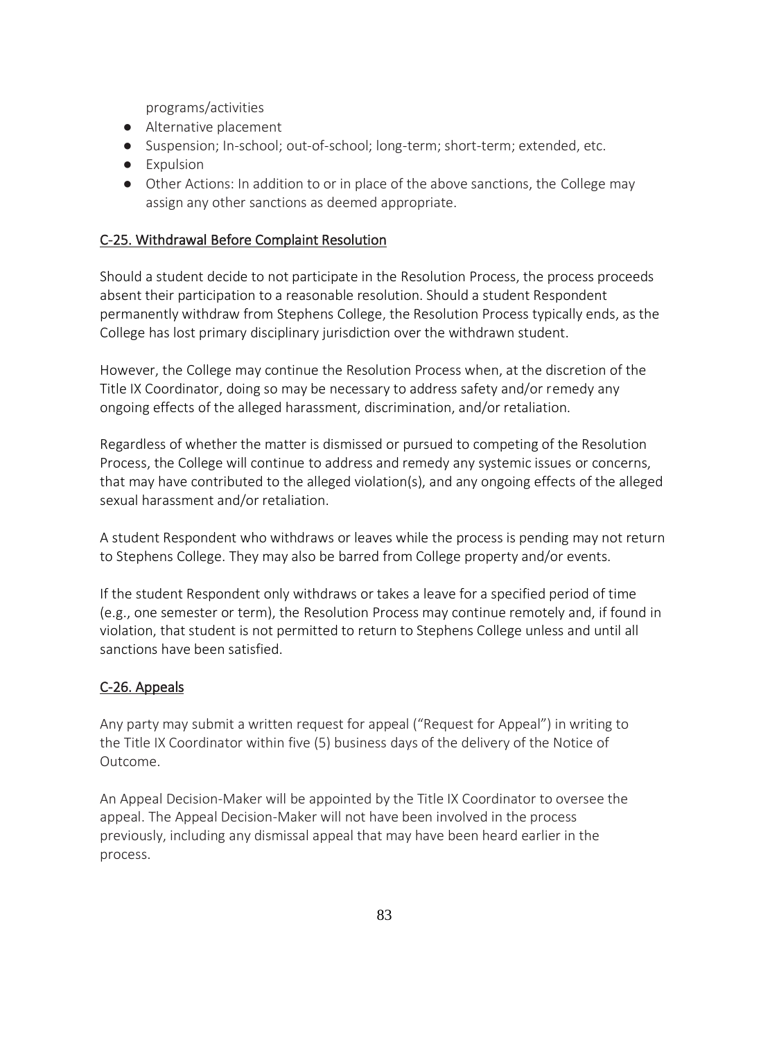programs/activities

- Alternative placement
- Suspension; In-school; out-of-school; long-term; short-term; extended, etc.
- Expulsion
- Other Actions: In addition to or in place of the above sanctions, the College may assign any other sanctions as deemed appropriate.

## C-25. Withdrawal Before Complaint Resolution

Should a student decide to not participate in the Resolution Process, the process proceeds absent their participation to a reasonable resolution. Should a student Respondent permanently withdraw from Stephens College, the Resolution Process typically ends, as the College has lost primary disciplinary jurisdiction over the withdrawn student.

However, the College may continue the Resolution Process when, at the discretion of the Title IX Coordinator, doing so may be necessary to address safety and/or remedy any ongoing effects of the alleged harassment, discrimination, and/or retaliation.

Regardless of whether the matter is dismissed or pursued to competing of the Resolution Process, the College will continue to address and remedy any systemic issues or concerns, that may have contributed to the alleged violation(s), and any ongoing effects of the alleged sexual harassment and/or retaliation.

A student Respondent who withdraws or leaves while the process is pending may not return to Stephens College. They may also be barred from College property and/or events.

If the student Respondent only withdraws or takes a leave for a specified period of time (e.g., one semester or term), the Resolution Process may continue remotely and, if found in violation, that student is not permitted to return to Stephens College unless and until all sanctions have been satisfied.

## C-26. Appeals

Any party may submit a written request for appeal ("Request for Appeal") in writing to the Title IX Coordinator within five (5) business days of the delivery of the Notice of Outcome.

An Appeal Decision-Maker will be appointed by the Title IX Coordinator to oversee the appeal. The Appeal Decision-Maker will not have been involved in the process previously, including any dismissal appeal that may have been heard earlier in the process.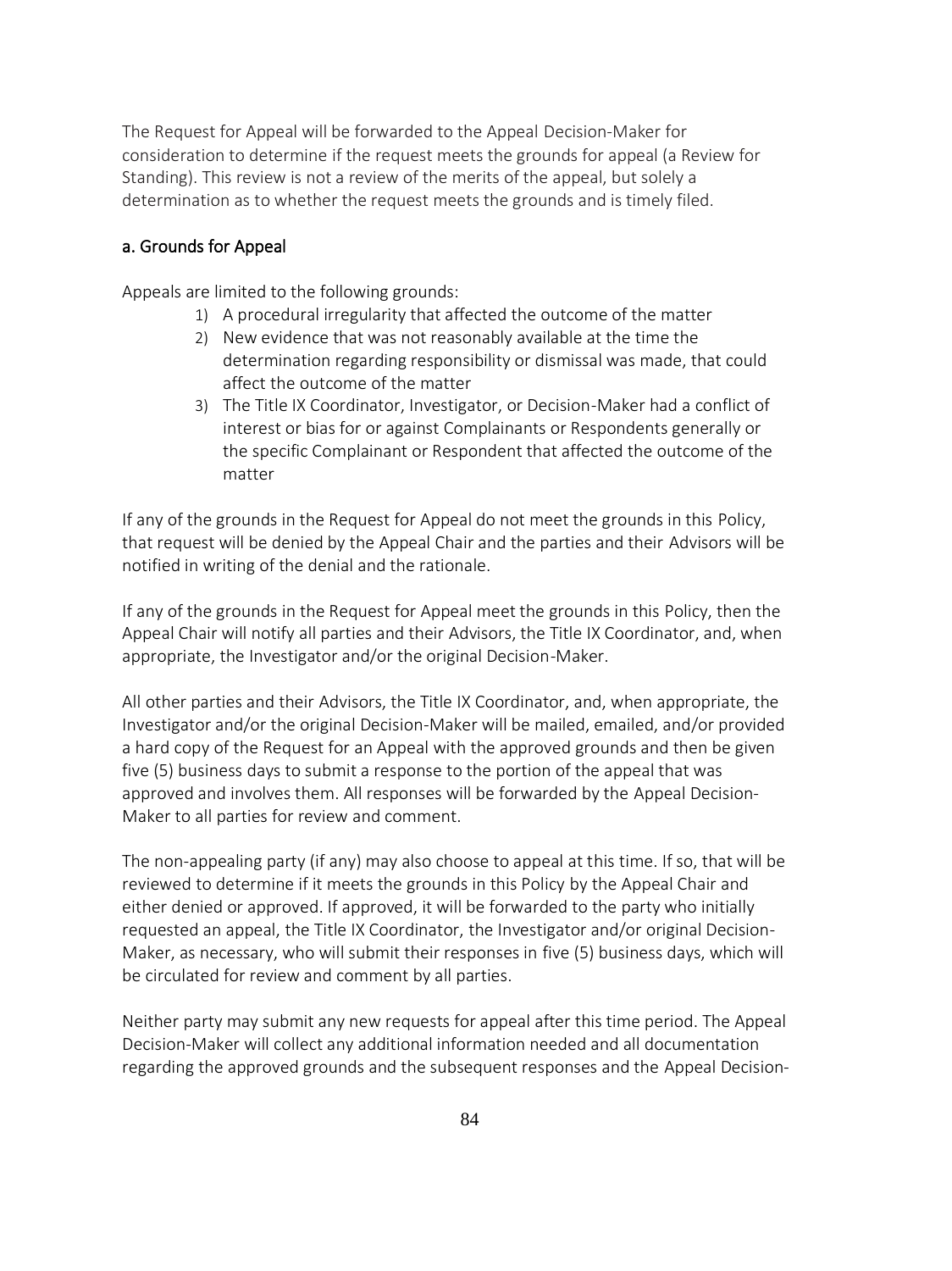The Request for Appeal will be forwarded to the Appeal Decision-Maker for consideration to determine if the request meets the grounds for appeal (a Review for Standing). This review is not a review of the merits of the appeal, but solely a determination as to whether the request meets the grounds and is timely filed.

### a. Grounds for Appeal

Appeals are limited to the following grounds:

1) A procedural irregularity that affected the outcome of the matter
2) New evidence that was not reasonably available at the time the determination regarding responsibility or dismissal was made, that could affect the outcome of the matter
3) The Title IX Coordinator, Investigator, or Decision-Maker had a conflict of interest or bias for or against Complainants or Respondents generally or the specific Complainant or Respondent that affected the outcome of the matter

If any of the grounds in the Request for Appeal do not meet the grounds in this Policy, that request will be denied by the Appeal Chair and the parties and their Advisors will be notified in writing of the denial and the rationale.

If any of the grounds in the Request for Appeal meet the grounds in this Policy, then the Appeal Chair will notify all parties and their Advisors, the Title IX Coordinator, and, when appropriate, the Investigator and/or the original Decision-Maker.

All other parties and their Advisors, the Title IX Coordinator, and, when appropriate, the Investigator and/or the original Decision-Maker will be mailed, emailed, and/or provided a hard copy of the Request for an Appeal with the approved grounds and then be given five (5) business days to submit a response to the portion of the appeal that was approved and involves them. All responses will be forwarded by the Appeal Decision-Maker to all parties for review and comment.

The non-appealing party (if any) may also choose to appeal at this time. If so, that will be reviewed to determine if it meets the grounds in this Policy by the Appeal Chair and either denied or approved. If approved, it will be forwarded to the party who initially requested an appeal, the Title IX Coordinator, the Investigator and/or original Decision-Maker, as necessary, who will submit their responses in five (5) business days, which will be circulated for review and comment by all parties.

Neither party may submit any new requests for appeal after this time period. The Appeal Decision-Maker will collect any additional information needed and all documentation regarding the approved grounds and the subsequent responses and the Appeal Decision-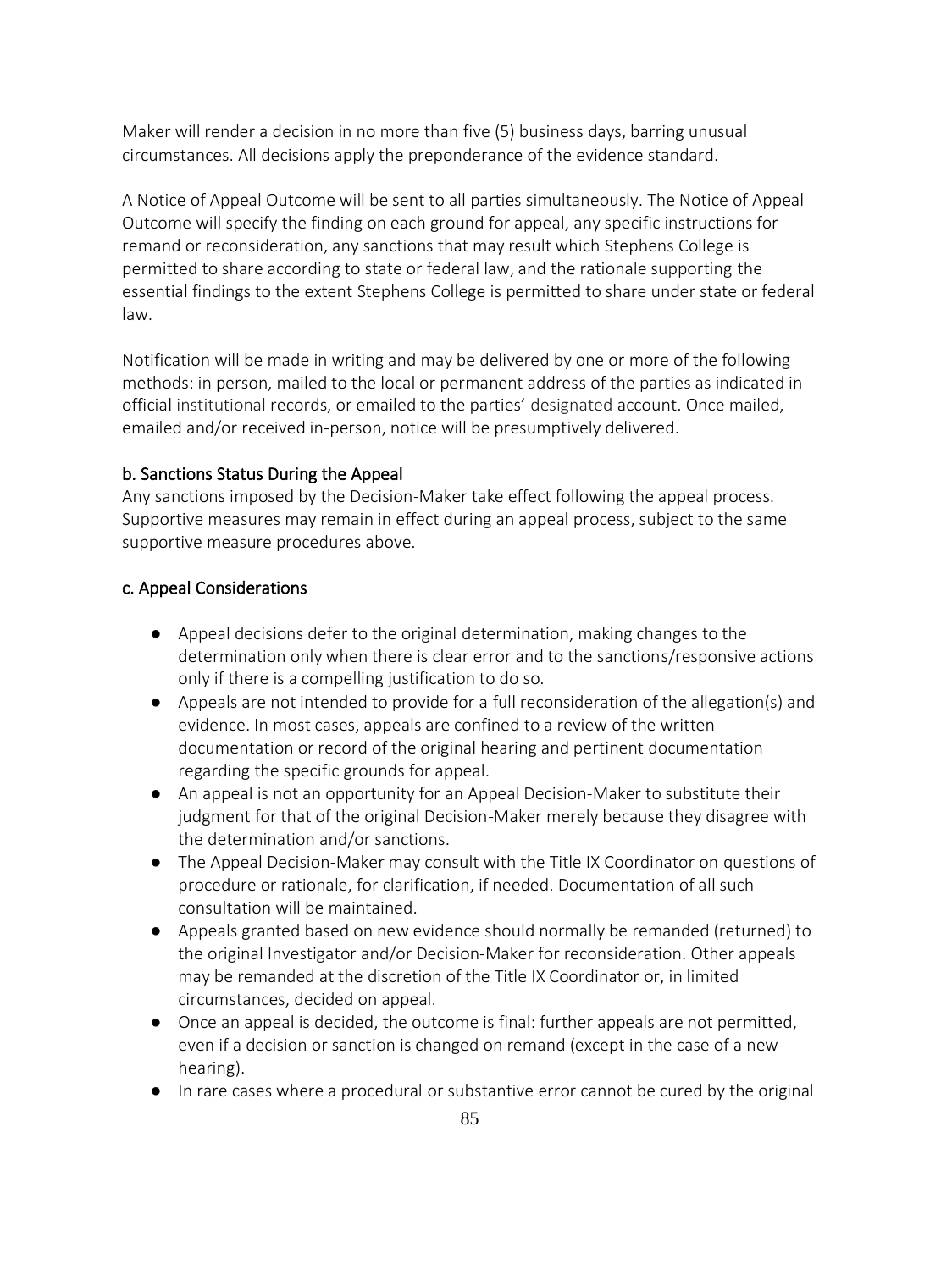Maker will render a decision in no more than five (5) business days, barring unusual circumstances. All decisions apply the preponderance of the evidence standard.

A Notice of Appeal Outcome will be sent to all parties simultaneously. The Notice of Appeal Outcome will specify the finding on each ground for appeal, any specific instructions for remand or reconsideration, any sanctions that may result which Stephens College is permitted to share according to state or federal law, and the rationale supporting the essential findings to the extent Stephens College is permitted to share under state or federal law.

Notification will be made in writing and may be delivered by one or more of the following methods: in person, mailed to the local or permanent address of the parties as indicated in official institutional records, or emailed to the parties' designated account. Once mailed, emailed and/or received in-person, notice will be presumptively delivered.

### b. Sanctions Status During the Appeal

Any sanctions imposed by the Decision-Maker take effect following the appeal process. Supportive measures may remain in effect during an appeal process, subject to the same supportive measure procedures above.

### c. Appeal Considerations

- Appeal decisions defer to the original determination, making changes to the determination only when there is clear error and to the sanctions/responsive actions only if there is a compelling justification to do so.
- Appeals are not intended to provide for a full reconsideration of the allegation(s) and evidence. In most cases, appeals are confined to a review of the written documentation or record of the original hearing and pertinent documentation regarding the specific grounds for appeal.
- An appeal is not an opportunity for an Appeal Decision-Maker to substitute their judgment for that of the original Decision-Maker merely because they disagree with the determination and/or sanctions.
- The Appeal Decision-Maker may consult with the Title IX Coordinator on questions of procedure or rationale, for clarification, if needed. Documentation of all such consultation will be maintained.
- Appeals granted based on new evidence should normally be remanded (returned) to the original Investigator and/or Decision-Maker for reconsideration. Other appeals may be remanded at the discretion of the Title IX Coordinator or, in limited circumstances, decided on appeal.
- Once an appeal is decided, the outcome is final: further appeals are not permitted, even if a decision or sanction is changed on remand (except in the case of a new hearing).
- In rare cases where a procedural or substantive error cannot be cured by the original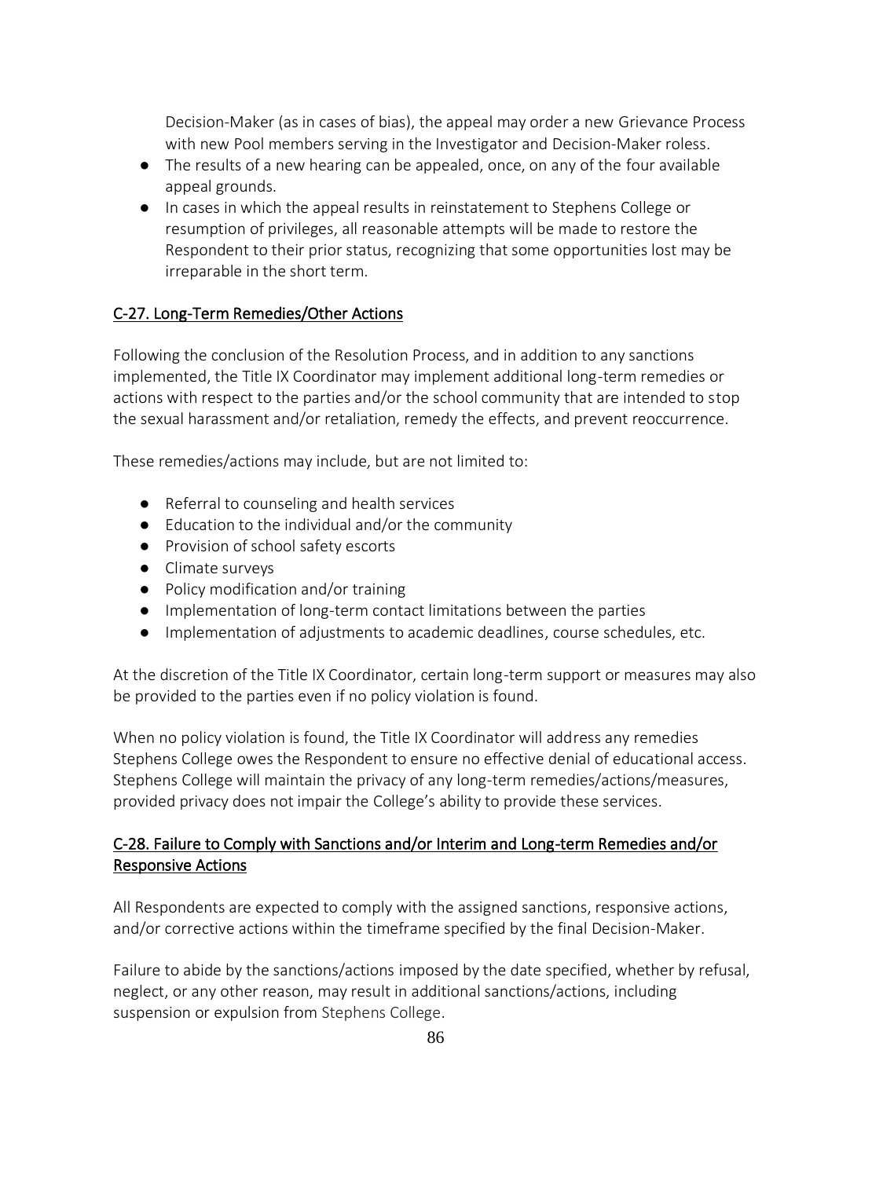Decision-Maker (as in cases of bias), the appeal may order a new Grievance Process with new Pool members serving in the Investigator and Decision-Maker roless.

- The results of a new hearing can be appealed, once, on any of the four available appeal grounds.
- In cases in which the appeal results in reinstatement to Stephens College or resumption of privileges, all reasonable attempts will be made to restore the Respondent to their prior status, recognizing that some opportunities lost may be irreparable in the short term.

## C-27. Long-Term Remedies/Other Actions

Following the conclusion of the Resolution Process, and in addition to any sanctions implemented, the Title IX Coordinator may implement additional long-term remedies or actions with respect to the parties and/or the school community that are intended to stop the sexual harassment and/or retaliation, remedy the effects, and prevent reoccurrence.

These remedies/actions may include, but are not limited to:

- Referral to counseling and health services
- Education to the individual and/or the community
- Provision of school safety escorts
- Climate surveys
- Policy modification and/or training
- Implementation of long-term contact limitations between the parties
- Implementation of adjustments to academic deadlines, course schedules, etc.

At the discretion of the Title IX Coordinator, certain long-term support or measures may also be provided to the parties even if no policy violation is found.

When no policy violation is found, the Title IX Coordinator will address any remedies Stephens College owes the Respondent to ensure no effective denial of educational access. Stephens College will maintain the privacy of any long-term remedies/actions/measures, provided privacy does not impair the College's ability to provide these services.

## C-28. Failure to Comply with Sanctions and/or Interim and Long-term Remedies and/or Responsive Actions

All Respondents are expected to comply with the assigned sanctions, responsive actions, and/or corrective actions within the timeframe specified by the final Decision-Maker.

Failure to abide by the sanctions/actions imposed by the date specified, whether by refusal, neglect, or any other reason, may result in additional sanctions/actions, including suspension or expulsion from Stephens College.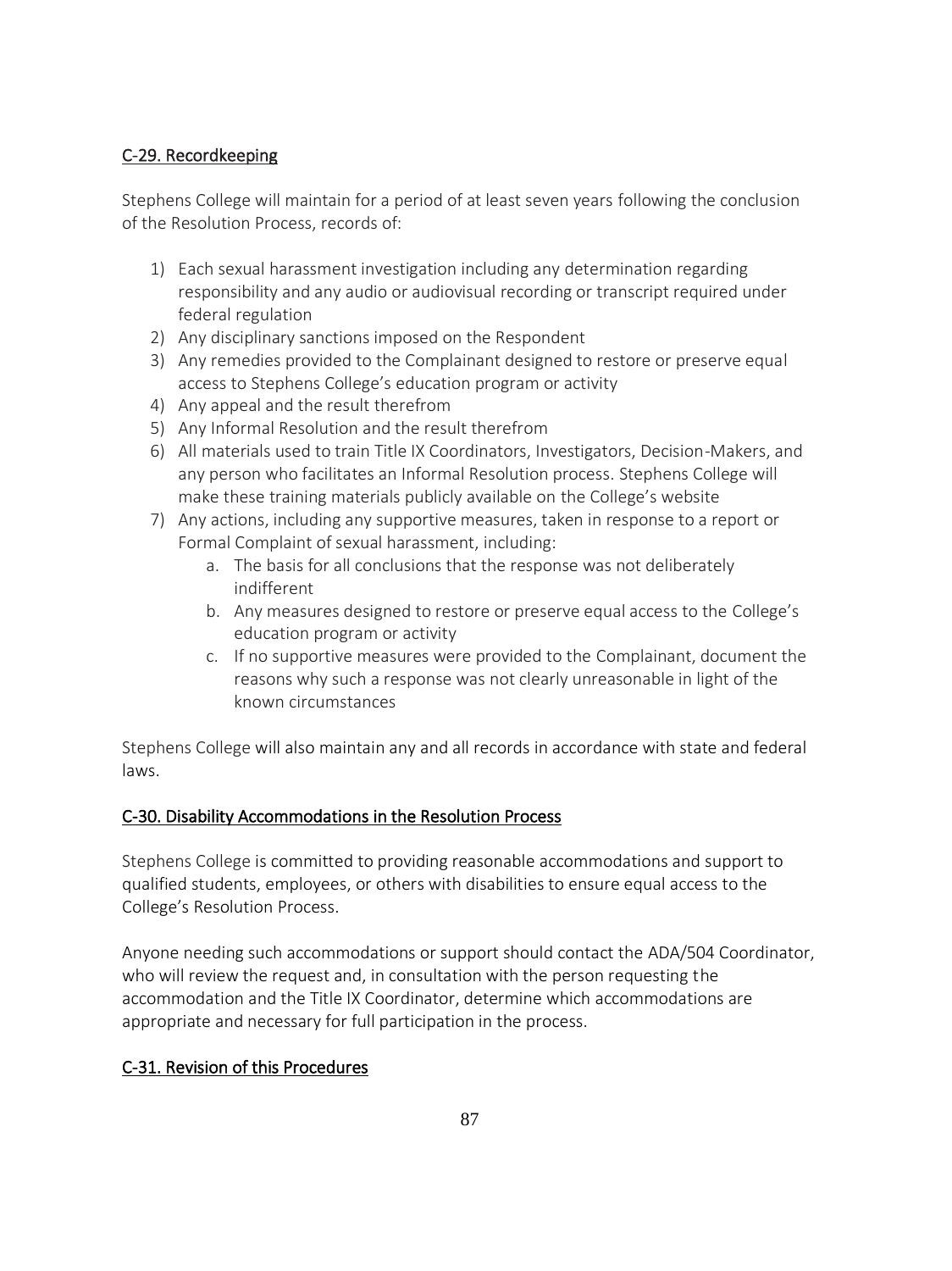## C-29. Recordkeeping

Stephens College will maintain for a period of at least seven years following the conclusion of the Resolution Process, records of:

1) Each sexual harassment investigation including any determination regarding responsibility and any audio or audiovisual recording or transcript required under federal regulation
2) Any disciplinary sanctions imposed on the Respondent
3) Any remedies provided to the Complainant designed to restore or preserve equal access to Stephens College's education program or activity
4) Any appeal and the result therefrom
5) Any Informal Resolution and the result therefrom
6) All materials used to train Title IX Coordinators, Investigators, Decision-Makers, and any person who facilitates an Informal Resolution process. Stephens College will make these training materials publicly available on the College's website
7) Any actions, including any supportive measures, taken in response to a report or Formal Complaint of sexual harassment, including:
    a. The basis for all conclusions that the response was not deliberately indifferent
    b. Any measures designed to restore or preserve equal access to the College's education program or activity
    c. If no supportive measures were provided to the Complainant, document the reasons why such a response was not clearly unreasonable in light of the known circumstances

Stephens College will also maintain any and all records in accordance with state and federal laws.

## C-30. Disability Accommodations in the Resolution Process

Stephens College is committed to providing reasonable accommodations and support to qualified students, employees, or others with disabilities to ensure equal access to the College's Resolution Process.

Anyone needing such accommodations or support should contact the ADA/504 Coordinator, who will review the request and, in consultation with the person requesting the accommodation and the Title IX Coordinator, determine which accommodations are appropriate and necessary for full participation in the process.

## C-31. Revision of this Procedures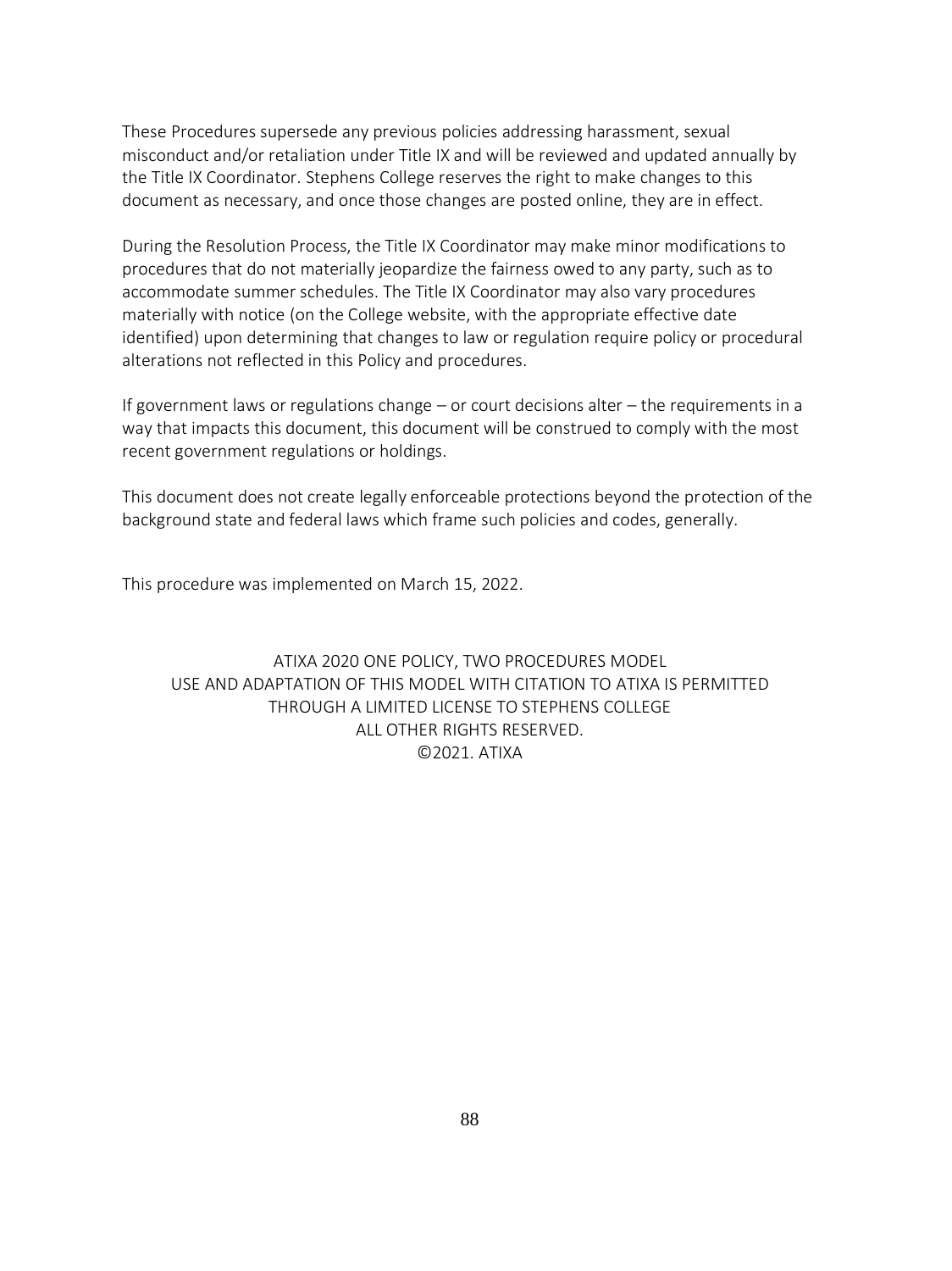These Procedures supersede any previous policies addressing harassment, sexual misconduct and/or retaliation under Title IX and will be reviewed and updated annually by the Title IX Coordinator. Stephens College reserves the right to make changes to this document as necessary, and once those changes are posted online, they are in effect.

During the Resolution Process, the Title IX Coordinator may make minor modifications to procedures that do not materially jeopardize the fairness owed to any party, such as to accommodate summer schedules. The Title IX Coordinator may also vary procedures materially with notice (on the College website, with the appropriate effective date identified) upon determining that changes to law or regulation require policy or procedural alterations not reflected in this Policy and procedures.

If government laws or regulations change – or court decisions alter – the requirements in a way that impacts this document, this document will be construed to comply with the most recent government regulations or holdings.

This document does not create legally enforceable protections beyond the protection of the background state and federal laws which frame such policies and codes, generally.

This procedure was implemented on March 15, 2022.

ATIXA 2020 ONE POLICY, TWO PROCEDURES MODEL
USE AND ADAPTATION OF THIS MODEL WITH CITATION TO ATIXA IS PERMITTED
THROUGH A LIMITED LICENSE TO STEPHENS COLLEGE
ALL OTHER RIGHTS RESERVED.
©2021. ATIXA